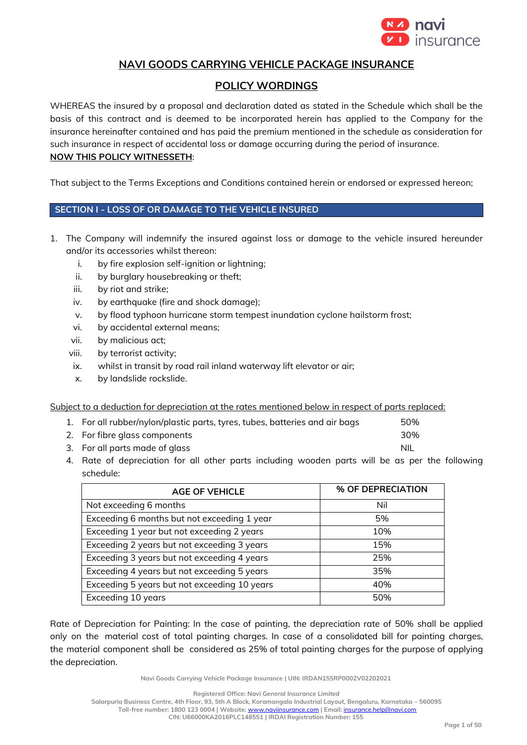# NAVI GOODS CARRYING VEHICLE PACKAGE INSURANCE

## POLICY WORDINGS

WHEREAS the insured by a proposal and declaration dated as stated in the Schedule which shall be the basis of this contract and is deemed to be incorporated herein has applied to the Company for the insurance hereinafter contained and has paid the premium mentioned in the schedule as consideration for such insurance in respect of accidental loss or damage occurring during the period of insurance.

**NOW THIS POLICY WITNESSETH**:

That subject to the Terms Exceptions and Conditions contained herein or endorsed or expressed hereon;

## SECTION I - LOSS OF OR DAMAGE TO THE VEHICLE INSURED

1. The Company will indemnify the insured against loss or damage to the vehicle insured hereunder and/or its accessories whilst thereon:
   i. by fire explosion self-ignition or lightning;
   ii. by burglary housebreaking or theft;
   iii. by riot and strike;
   iv. by earthquake (fire and shock damage);
   v. by flood typhoon hurricane storm tempest inundation cyclone hailstorm frost;
   vi. by accidental external means;
   vii. by malicious act;
   viii. by terrorist activity;
   ix. whilst in transit by road rail inland waterway lift elevator or air;
   x. by landslide rockslide.

Subject to a deduction for depreciation at the rates mentioned below in respect of parts replaced:

1. For all rubber/nylon/plastic parts, tyres, tubes, batteries and air bags — 50%
2. For fibre glass components — 30%
3. For all parts made of glass — NIL
4. Rate of depreciation for all other parts including wooden parts will be as per the following schedule:

| AGE OF VEHICLE | % OF DEPRECIATION |
|---|---|
| Not exceeding 6 months | Nil |
| Exceeding 6 months but not exceeding 1 year | 5% |
| Exceeding 1 year but not exceeding 2 years | 10% |
| Exceeding 2 years but not exceeding 3 years | 15% |
| Exceeding 3 years but not exceeding 4 years | 25% |
| Exceeding 4 years but not exceeding 5 years | 35% |
| Exceeding 5 years but not exceeding 10 years | 40% |
| Exceeding 10 years | 50% |

Rate of Depreciation for Painting: In the case of painting, the depreciation rate of 50% shall be applied only on the material cost of total painting charges. In case of a consolidated bill for painting charges, the material component shall be considered as 25% of total painting charges for the purpose of applying the depreciation.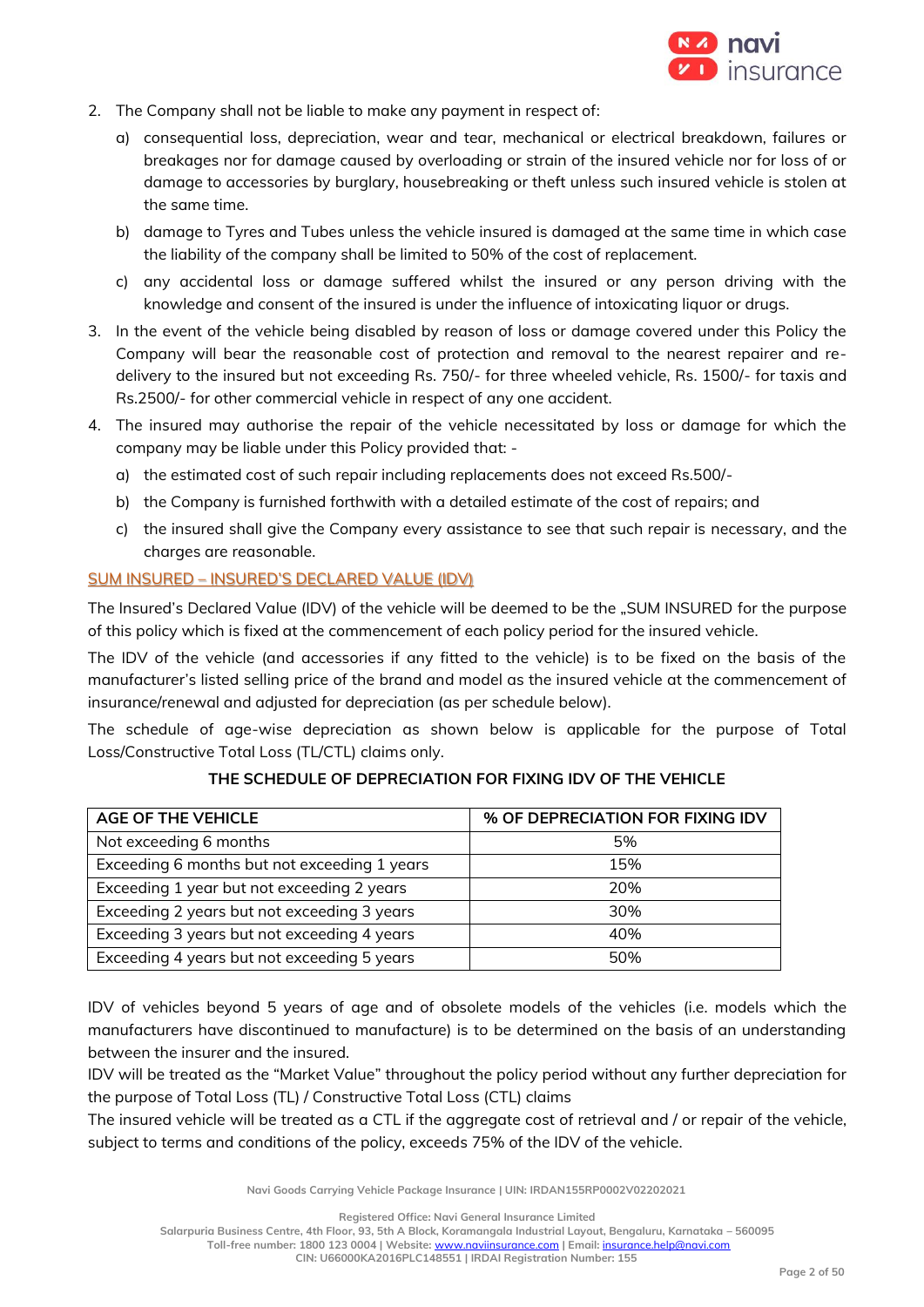2. The Company shall not be liable to make any payment in respect of:
   a) consequential loss, depreciation, wear and tear, mechanical or electrical breakdown, failures or breakages nor for damage caused by overloading or strain of the insured vehicle nor for loss of or damage to accessories by burglary, housebreaking or theft unless such insured vehicle is stolen at the same time.
   b) damage to Tyres and Tubes unless the vehicle insured is damaged at the same time in which case the liability of the company shall be limited to 50% of the cost of replacement.
   c) any accidental loss or damage suffered whilst the insured or any person driving with the knowledge and consent of the insured is under the influence of intoxicating liquor or drugs.
3. In the event of the vehicle being disabled by reason of loss or damage covered under this Policy the Company will bear the reasonable cost of protection and removal to the nearest repairer and re-delivery to the insured but not exceeding Rs. 750/- for three wheeled vehicle, Rs. 1500/- for taxis and Rs.2500/- for other commercial vehicle in respect of any one accident.
4. The insured may authorise the repair of the vehicle necessitated by loss or damage for which the company may be liable under this Policy provided that: -
   a) the estimated cost of such repair including replacements does not exceed Rs.500/-
   b) the Company is furnished forthwith with a detailed estimate of the cost of repairs; and
   c) the insured shall give the Company every assistance to see that such repair is necessary, and the charges are reasonable.

## SUM INSURED – INSURED'S DECLARED VALUE (IDV)

The Insured's Declared Value (IDV) of the vehicle will be deemed to be the „SUM INSURED for the purpose of this policy which is fixed at the commencement of each policy period for the insured vehicle.

The IDV of the vehicle (and accessories if any fitted to the vehicle) is to be fixed on the basis of the manufacturer's listed selling price of the brand and model as the insured vehicle at the commencement of insurance/renewal and adjusted for depreciation (as per schedule below).

The schedule of age-wise depreciation as shown below is applicable for the purpose of Total Loss/Constructive Total Loss (TL/CTL) claims only.

**THE SCHEDULE OF DEPRECIATION FOR FIXING IDV OF THE VEHICLE**

| AGE OF THE VEHICLE | % OF DEPRECIATION FOR FIXING IDV |
|---|---|
| Not exceeding 6 months | 5% |
| Exceeding 6 months but not exceeding 1 years | 15% |
| Exceeding 1 year but not exceeding 2 years | 20% |
| Exceeding 2 years but not exceeding 3 years | 30% |
| Exceeding 3 years but not exceeding 4 years | 40% |
| Exceeding 4 years but not exceeding 5 years | 50% |

IDV of vehicles beyond 5 years of age and of obsolete models of the vehicles (i.e. models which the manufacturers have discontinued to manufacture) is to be determined on the basis of an understanding between the insurer and the insured.

IDV will be treated as the "Market Value" throughout the policy period without any further depreciation for the purpose of Total Loss (TL) / Constructive Total Loss (CTL) claims

The insured vehicle will be treated as a CTL if the aggregate cost of retrieval and / or repair of the vehicle, subject to terms and conditions of the policy, exceeds 75% of the IDV of the vehicle.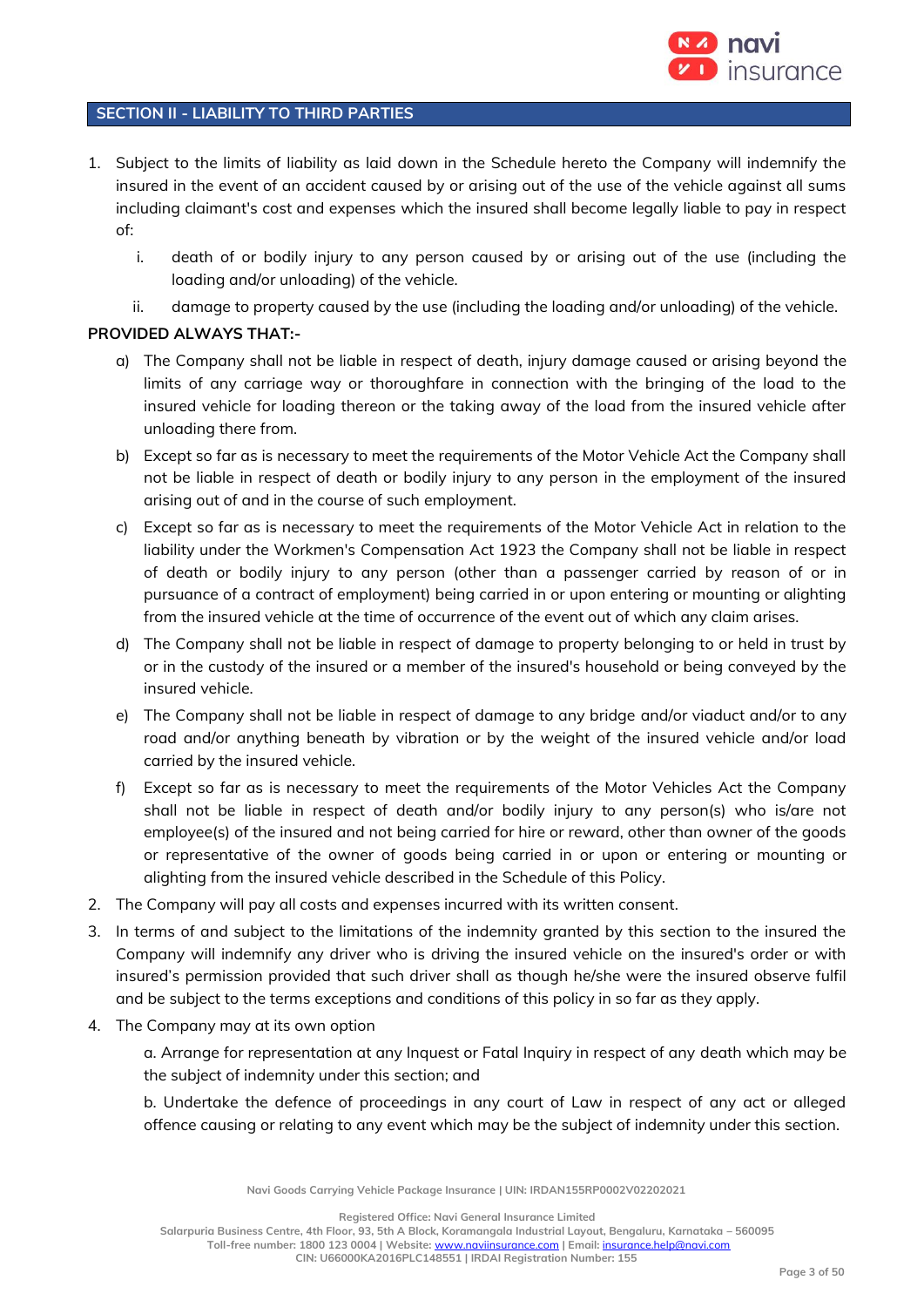## SECTION II - LIABILITY TO THIRD PARTIES

1. Subject to the limits of liability as laid down in the Schedule hereto the Company will indemnify the insured in the event of an accident caused by or arising out of the use of the vehicle against all sums including claimant's cost and expenses which the insured shall become legally liable to pay in respect of:

   i. death of or bodily injury to any person caused by or arising out of the use (including the loading and/or unloading) of the vehicle.

   ii. damage to property caused by the use (including the loading and/or unloading) of the vehicle.

**PROVIDED ALWAYS THAT:-**

a) The Company shall not be liable in respect of death, injury damage caused or arising beyond the limits of any carriage way or thoroughfare in connection with the bringing of the load to the insured vehicle for loading thereon or the taking away of the load from the insured vehicle after unloading there from.

b) Except so far as is necessary to meet the requirements of the Motor Vehicle Act the Company shall not be liable in respect of death or bodily injury to any person in the employment of the insured arising out of and in the course of such employment.

c) Except so far as is necessary to meet the requirements of the Motor Vehicle Act in relation to the liability under the Workmen's Compensation Act 1923 the Company shall not be liable in respect of death or bodily injury to any person (other than a passenger carried by reason of or in pursuance of a contract of employment) being carried in or upon entering or mounting or alighting from the insured vehicle at the time of occurrence of the event out of which any claim arises.

d) The Company shall not be liable in respect of damage to property belonging to or held in trust by or in the custody of the insured or a member of the insured's household or being conveyed by the insured vehicle.

e) The Company shall not be liable in respect of damage to any bridge and/or viaduct and/or to any road and/or anything beneath by vibration or by the weight of the insured vehicle and/or load carried by the insured vehicle.

f) Except so far as is necessary to meet the requirements of the Motor Vehicles Act the Company shall not be liable in respect of death and/or bodily injury to any person(s) who is/are not employee(s) of the insured and not being carried for hire or reward, other than owner of the goods or representative of the owner of goods being carried in or upon or entering or mounting or alighting from the insured vehicle described in the Schedule of this Policy.

2. The Company will pay all costs and expenses incurred with its written consent.

3. In terms of and subject to the limitations of the indemnity granted by this section to the insured the Company will indemnify any driver who is driving the insured vehicle on the insured's order or with insured's permission provided that such driver shall as though he/she were the insured observe fulfil and be subject to the terms exceptions and conditions of this policy in so far as they apply.

4. The Company may at its own option

   a. Arrange for representation at any Inquest or Fatal Inquiry in respect of any death which may be the subject of indemnity under this section; and

   b. Undertake the defence of proceedings in any court of Law in respect of any act or alleged offence causing or relating to any event which may be the subject of indemnity under this section.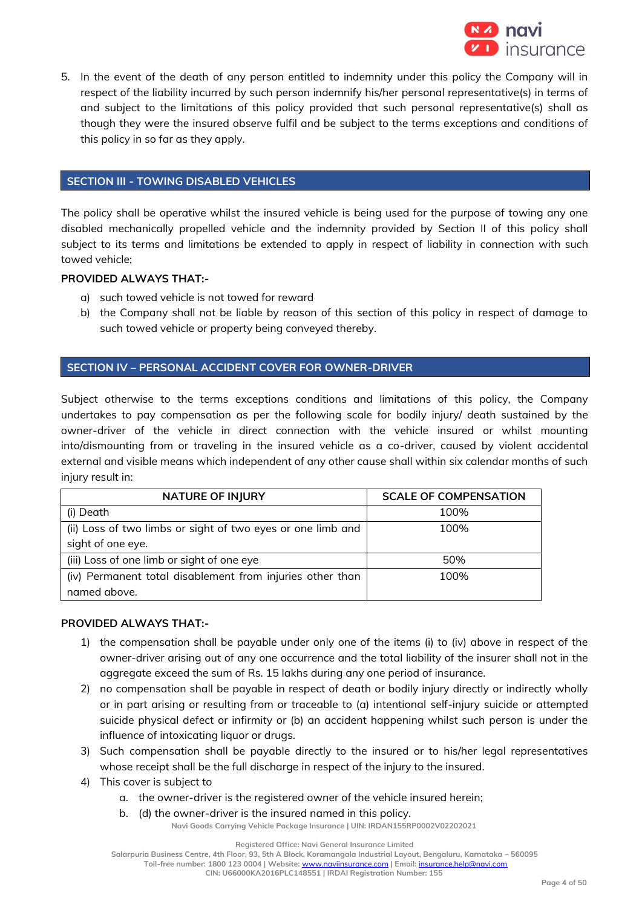5. In the event of the death of any person entitled to indemnity under this policy the Company will in respect of the liability incurred by such person indemnify his/her personal representative(s) in terms of and subject to the limitations of this policy provided that such personal representative(s) shall as though they were the insured observe fulfil and be subject to the terms exceptions and conditions of this policy in so far as they apply.

## SECTION III - TOWING DISABLED VEHICLES

The policy shall be operative whilst the insured vehicle is being used for the purpose of towing any one disabled mechanically propelled vehicle and the indemnity provided by Section II of this policy shall subject to its terms and limitations be extended to apply in respect of liability in connection with such towed vehicle;

**PROVIDED ALWAYS THAT:-**

a) such towed vehicle is not towed for reward
b) the Company shall not be liable by reason of this section of this policy in respect of damage to such towed vehicle or property being conveyed thereby.

## SECTION IV – PERSONAL ACCIDENT COVER FOR OWNER-DRIVER

Subject otherwise to the terms exceptions conditions and limitations of this policy, the Company undertakes to pay compensation as per the following scale for bodily injury/ death sustained by the owner-driver of the vehicle in direct connection with the vehicle insured or whilst mounting into/dismounting from or traveling in the insured vehicle as a co-driver, caused by violent accidental external and visible means which independent of any other cause shall within six calendar months of such injury result in:

| NATURE OF INJURY | SCALE OF COMPENSATION |
|---|---|
| (i) Death | 100% |
| (ii) Loss of two limbs or sight of two eyes or one limb and sight of one eye. | 100% |
| (iii) Loss of one limb or sight of one eye | 50% |
| (iv) Permanent total disablement from injuries other than named above. | 100% |

**PROVIDED ALWAYS THAT:-**

1) the compensation shall be payable under only one of the items (i) to (iv) above in respect of the owner-driver arising out of any one occurrence and the total liability of the insurer shall not in the aggregate exceed the sum of Rs. 15 lakhs during any one period of insurance.
2) no compensation shall be payable in respect of death or bodily injury directly or indirectly wholly or in part arising or resulting from or traceable to (a) intentional self-injury suicide or attempted suicide physical defect or infirmity or (b) an accident happening whilst such person is under the influence of intoxicating liquor or drugs.
3) Such compensation shall be payable directly to the insured or to his/her legal representatives whose receipt shall be the full discharge in respect of the injury to the insured.
4) This cover is subject to
    a. the owner-driver is the registered owner of the vehicle insured herein;
    b. (d) the owner-driver is the insured named in this policy.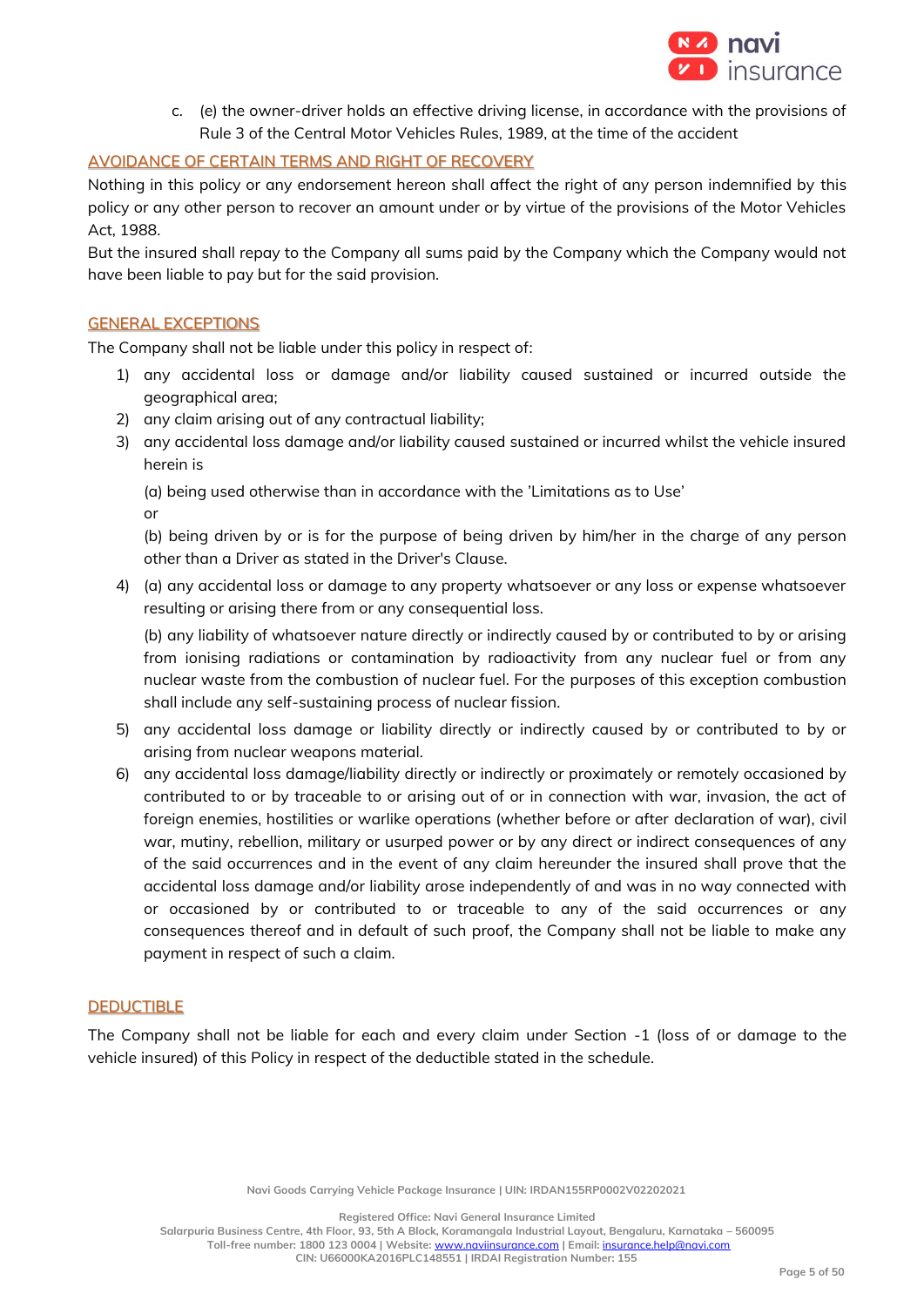c. (e) the owner-driver holds an effective driving license, in accordance with the provisions of Rule 3 of the Central Motor Vehicles Rules, 1989, at the time of the accident

## AVOIDANCE OF CERTAIN TERMS AND RIGHT OF RECOVERY

Nothing in this policy or any endorsement hereon shall affect the right of any person indemnified by this policy or any other person to recover an amount under or by virtue of the provisions of the Motor Vehicles Act, 1988.

But the insured shall repay to the Company all sums paid by the Company which the Company would not have been liable to pay but for the said provision.

## GENERAL EXCEPTIONS

The Company shall not be liable under this policy in respect of:

1) any accidental loss or damage and/or liability caused sustained or incurred outside the geographical area;
2) any claim arising out of any contractual liability;
3) any accidental loss damage and/or liability caused sustained or incurred whilst the vehicle insured herein is

   (a) being used otherwise than in accordance with the 'Limitations as to Use'

   or

   (b) being driven by or is for the purpose of being driven by him/her in the charge of any person other than a Driver as stated in the Driver's Clause.

4) (a) any accidental loss or damage to any property whatsoever or any loss or expense whatsoever resulting or arising there from or any consequential loss.

   (b) any liability of whatsoever nature directly or indirectly caused by or contributed to by or arising from ionising radiations or contamination by radioactivity from any nuclear fuel or from any nuclear waste from the combustion of nuclear fuel. For the purposes of this exception combustion shall include any self-sustaining process of nuclear fission.

5) any accidental loss damage or liability directly or indirectly caused by or contributed to by or arising from nuclear weapons material.
6) any accidental loss damage/liability directly or indirectly or proximately or remotely occasioned by contributed to or by traceable to or arising out of or in connection with war, invasion, the act of foreign enemies, hostilities or warlike operations (whether before or after declaration of war), civil war, mutiny, rebellion, military or usurped power or by any direct or indirect consequences of any of the said occurrences and in the event of any claim hereunder the insured shall prove that the accidental loss damage and/or liability arose independently of and was in no way connected with or occasioned by or contributed to or traceable to any of the said occurrences or any consequences thereof and in default of such proof, the Company shall not be liable to make any payment in respect of such a claim.

## DEDUCTIBLE

The Company shall not be liable for each and every claim under Section -1 (loss of or damage to the vehicle insured) of this Policy in respect of the deductible stated in the schedule.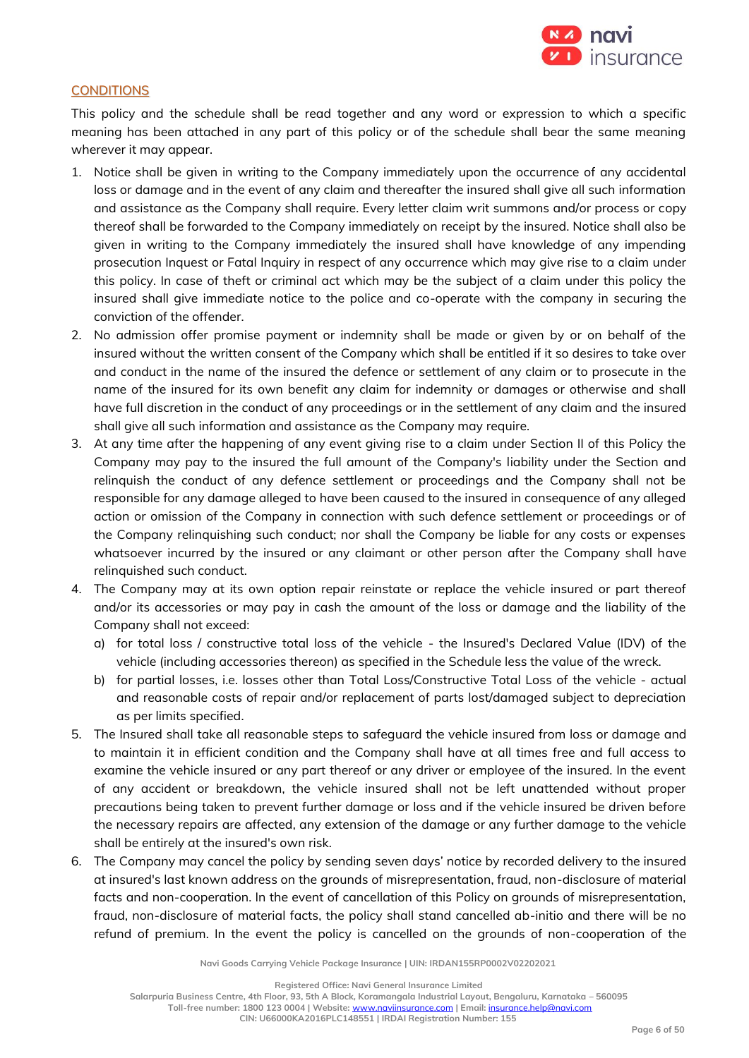## CONDITIONS

This policy and the schedule shall be read together and any word or expression to which a specific meaning has been attached in any part of this policy or of the schedule shall bear the same meaning wherever it may appear.

1. Notice shall be given in writing to the Company immediately upon the occurrence of any accidental loss or damage and in the event of any claim and thereafter the insured shall give all such information and assistance as the Company shall require. Every letter claim writ summons and/or process or copy thereof shall be forwarded to the Company immediately on receipt by the insured. Notice shall also be given in writing to the Company immediately the insured shall have knowledge of any impending prosecution Inquest or Fatal Inquiry in respect of any occurrence which may give rise to a claim under this policy. In case of theft or criminal act which may be the subject of a claim under this policy the insured shall give immediate notice to the police and co-operate with the company in securing the conviction of the offender.
2. No admission offer promise payment or indemnity shall be made or given by or on behalf of the insured without the written consent of the Company which shall be entitled if it so desires to take over and conduct in the name of the insured the defence or settlement of any claim or to prosecute in the name of the insured for its own benefit any claim for indemnity or damages or otherwise and shall have full discretion in the conduct of any proceedings or in the settlement of any claim and the insured shall give all such information and assistance as the Company may require.
3. At any time after the happening of any event giving rise to a claim under Section II of this Policy the Company may pay to the insured the full amount of the Company's liability under the Section and relinquish the conduct of any defence settlement or proceedings and the Company shall not be responsible for any damage alleged to have been caused to the insured in consequence of any alleged action or omission of the Company in connection with such defence settlement or proceedings or of the Company relinquishing such conduct; nor shall the Company be liable for any costs or expenses whatsoever incurred by the insured or any claimant or other person after the Company shall have relinquished such conduct.
4. The Company may at its own option repair reinstate or replace the vehicle insured or part thereof and/or its accessories or may pay in cash the amount of the loss or damage and the liability of the Company shall not exceed:
   a) for total loss / constructive total loss of the vehicle - the Insured's Declared Value (IDV) of the vehicle (including accessories thereon) as specified in the Schedule less the value of the wreck.
   b) for partial losses, i.e. losses other than Total Loss/Constructive Total Loss of the vehicle - actual and reasonable costs of repair and/or replacement of parts lost/damaged subject to depreciation as per limits specified.
5. The Insured shall take all reasonable steps to safeguard the vehicle insured from loss or damage and to maintain it in efficient condition and the Company shall have at all times free and full access to examine the vehicle insured or any part thereof or any driver or employee of the insured. In the event of any accident or breakdown, the vehicle insured shall not be left unattended without proper precautions being taken to prevent further damage or loss and if the vehicle insured be driven before the necessary repairs are affected, any extension of the damage or any further damage to the vehicle shall be entirely at the insured's own risk.
6. The Company may cancel the policy by sending seven days' notice by recorded delivery to the insured at insured's last known address on the grounds of misrepresentation, fraud, non-disclosure of material facts and non-cooperation. In the event of cancellation of this Policy on grounds of misrepresentation, fraud, non-disclosure of material facts, the policy shall stand cancelled ab-initio and there will be no refund of premium. In the event the policy is cancelled on the grounds of non-cooperation of the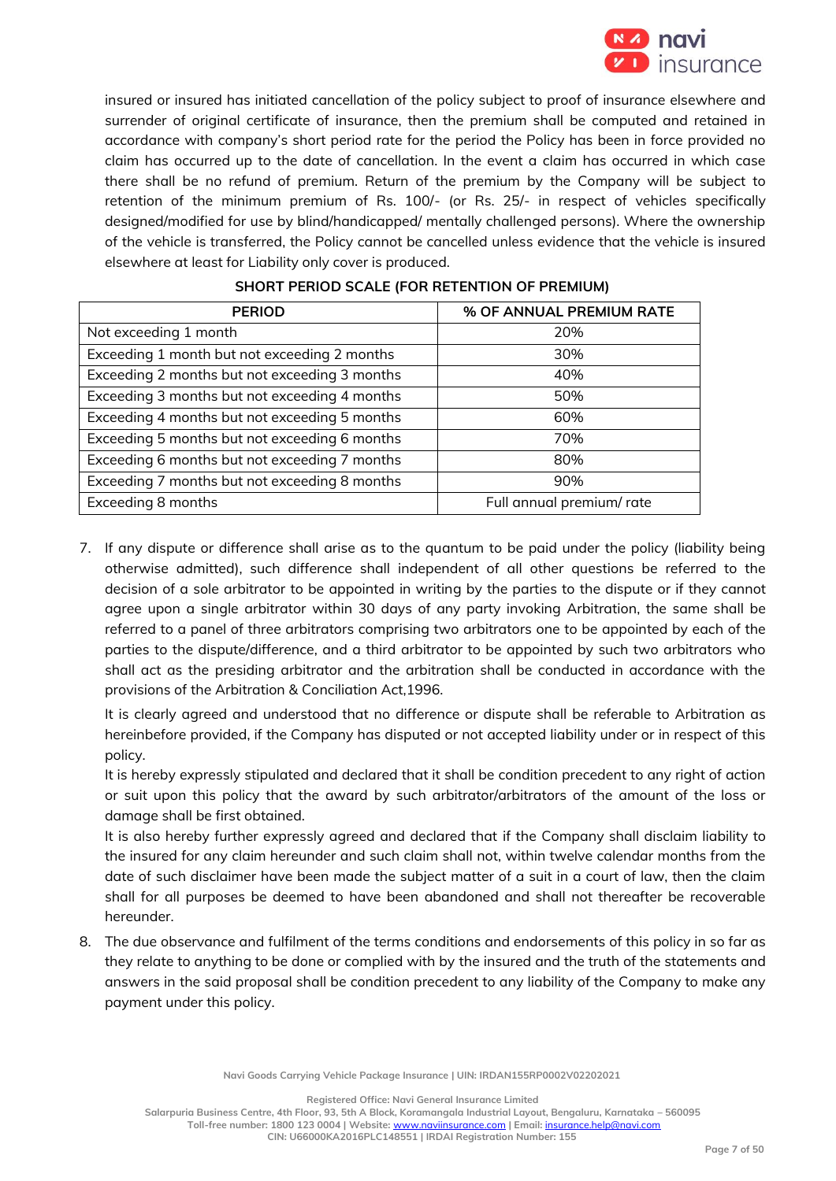insured or insured has initiated cancellation of the policy subject to proof of insurance elsewhere and surrender of original certificate of insurance, then the premium shall be computed and retained in accordance with company's short period rate for the period the Policy has been in force provided no claim has occurred up to the date of cancellation. In the event a claim has occurred in which case there shall be no refund of premium. Return of the premium by the Company will be subject to retention of the minimum premium of Rs. 100/- (or Rs. 25/- in respect of vehicles specifically designed/modified for use by blind/handicapped/ mentally challenged persons). Where the ownership of the vehicle is transferred, the Policy cannot be cancelled unless evidence that the vehicle is insured elsewhere at least for Liability only cover is produced.

**SHORT PERIOD SCALE (FOR RETENTION OF PREMIUM)**

| PERIOD | % OF ANNUAL PREMIUM RATE |
|---|---|
| Not exceeding 1 month | 20% |
| Exceeding 1 month but not exceeding 2 months | 30% |
| Exceeding 2 months but not exceeding 3 months | 40% |
| Exceeding 3 months but not exceeding 4 months | 50% |
| Exceeding 4 months but not exceeding 5 months | 60% |
| Exceeding 5 months but not exceeding 6 months | 70% |
| Exceeding 6 months but not exceeding 7 months | 80% |
| Exceeding 7 months but not exceeding 8 months | 90% |
| Exceeding 8 months | Full annual premium/ rate |

7. If any dispute or difference shall arise as to the quantum to be paid under the policy (liability being otherwise admitted), such difference shall independent of all other questions be referred to the decision of a sole arbitrator to be appointed in writing by the parties to the dispute or if they cannot agree upon a single arbitrator within 30 days of any party invoking Arbitration, the same shall be referred to a panel of three arbitrators comprising two arbitrators one to be appointed by each of the parties to the dispute/difference, and a third arbitrator to be appointed by such two arbitrators who shall act as the presiding arbitrator and the arbitration shall be conducted in accordance with the provisions of the Arbitration & Conciliation Act,1996.

   It is clearly agreed and understood that no difference or dispute shall be referable to Arbitration as hereinbefore provided, if the Company has disputed or not accepted liability under or in respect of this policy.

   It is hereby expressly stipulated and declared that it shall be condition precedent to any right of action or suit upon this policy that the award by such arbitrator/arbitrators of the amount of the loss or damage shall be first obtained.

   It is also hereby further expressly agreed and declared that if the Company shall disclaim liability to the insured for any claim hereunder and such claim shall not, within twelve calendar months from the date of such disclaimer have been made the subject matter of a suit in a court of law, then the claim shall for all purposes be deemed to have been abandoned and shall not thereafter be recoverable hereunder.

8. The due observance and fulfilment of the terms conditions and endorsements of this policy in so far as they relate to anything to be done or complied with by the insured and the truth of the statements and answers in the said proposal shall be condition precedent to any liability of the Company to make any payment under this policy.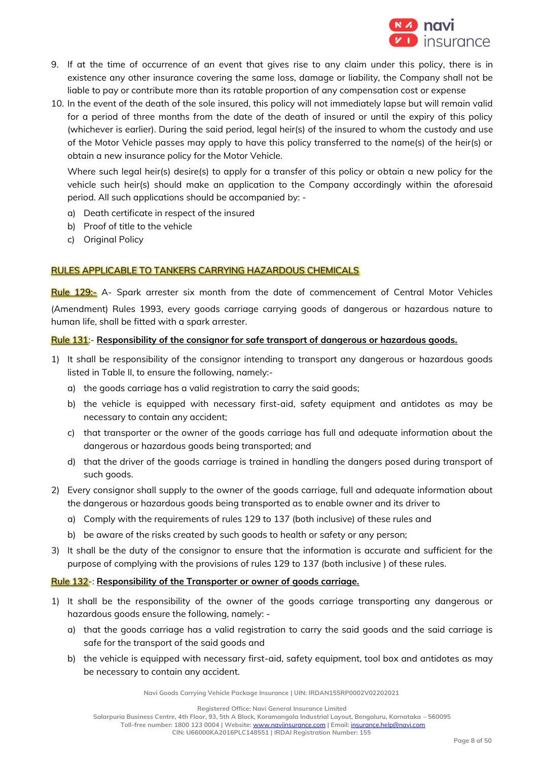9. If at the time of occurrence of an event that gives rise to any claim under this policy, there is in existence any other insurance covering the same loss, damage or liability, the Company shall not be liable to pay or contribute more than its ratable proportion of any compensation cost or expense
10. In the event of the death of the sole insured, this policy will not immediately lapse but will remain valid for a period of three months from the date of the death of insured or until the expiry of this policy (whichever is earlier). During the said period, legal heir(s) of the insured to whom the custody and use of the Motor Vehicle passes may apply to have this policy transferred to the name(s) of the heir(s) or obtain a new insurance policy for the Motor Vehicle.

    Where such legal heir(s) desire(s) to apply for a transfer of this policy or obtain a new policy for the vehicle such heir(s) should make an application to the Company accordingly within the aforesaid period. All such applications should be accompanied by: -

    a) Death certificate in respect of the insured
    b) Proof of title to the vehicle
    c) Original Policy

## RULES APPLICABLE TO TANKERS CARRYING HAZARDOUS CHEMICALS

**Rule 129:-** A- Spark arrester six month from the date of commencement of Central Motor Vehicles (Amendment) Rules 1993, every goods carriage carrying goods of dangerous or hazardous nature to human life, shall be fitted with a spark arrester.

**Rule 131**:- **Responsibility of the consignor for safe transport of dangerous or hazardous goods.**

1) It shall be responsibility of the consignor intending to transport any dangerous or hazardous goods listed in Table II, to ensure the following, namely:-
    a) the goods carriage has a valid registration to carry the said goods;
    b) the vehicle is equipped with necessary first-aid, safety equipment and antidotes as may be necessary to contain any accident;
    c) that transporter or the owner of the goods carriage has full and adequate information about the dangerous or hazardous goods being transported; and
    d) that the driver of the goods carriage is trained in handling the dangers posed during transport of such goods.
2) Every consignor shall supply to the owner of the goods carriage, full and adequate information about the dangerous or hazardous goods being transported as to enable owner and its driver to
    a) Comply with the requirements of rules 129 to 137 (both inclusive) of these rules and
    b) be aware of the risks created by such goods to health or safety or any person;
3) It shall be the duty of the consignor to ensure that the information is accurate and sufficient for the purpose of complying with the provisions of rules 129 to 137 (both inclusive ) of these rules.

**Rule 132**-: **Responsibility of the Transporter or owner of goods carriage.**

1) It shall be the responsibility of the owner of the goods carriage transporting any dangerous or hazardous goods ensure the following, namely: -
    a) that the goods carriage has a valid registration to carry the said goods and the said carriage is safe for the transport of the said goods and
    b) the vehicle is equipped with necessary first-aid, safety equipment, tool box and antidotes as may be necessary to contain any accident.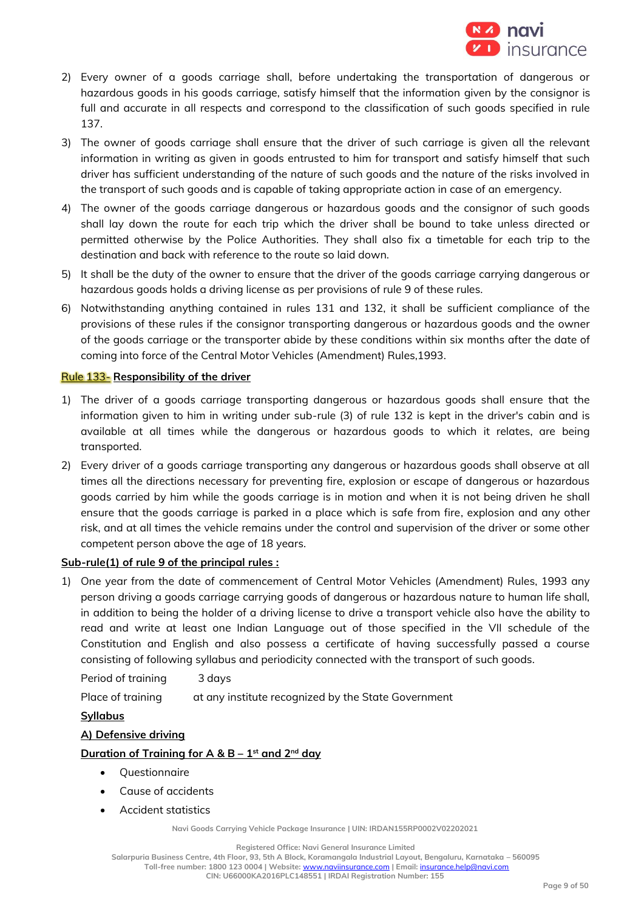2) Every owner of a goods carriage shall, before undertaking the transportation of dangerous or hazardous goods in his goods carriage, satisfy himself that the information given by the consignor is full and accurate in all respects and correspond to the classification of such goods specified in rule 137.
3) The owner of goods carriage shall ensure that the driver of such carriage is given all the relevant information in writing as given in goods entrusted to him for transport and satisfy himself that such driver has sufficient understanding of the nature of such goods and the nature of the risks involved in the transport of such goods and is capable of taking appropriate action in case of an emergency.
4) The owner of the goods carriage dangerous or hazardous goods and the consignor of such goods shall lay down the route for each trip which the driver shall be bound to take unless directed or permitted otherwise by the Police Authorities. They shall also fix a timetable for each trip to the destination and back with reference to the route so laid down.
5) It shall be the duty of the owner to ensure that the driver of the goods carriage carrying dangerous or hazardous goods holds a driving license as per provisions of rule 9 of these rules.
6) Notwithstanding anything contained in rules 131 and 132, it shall be sufficient compliance of the provisions of these rules if the consignor transporting dangerous or hazardous goods and the owner of the goods carriage or the transporter abide by these conditions within six months after the date of coming into force of the Central Motor Vehicles (Amendment) Rules,1993.

**Rule 133- Responsibility of the driver**

1) The driver of a goods carriage transporting dangerous or hazardous goods shall ensure that the information given to him in writing under sub-rule (3) of rule 132 is kept in the driver's cabin and is available at all times while the dangerous or hazardous goods to which it relates, are being transported.
2) Every driver of a goods carriage transporting any dangerous or hazardous goods shall observe at all times all the directions necessary for preventing fire, explosion or escape of dangerous or hazardous goods carried by him while the goods carriage is in motion and when it is not being driven he shall ensure that the goods carriage is parked in a place which is safe from fire, explosion and any other risk, and at all times the vehicle remains under the control and supervision of the driver or some other competent person above the age of 18 years.

**Sub-rule(1) of rule 9 of the principal rules :**

1) One year from the date of commencement of Central Motor Vehicles (Amendment) Rules, 1993 any person driving a goods carriage carrying goods of dangerous or hazardous nature to human life shall, in addition to being the holder of a driving license to drive a transport vehicle also have the ability to read and write at least one Indian Language out of those specified in the VII schedule of the Constitution and English and also possess a certificate of having successfully passed a course consisting of following syllabus and periodicity connected with the transport of such goods.

   Period of training 3 days

   Place of training at any institute recognized by the State Government

   **Syllabus**

   **A) Defensive driving**

   **Duration of Training for A & B – 1st and 2nd day**

   - Questionnaire
   - Cause of accidents
   - Accident statistics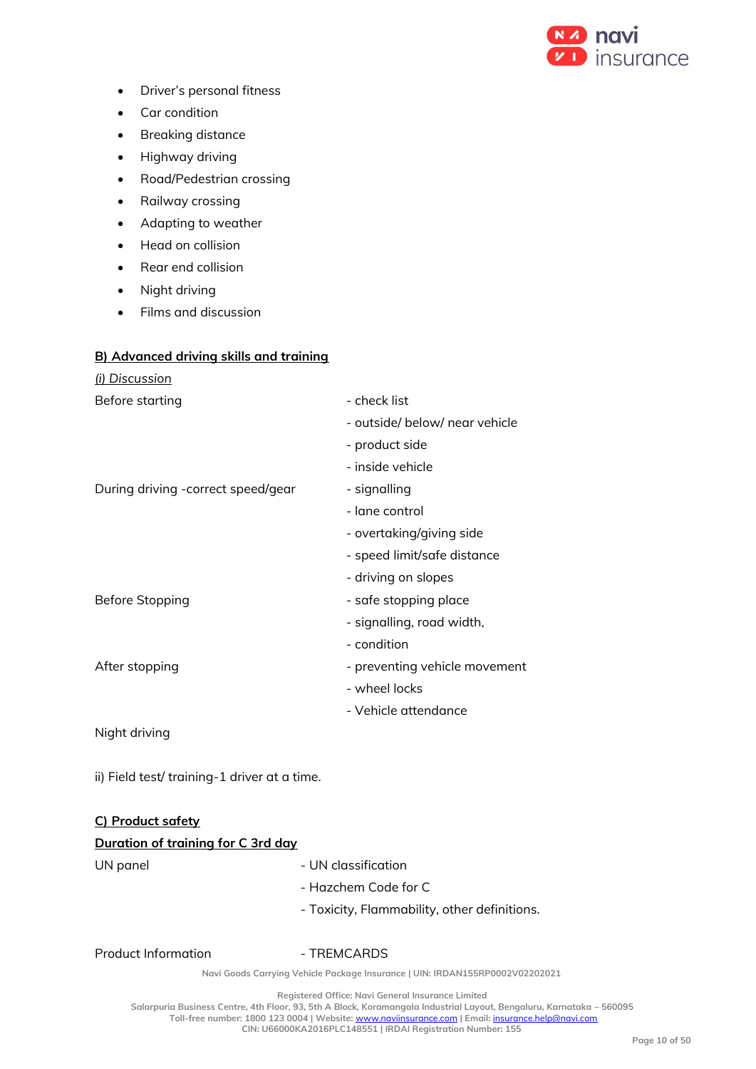- Driver's personal fitness
- Car condition
- Breaking distance
- Highway driving
- Road/Pedestrian crossing
- Railway crossing
- Adapting to weather
- Head on collision
- Rear end collision
- Night driving
- Films and discussion

**B) Advanced driving skills and training**

*(i) Discussion*

| | |
|---|---|
| Before starting | - check list |
| | - outside/ below/ near vehicle |
| | - product side |
| | - inside vehicle |
| During driving -correct speed/gear | - signalling |
| | - lane control |
| | - overtaking/giving side |
| | - speed limit/safe distance |
| | - driving on slopes |
| Before Stopping | - safe stopping place |
| | - signalling, road width, |
| | - condition |
| After stopping | - preventing vehicle movement |
| | - wheel locks |
| | - Vehicle attendance |
| Night driving | |

ii) Field test/ training-1 driver at a time.

**C) Product safety**

**Duration of training for C 3rd day**

| | |
|---|---|
| UN panel | - UN classification |
| | - Hazchem Code for C |
| | - Toxicity, Flammability, other definitions. |
| Product Information | - TREMCARDS |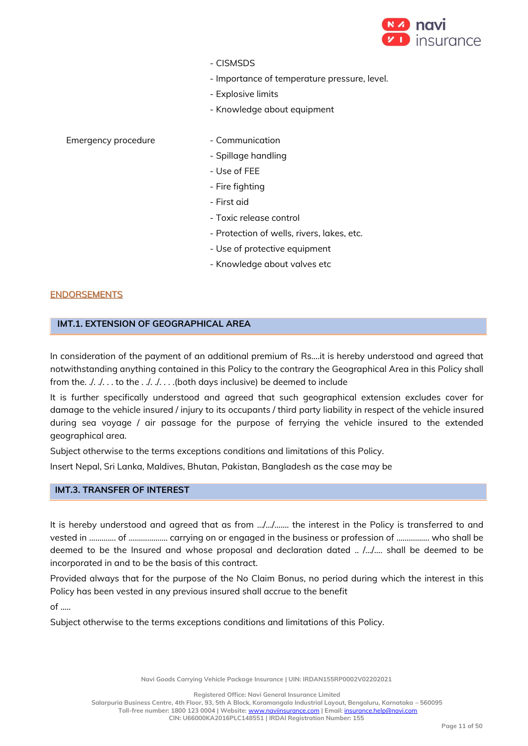- CISMSDS
- Importance of temperature pressure, level.
- Explosive limits
- Knowledge about equipment

| Emergency procedure | - Communication<br>- Spillage handling<br>- Use of FEE<br>- Fire fighting<br>- First aid<br>- Toxic release control<br>- Protection of wells, rivers, lakes, etc.<br>- Use of protective equipment<br>- Knowledge about valves etc |
|---|---|

## ENDORSEMENTS

### IMT.1. EXTENSION OF GEOGRAPHICAL AREA

In consideration of the payment of an additional premium of Rs….it is hereby understood and agreed that notwithstanding anything contained in this Policy to the contrary the Geographical Area in this Policy shall from the. ./. ./. . . to the . ./. ./. . . .(both days inclusive) be deemed to include

It is further specifically understood and agreed that such geographical extension excludes cover for damage to the vehicle insured / injury to its occupants / third party liability in respect of the vehicle insured during sea voyage / air passage for the purpose of ferrying the vehicle insured to the extended geographical area.

Subject otherwise to the terms exceptions conditions and limitations of this Policy.

Insert Nepal, Sri Lanka, Maldives, Bhutan, Pakistan, Bangladesh as the case may be

### IMT.3. TRANSFER OF INTEREST

It is hereby understood and agreed that as from …/…/……. the interest in the Policy is transferred to and vested in …………. of ………………. carrying on or engaged in the business or profession of ……………. who shall be deemed to be the Insured and whose proposal and declaration dated .. /…/…. shall be deemed to be incorporated in and to be the basis of this contract.

Provided always that for the purpose of the No Claim Bonus, no period during which the interest in this Policy has been vested in any previous insured shall accrue to the benefit

of …..

Subject otherwise to the terms exceptions conditions and limitations of this Policy.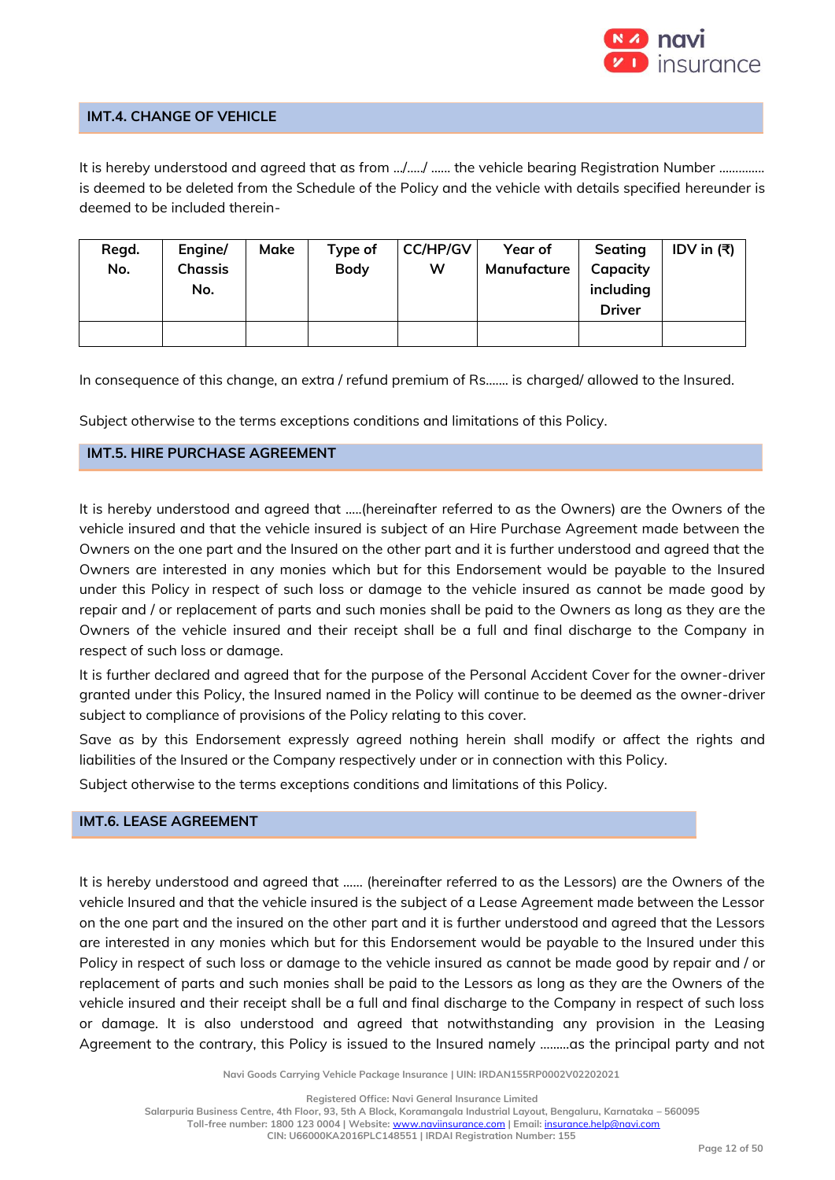## IMT.4. CHANGE OF VEHICLE

It is hereby understood and agreed that as from .../...../ ...... the vehicle bearing Registration Number ............. is deemed to be deleted from the Schedule of the Policy and the vehicle with details specified hereunder is deemed to be included therein-

| Regd. No. | Engine/ Chassis No. | Make | Type of Body | CC/HP/GVW | Year of Manufacture | Seating Capacity including Driver | IDV in (₹) |
|---|---|---|---|---|---|---|---|
| | | | | | | | |

In consequence of this change, an extra / refund premium of Rs....... is charged/ allowed to the Insured.

Subject otherwise to the terms exceptions conditions and limitations of this Policy.

## IMT.5. HIRE PURCHASE AGREEMENT

It is hereby understood and agreed that .....(hereinafter referred to as the Owners) are the Owners of the vehicle insured and that the vehicle insured is subject of an Hire Purchase Agreement made between the Owners on the one part and the Insured on the other part and it is further understood and agreed that the Owners are interested in any monies which but for this Endorsement would be payable to the Insured under this Policy in respect of such loss or damage to the vehicle insured as cannot be made good by repair and / or replacement of parts and such monies shall be paid to the Owners as long as they are the Owners of the vehicle insured and their receipt shall be a full and final discharge to the Company in respect of such loss or damage.

It is further declared and agreed that for the purpose of the Personal Accident Cover for the owner-driver granted under this Policy, the Insured named in the Policy will continue to be deemed as the owner-driver subject to compliance of provisions of the Policy relating to this cover.

Save as by this Endorsement expressly agreed nothing herein shall modify or affect the rights and liabilities of the Insured or the Company respectively under or in connection with this Policy.

Subject otherwise to the terms exceptions conditions and limitations of this Policy.

## IMT.6. LEASE AGREEMENT

It is hereby understood and agreed that ...... (hereinafter referred to as the Lessors) are the Owners of the vehicle Insured and that the vehicle insured is the subject of a Lease Agreement made between the Lessor on the one part and the insured on the other part and it is further understood and agreed that the Lessors are interested in any monies which but for this Endorsement would be payable to the Insured under this Policy in respect of such loss or damage to the vehicle insured as cannot be made good by repair and / or replacement of parts and such monies shall be paid to the Lessors as long as they are the Owners of the vehicle insured and their receipt shall be a full and final discharge to the Company in respect of such loss or damage. It is also understood and agreed that notwithstanding any provision in the Leasing Agreement to the contrary, this Policy is issued to the Insured namely .........as the principal party and not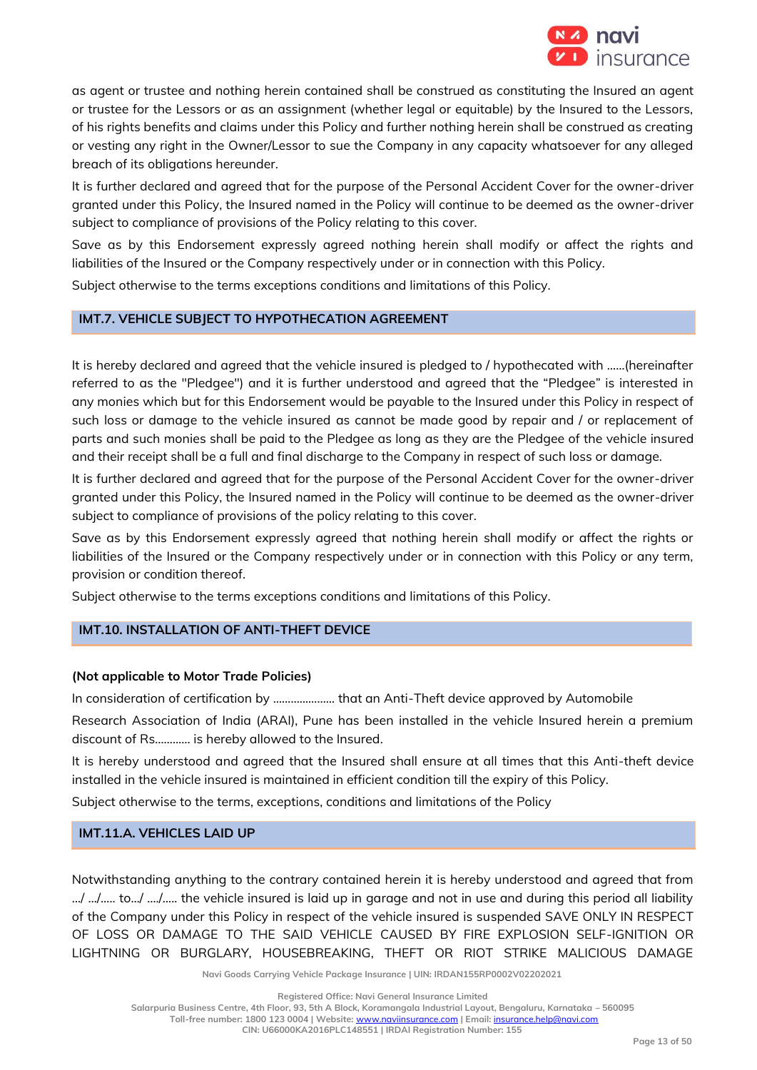as agent or trustee and nothing herein contained shall be construed as constituting the Insured an agent or trustee for the Lessors or as an assignment (whether legal or equitable) by the Insured to the Lessors, of his rights benefits and claims under this Policy and further nothing herein shall be construed as creating or vesting any right in the Owner/Lessor to sue the Company in any capacity whatsoever for any alleged breach of its obligations hereunder.

It is further declared and agreed that for the purpose of the Personal Accident Cover for the owner-driver granted under this Policy, the Insured named in the Policy will continue to be deemed as the owner-driver subject to compliance of provisions of the Policy relating to this cover.

Save as by this Endorsement expressly agreed nothing herein shall modify or affect the rights and liabilities of the Insured or the Company respectively under or in connection with this Policy.

Subject otherwise to the terms exceptions conditions and limitations of this Policy.

## IMT.7. VEHICLE SUBJECT TO HYPOTHECATION AGREEMENT

It is hereby declared and agreed that the vehicle insured is pledged to / hypothecated with ......(hereinafter referred to as the "Pledgee") and it is further understood and agreed that the "Pledgee" is interested in any monies which but for this Endorsement would be payable to the Insured under this Policy in respect of such loss or damage to the vehicle insured as cannot be made good by repair and / or replacement of parts and such monies shall be paid to the Pledgee as long as they are the Pledgee of the vehicle insured and their receipt shall be a full and final discharge to the Company in respect of such loss or damage.

It is further declared and agreed that for the purpose of the Personal Accident Cover for the owner-driver granted under this Policy, the Insured named in the Policy will continue to be deemed as the owner-driver subject to compliance of provisions of the policy relating to this cover.

Save as by this Endorsement expressly agreed that nothing herein shall modify or affect the rights or liabilities of the Insured or the Company respectively under or in connection with this Policy or any term, provision or condition thereof.

Subject otherwise to the terms exceptions conditions and limitations of this Policy.

## IMT.10. INSTALLATION OF ANTI-THEFT DEVICE

**(Not applicable to Motor Trade Policies)**

In consideration of certification by ..................... that an Anti-Theft device approved by Automobile

Research Association of India (ARAI), Pune has been installed in the vehicle Insured herein a premium discount of Rs............ is hereby allowed to the Insured.

It is hereby understood and agreed that the Insured shall ensure at all times that this Anti-theft device installed in the vehicle insured is maintained in efficient condition till the expiry of this Policy.

Subject otherwise to the terms, exceptions, conditions and limitations of the Policy

## IMT.11.A. VEHICLES LAID UP

Notwithstanding anything to the contrary contained herein it is hereby understood and agreed that from .../ .../..... to.../ ..../..... the vehicle insured is laid up in garage and not in use and during this period all liability of the Company under this Policy in respect of the vehicle insured is suspended SAVE ONLY IN RESPECT OF LOSS OR DAMAGE TO THE SAID VEHICLE CAUSED BY FIRE EXPLOSION SELF-IGNITION OR LIGHTNING OR BURGLARY, HOUSEBREAKING, THEFT OR RIOT STRIKE MALICIOUS DAMAGE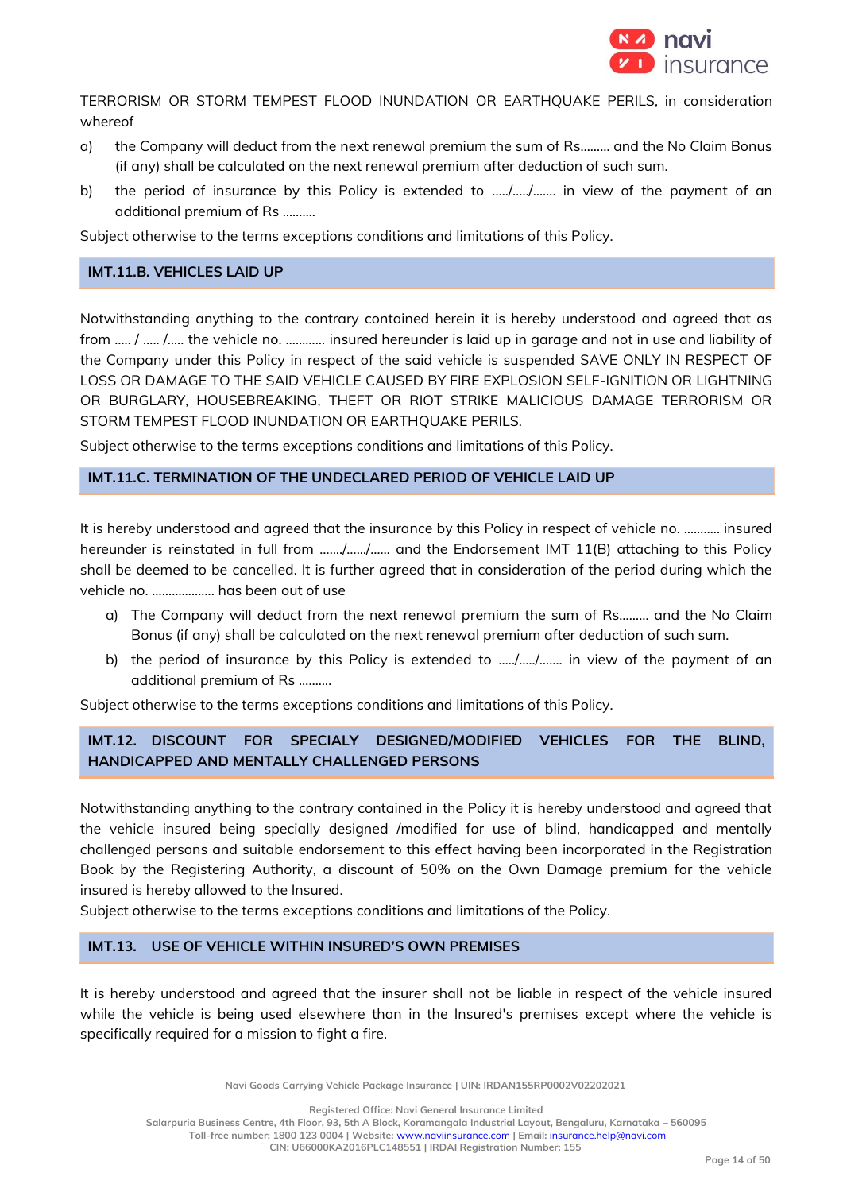TERRORISM OR STORM TEMPEST FLOOD INUNDATION OR EARTHQUAKE PERILS, in consideration whereof

a) the Company will deduct from the next renewal premium the sum of Rs……… and the No Claim Bonus (if any) shall be calculated on the next renewal premium after deduction of such sum.

b) the period of insurance by this Policy is extended to …../…../……. in view of the payment of an additional premium of Rs ……….

Subject otherwise to the terms exceptions conditions and limitations of this Policy.

### IMT.11.B. VEHICLES LAID UP

Notwithstanding anything to the contrary contained herein it is hereby understood and agreed that as from ….. / ….. /….. the vehicle no. ………… insured hereunder is laid up in garage and not in use and liability of the Company under this Policy in respect of the said vehicle is suspended SAVE ONLY IN RESPECT OF LOSS OR DAMAGE TO THE SAID VEHICLE CAUSED BY FIRE EXPLOSION SELF-IGNITION OR LIGHTNING OR BURGLARY, HOUSEBREAKING, THEFT OR RIOT STRIKE MALICIOUS DAMAGE TERRORISM OR STORM TEMPEST FLOOD INUNDATION OR EARTHQUAKE PERILS.

Subject otherwise to the terms exceptions conditions and limitations of this Policy.

### IMT.11.C. TERMINATION OF THE UNDECLARED PERIOD OF VEHICLE LAID UP

It is hereby understood and agreed that the insurance by this Policy in respect of vehicle no. ……….. insured hereunder is reinstated in full from ……./……/…… and the Endorsement IMT 11(B) attaching to this Policy shall be deemed to be cancelled. It is further agreed that in consideration of the period during which the vehicle no. ………………. has been out of use

a) The Company will deduct from the next renewal premium the sum of Rs……… and the No Claim Bonus (if any) shall be calculated on the next renewal premium after deduction of such sum.

b) the period of insurance by this Policy is extended to …../…../……. in view of the payment of an additional premium of Rs ……….

Subject otherwise to the terms exceptions conditions and limitations of this Policy.

### IMT.12. DISCOUNT FOR SPECIALY DESIGNED/MODIFIED VEHICLES FOR THE BLIND, HANDICAPPED AND MENTALLY CHALLENGED PERSONS

Notwithstanding anything to the contrary contained in the Policy it is hereby understood and agreed that the vehicle insured being specially designed /modified for use of blind, handicapped and mentally challenged persons and suitable endorsement to this effect having been incorporated in the Registration Book by the Registering Authority, a discount of 50% on the Own Damage premium for the vehicle insured is hereby allowed to the Insured.

Subject otherwise to the terms exceptions conditions and limitations of the Policy.

### IMT.13. USE OF VEHICLE WITHIN INSURED'S OWN PREMISES

It is hereby understood and agreed that the insurer shall not be liable in respect of the vehicle insured while the vehicle is being used elsewhere than in the Insured's premises except where the vehicle is specifically required for a mission to fight a fire.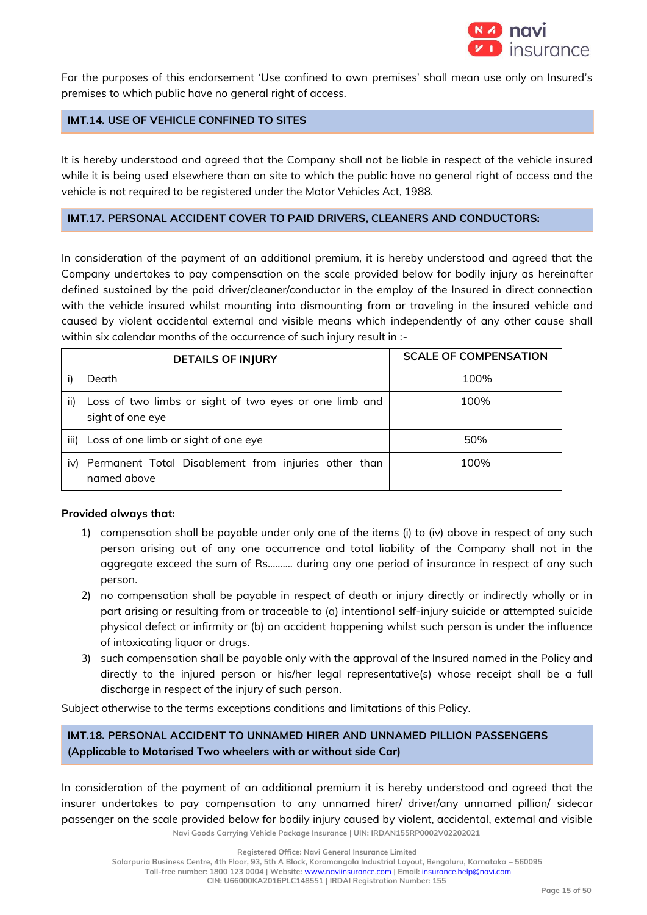For the purposes of this endorsement 'Use confined to own premises' shall mean use only on Insured's premises to which public have no general right of access.

## IMT.14. USE OF VEHICLE CONFINED TO SITES

It is hereby understood and agreed that the Company shall not be liable in respect of the vehicle insured while it is being used elsewhere than on site to which the public have no general right of access and the vehicle is not required to be registered under the Motor Vehicles Act, 1988.

## IMT.17. PERSONAL ACCIDENT COVER TO PAID DRIVERS, CLEANERS AND CONDUCTORS:

In consideration of the payment of an additional premium, it is hereby understood and agreed that the Company undertakes to pay compensation on the scale provided below for bodily injury as hereinafter defined sustained by the paid driver/cleaner/conductor in the employ of the Insured in direct connection with the vehicle insured whilst mounting into dismounting from or traveling in the insured vehicle and caused by violent accidental external and visible means which independently of any other cause shall within six calendar months of the occurrence of such injury result in :-

| DETAILS OF INJURY | SCALE OF COMPENSATION |
|---|---|
| i) Death | 100% |
| ii) Loss of two limbs or sight of two eyes or one limb and sight of one eye | 100% |
| iii) Loss of one limb or sight of one eye | 50% |
| iv) Permanent Total Disablement from injuries other than named above | 100% |

**Provided always that:**

1) compensation shall be payable under only one of the items (i) to (iv) above in respect of any such person arising out of any one occurrence and total liability of the Company shall not in the aggregate exceed the sum of Rs.......... during any one period of insurance in respect of any such person.
2) no compensation shall be payable in respect of death or injury directly or indirectly wholly or in part arising or resulting from or traceable to (a) intentional self-injury suicide or attempted suicide physical defect or infirmity or (b) an accident happening whilst such person is under the influence of intoxicating liquor or drugs.
3) such compensation shall be payable only with the approval of the Insured named in the Policy and directly to the injured person or his/her legal representative(s) whose receipt shall be a full discharge in respect of the injury of such person.

Subject otherwise to the terms exceptions conditions and limitations of this Policy.

## IMT.18. PERSONAL ACCIDENT TO UNNAMED HIRER AND UNNAMED PILLION PASSENGERS (Applicable to Motorised Two wheelers with or without side Car)

In consideration of the payment of an additional premium it is hereby understood and agreed that the insurer undertakes to pay compensation to any unnamed hirer/ driver/any unnamed pillion/ sidecar passenger on the scale provided below for bodily injury caused by violent, accidental, external and visible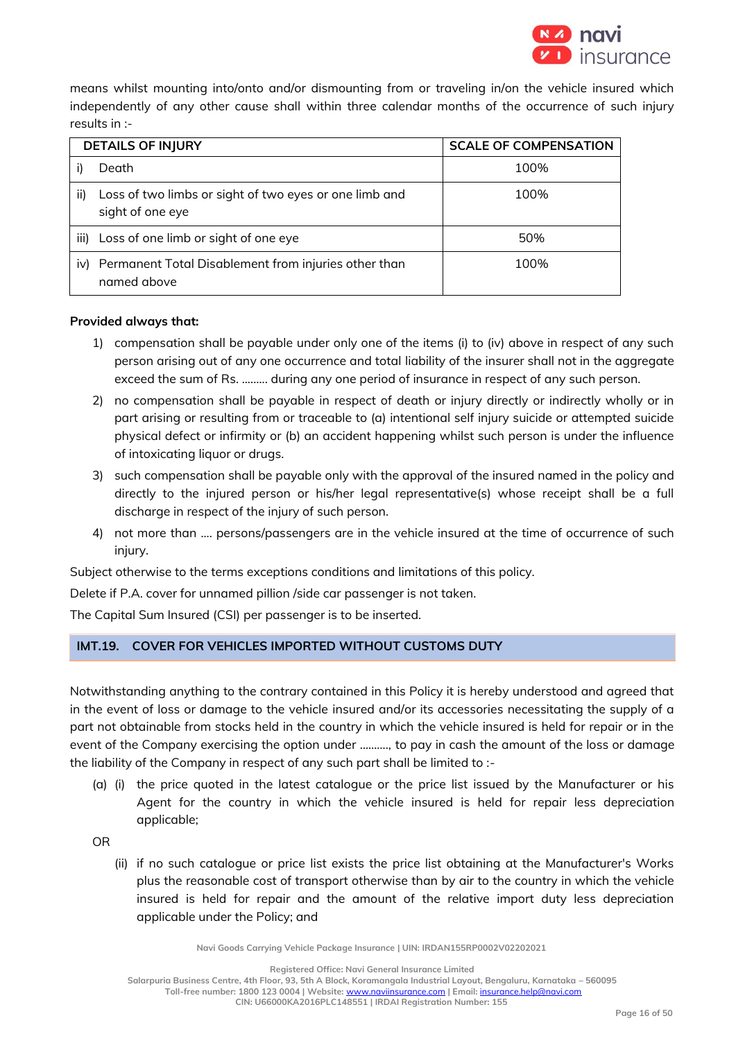means whilst mounting into/onto and/or dismounting from or traveling in/on the vehicle insured which independently of any other cause shall within three calendar months of the occurrence of such injury results in :-

| DETAILS OF INJURY | SCALE OF COMPENSATION |
|---|---|
| i) Death | 100% |
| ii) Loss of two limbs or sight of two eyes or one limb and sight of one eye | 100% |
| iii) Loss of one limb or sight of one eye | 50% |
| iv) Permanent Total Disablement from injuries other than named above | 100% |

**Provided always that:**

1) compensation shall be payable under only one of the items (i) to (iv) above in respect of any such person arising out of any one occurrence and total liability of the insurer shall not in the aggregate exceed the sum of Rs. ……… during any one period of insurance in respect of any such person.
2) no compensation shall be payable in respect of death or injury directly or indirectly wholly or in part arising or resulting from or traceable to (a) intentional self injury suicide or attempted suicide physical defect or infirmity or (b) an accident happening whilst such person is under the influence of intoxicating liquor or drugs.
3) such compensation shall be payable only with the approval of the insured named in the policy and directly to the injured person or his/her legal representative(s) whose receipt shall be a full discharge in respect of the injury of such person.
4) not more than …. persons/passengers are in the vehicle insured at the time of occurrence of such injury.

Subject otherwise to the terms exceptions conditions and limitations of this policy.

Delete if P.A. cover for unnamed pillion /side car passenger is not taken.

The Capital Sum Insured (CSI) per passenger is to be inserted.

## IMT.19. COVER FOR VEHICLES IMPORTED WITHOUT CUSTOMS DUTY

Notwithstanding anything to the contrary contained in this Policy it is hereby understood and agreed that in the event of loss or damage to the vehicle insured and/or its accessories necessitating the supply of a part not obtainable from stocks held in the country in which the vehicle insured is held for repair or in the event of the Company exercising the option under ………., to pay in cash the amount of the loss or damage the liability of the Company in respect of any such part shall be limited to :-

(a) (i) the price quoted in the latest catalogue or the price list issued by the Manufacturer or his Agent for the country in which the vehicle insured is held for repair less depreciation applicable;

OR

(ii) if no such catalogue or price list exists the price list obtaining at the Manufacturer's Works plus the reasonable cost of transport otherwise than by air to the country in which the vehicle insured is held for repair and the amount of the relative import duty less depreciation applicable under the Policy; and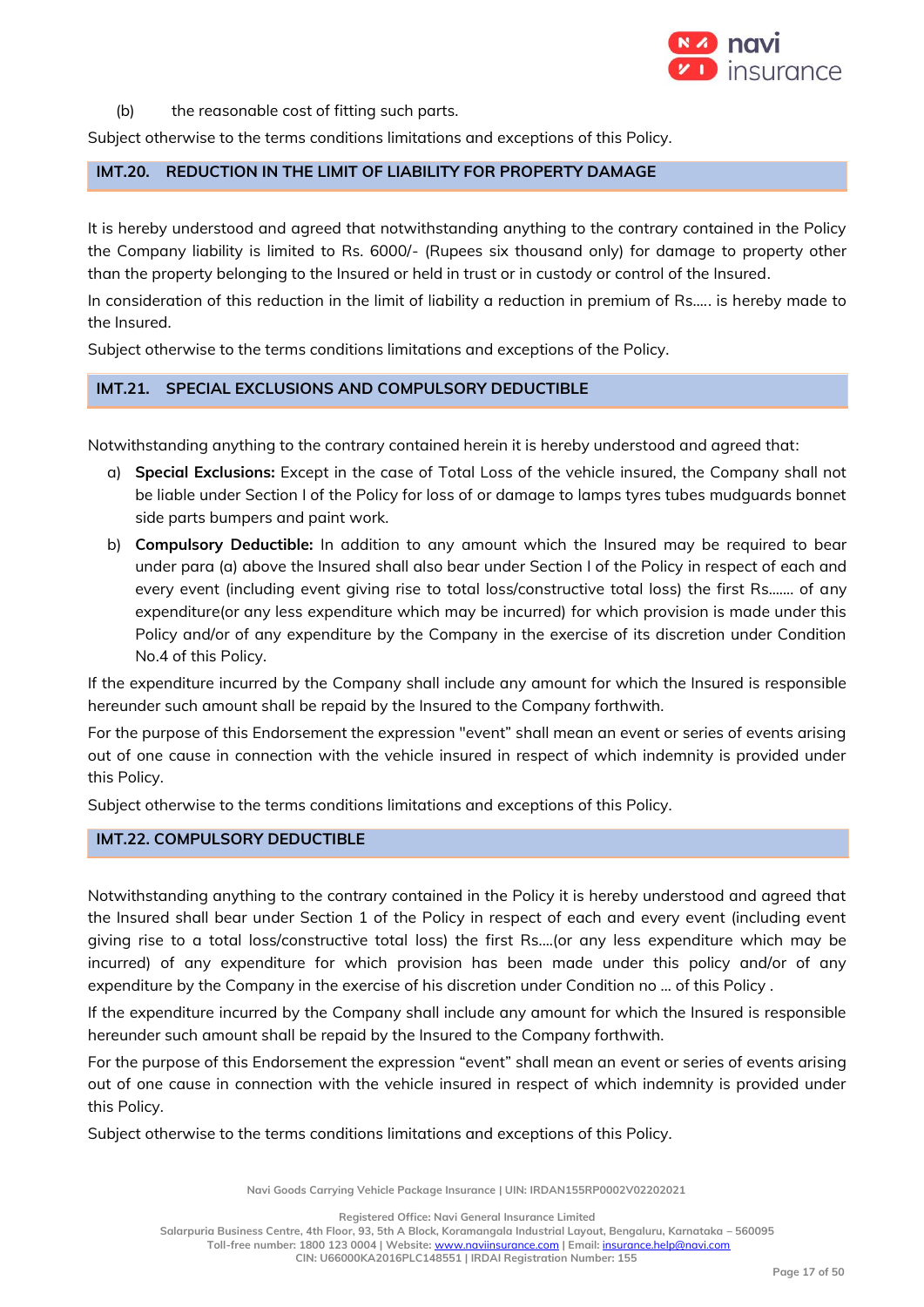(b) the reasonable cost of fitting such parts.

Subject otherwise to the terms conditions limitations and exceptions of this Policy.

## IMT.20. REDUCTION IN THE LIMIT OF LIABILITY FOR PROPERTY DAMAGE

It is hereby understood and agreed that notwithstanding anything to the contrary contained in the Policy the Company liability is limited to Rs. 6000/- (Rupees six thousand only) for damage to property other than the property belonging to the Insured or held in trust or in custody or control of the Insured.

In consideration of this reduction in the limit of liability a reduction in premium of Rs..... is hereby made to the Insured.

Subject otherwise to the terms conditions limitations and exceptions of the Policy.

## IMT.21. SPECIAL EXCLUSIONS AND COMPULSORY DEDUCTIBLE

Notwithstanding anything to the contrary contained herein it is hereby understood and agreed that:

a) **Special Exclusions:** Except in the case of Total Loss of the vehicle insured, the Company shall not be liable under Section I of the Policy for loss of or damage to lamps tyres tubes mudguards bonnet side parts bumpers and paint work.

b) **Compulsory Deductible:** In addition to any amount which the Insured may be required to bear under para (a) above the Insured shall also bear under Section I of the Policy in respect of each and every event (including event giving rise to total loss/constructive total loss) the first Rs....... of any expenditure(or any less expenditure which may be incurred) for which provision is made under this Policy and/or of any expenditure by the Company in the exercise of its discretion under Condition No.4 of this Policy.

If the expenditure incurred by the Company shall include any amount for which the Insured is responsible hereunder such amount shall be repaid by the Insured to the Company forthwith.

For the purpose of this Endorsement the expression "event" shall mean an event or series of events arising out of one cause in connection with the vehicle insured in respect of which indemnity is provided under this Policy.

Subject otherwise to the terms conditions limitations and exceptions of this Policy.

## IMT.22. COMPULSORY DEDUCTIBLE

Notwithstanding anything to the contrary contained in the Policy it is hereby understood and agreed that the Insured shall bear under Section 1 of the Policy in respect of each and every event (including event giving rise to a total loss/constructive total loss) the first Rs....(or any less expenditure which may be incurred) of any expenditure for which provision has been made under this policy and/or of any expenditure by the Company in the exercise of his discretion under Condition no ... of this Policy .

If the expenditure incurred by the Company shall include any amount for which the Insured is responsible hereunder such amount shall be repaid by the Insured to the Company forthwith.

For the purpose of this Endorsement the expression "event" shall mean an event or series of events arising out of one cause in connection with the vehicle insured in respect of which indemnity is provided under this Policy.

Subject otherwise to the terms conditions limitations and exceptions of this Policy.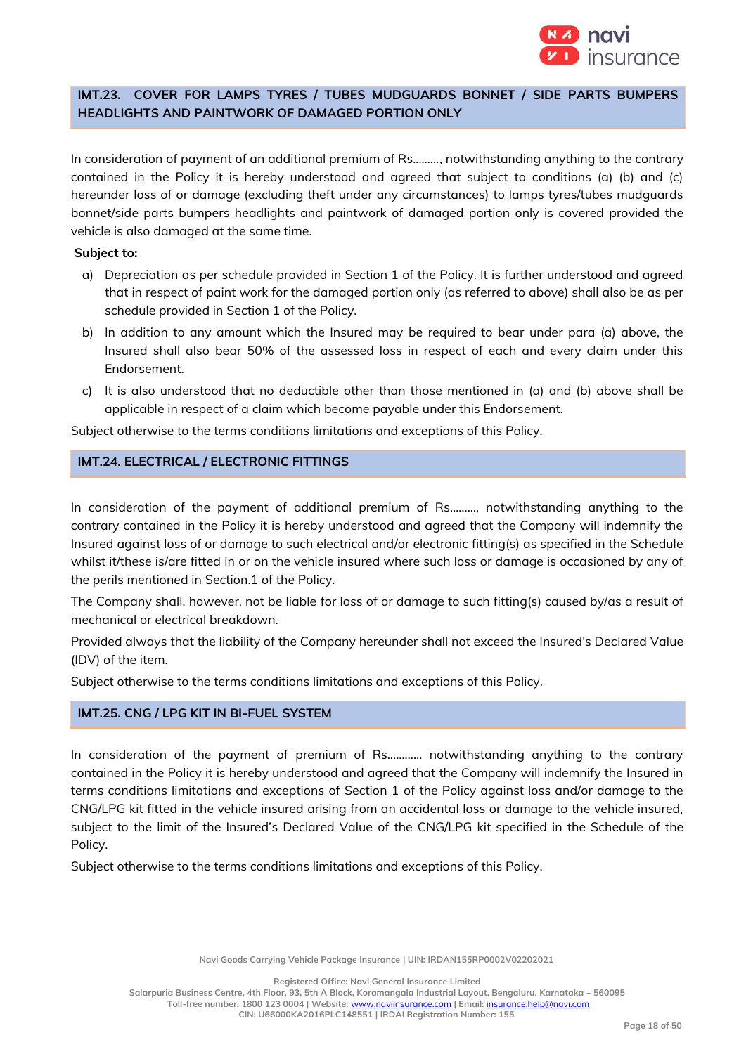## IMT.23. COVER FOR LAMPS TYRES / TUBES MUDGUARDS BONNET / SIDE PARTS BUMPERS HEADLIGHTS AND PAINTWORK OF DAMAGED PORTION ONLY

In consideration of payment of an additional premium of Rs………, notwithstanding anything to the contrary contained in the Policy it is hereby understood and agreed that subject to conditions (a) (b) and (c) hereunder loss of or damage (excluding theft under any circumstances) to lamps tyres/tubes mudguards bonnet/side parts bumpers headlights and paintwork of damaged portion only is covered provided the vehicle is also damaged at the same time.

**Subject to:**

a) Depreciation as per schedule provided in Section 1 of the Policy. It is further understood and agreed that in respect of paint work for the damaged portion only (as referred to above) shall also be as per schedule provided in Section 1 of the Policy.

b) In addition to any amount which the Insured may be required to bear under para (a) above, the Insured shall also bear 50% of the assessed loss in respect of each and every claim under this Endorsement.

c) It is also understood that no deductible other than those mentioned in (a) and (b) above shall be applicable in respect of a claim which become payable under this Endorsement.

Subject otherwise to the terms conditions limitations and exceptions of this Policy.

## IMT.24. ELECTRICAL / ELECTRONIC FITTINGS

In consideration of the payment of additional premium of Rs………, notwithstanding anything to the contrary contained in the Policy it is hereby understood and agreed that the Company will indemnify the Insured against loss of or damage to such electrical and/or electronic fitting(s) as specified in the Schedule whilst it/these is/are fitted in or on the vehicle insured where such loss or damage is occasioned by any of the perils mentioned in Section.1 of the Policy.

The Company shall, however, not be liable for loss of or damage to such fitting(s) caused by/as a result of mechanical or electrical breakdown.

Provided always that the liability of the Company hereunder shall not exceed the Insured's Declared Value (IDV) of the item.

Subject otherwise to the terms conditions limitations and exceptions of this Policy.

## IMT.25. CNG / LPG KIT IN BI-FUEL SYSTEM

In consideration of the payment of premium of Rs………… notwithstanding anything to the contrary contained in the Policy it is hereby understood and agreed that the Company will indemnify the Insured in terms conditions limitations and exceptions of Section 1 of the Policy against loss and/or damage to the CNG/LPG kit fitted in the vehicle insured arising from an accidental loss or damage to the vehicle insured, subject to the limit of the Insured's Declared Value of the CNG/LPG kit specified in the Schedule of the Policy.

Subject otherwise to the terms conditions limitations and exceptions of this Policy.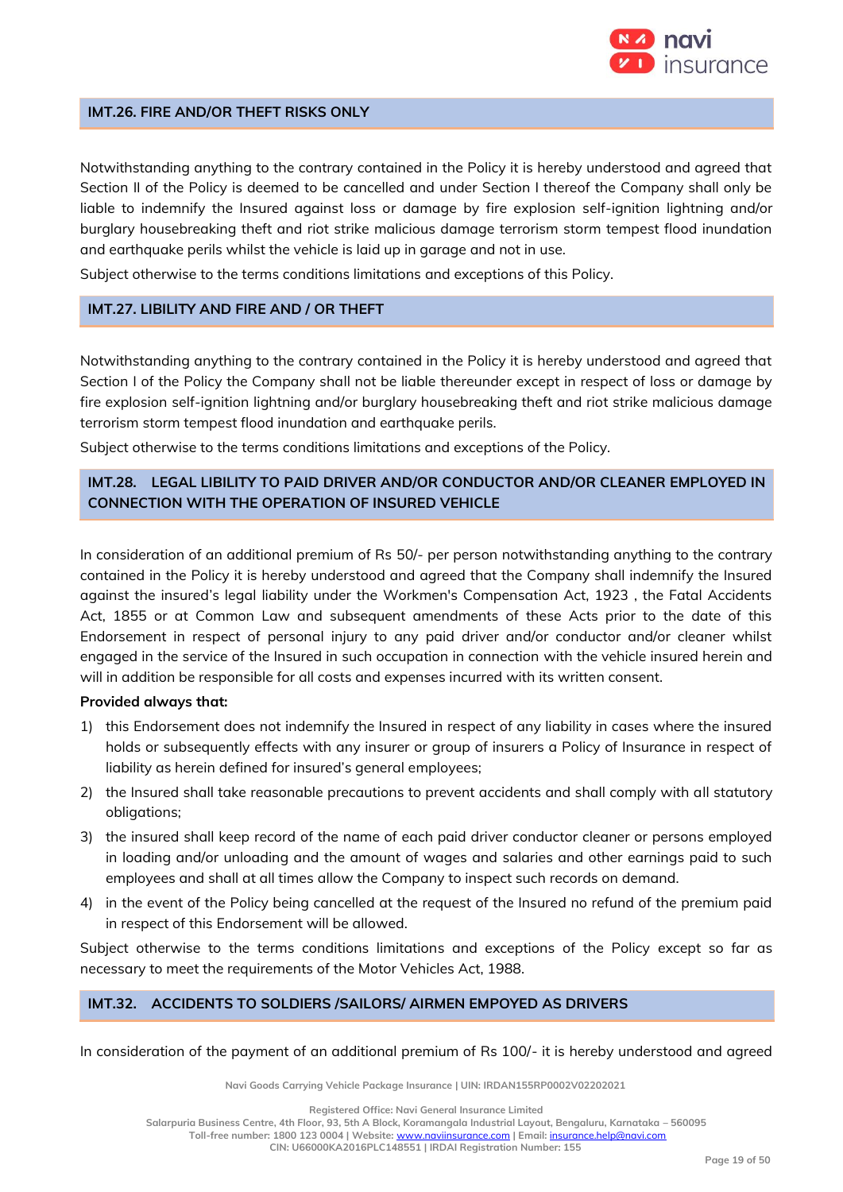## IMT.26. FIRE AND/OR THEFT RISKS ONLY

Notwithstanding anything to the contrary contained in the Policy it is hereby understood and agreed that Section II of the Policy is deemed to be cancelled and under Section I thereof the Company shall only be liable to indemnify the Insured against loss or damage by fire explosion self-ignition lightning and/or burglary housebreaking theft and riot strike malicious damage terrorism storm tempest flood inundation and earthquake perils whilst the vehicle is laid up in garage and not in use.

Subject otherwise to the terms conditions limitations and exceptions of this Policy.

## IMT.27. LIBILITY AND FIRE AND / OR THEFT

Notwithstanding anything to the contrary contained in the Policy it is hereby understood and agreed that Section I of the Policy the Company shall not be liable thereunder except in respect of loss or damage by fire explosion self-ignition lightning and/or burglary housebreaking theft and riot strike malicious damage terrorism storm tempest flood inundation and earthquake perils.

Subject otherwise to the terms conditions limitations and exceptions of the Policy.

## IMT.28. LEGAL LIBILITY TO PAID DRIVER AND/OR CONDUCTOR AND/OR CLEANER EMPLOYED IN CONNECTION WITH THE OPERATION OF INSURED VEHICLE

In consideration of an additional premium of Rs 50/- per person notwithstanding anything to the contrary contained in the Policy it is hereby understood and agreed that the Company shall indemnify the Insured against the insured's legal liability under the Workmen's Compensation Act, 1923 , the Fatal Accidents Act, 1855 or at Common Law and subsequent amendments of these Acts prior to the date of this Endorsement in respect of personal injury to any paid driver and/or conductor and/or cleaner whilst engaged in the service of the Insured in such occupation in connection with the vehicle insured herein and will in addition be responsible for all costs and expenses incurred with its written consent.

**Provided always that:**

1) this Endorsement does not indemnify the Insured in respect of any liability in cases where the insured holds or subsequently effects with any insurer or group of insurers a Policy of Insurance in respect of liability as herein defined for insured's general employees;
2) the Insured shall take reasonable precautions to prevent accidents and shall comply with all statutory obligations;
3) the insured shall keep record of the name of each paid driver conductor cleaner or persons employed in loading and/or unloading and the amount of wages and salaries and other earnings paid to such employees and shall at all times allow the Company to inspect such records on demand.
4) in the event of the Policy being cancelled at the request of the Insured no refund of the premium paid in respect of this Endorsement will be allowed.

Subject otherwise to the terms conditions limitations and exceptions of the Policy except so far as necessary to meet the requirements of the Motor Vehicles Act, 1988.

## IMT.32. ACCIDENTS TO SOLDIERS /SAILORS/ AIRMEN EMPOYED AS DRIVERS

In consideration of the payment of an additional premium of Rs 100/- it is hereby understood and agreed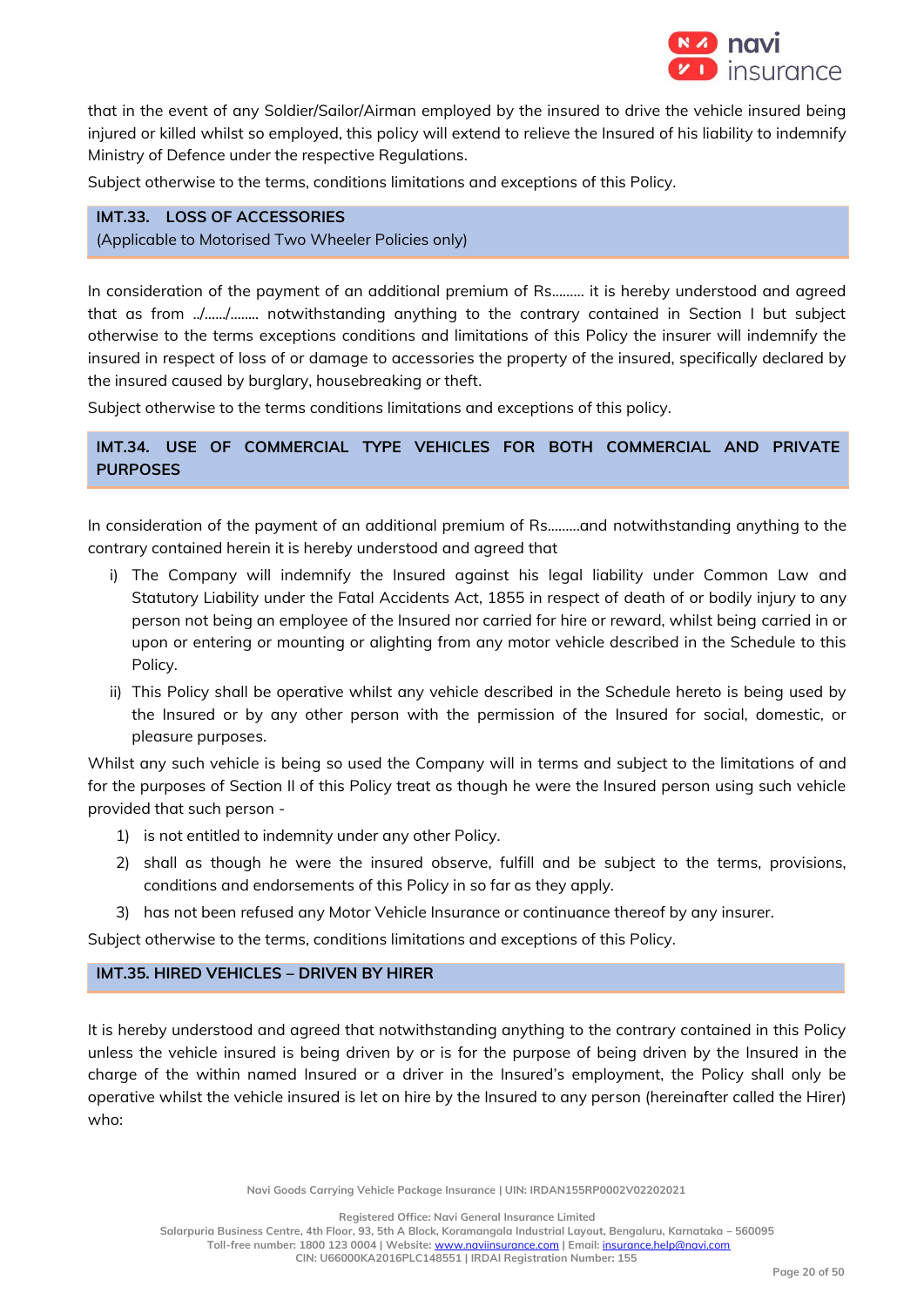that in the event of any Soldier/Sailor/Airman employed by the insured to drive the vehicle insured being injured or killed whilst so employed, this policy will extend to relieve the Insured of his liability to indemnify Ministry of Defence under the respective Regulations.

Subject otherwise to the terms, conditions limitations and exceptions of this Policy.

## IMT.33. LOSS OF ACCESSORIES

(Applicable to Motorised Two Wheeler Policies only)

In consideration of the payment of an additional premium of Rs……… it is hereby understood and agreed that as from ../……/…….. notwithstanding anything to the contrary contained in Section I but subject otherwise to the terms exceptions conditions and limitations of this Policy the insurer will indemnify the insured in respect of loss of or damage to accessories the property of the insured, specifically declared by the insured caused by burglary, housebreaking or theft.

Subject otherwise to the terms conditions limitations and exceptions of this policy.

## IMT.34. USE OF COMMERCIAL TYPE VEHICLES FOR BOTH COMMERCIAL AND PRIVATE PURPOSES

In consideration of the payment of an additional premium of Rs………and notwithstanding anything to the contrary contained herein it is hereby understood and agreed that

i) The Company will indemnify the Insured against his legal liability under Common Law and Statutory Liability under the Fatal Accidents Act, 1855 in respect of death of or bodily injury to any person not being an employee of the Insured nor carried for hire or reward, whilst being carried in or upon or entering or mounting or alighting from any motor vehicle described in the Schedule to this Policy.

ii) This Policy shall be operative whilst any vehicle described in the Schedule hereto is being used by the Insured or by any other person with the permission of the Insured for social, domestic, or pleasure purposes.

Whilst any such vehicle is being so used the Company will in terms and subject to the limitations of and for the purposes of Section II of this Policy treat as though he were the Insured person using such vehicle provided that such person -

1) is not entitled to indemnity under any other Policy.
2) shall as though he were the insured observe, fulfill and be subject to the terms, provisions, conditions and endorsements of this Policy in so far as they apply.
3) has not been refused any Motor Vehicle Insurance or continuance thereof by any insurer.

Subject otherwise to the terms, conditions limitations and exceptions of this Policy.

## IMT.35. HIRED VEHICLES – DRIVEN BY HIRER

It is hereby understood and agreed that notwithstanding anything to the contrary contained in this Policy unless the vehicle insured is being driven by or is for the purpose of being driven by the Insured in the charge of the within named Insured or a driver in the Insured's employment, the Policy shall only be operative whilst the vehicle insured is let on hire by the Insured to any person (hereinafter called the Hirer) who: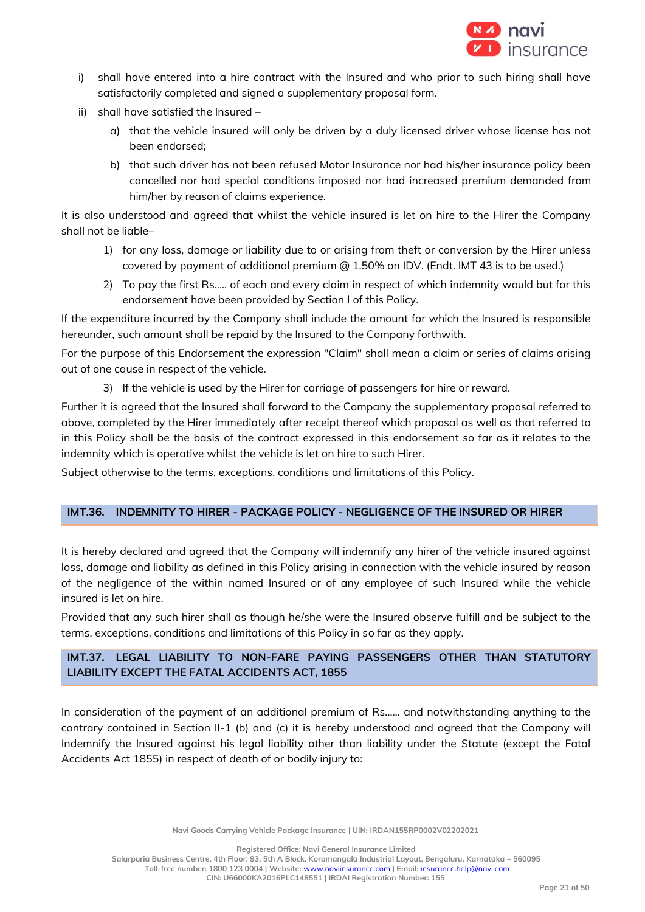i) shall have entered into a hire contract with the Insured and who prior to such hiring shall have satisfactorily completed and signed a supplementary proposal form.

ii) shall have satisfied the Insured –

   a) that the vehicle insured will only be driven by a duly licensed driver whose license has not been endorsed;

   b) that such driver has not been refused Motor Insurance nor had his/her insurance policy been cancelled nor had special conditions imposed nor had increased premium demanded from him/her by reason of claims experience.

It is also understood and agreed that whilst the vehicle insured is let on hire to the Hirer the Company shall not be liable–

1) for any loss, damage or liability due to or arising from theft or conversion by the Hirer unless covered by payment of additional premium @ 1.50% on IDV. (Endt. IMT 43 is to be used.)

2) To pay the first Rs..... of each and every claim in respect of which indemnity would but for this endorsement have been provided by Section I of this Policy.

If the expenditure incurred by the Company shall include the amount for which the Insured is responsible hereunder, such amount shall be repaid by the Insured to the Company forthwith.

For the purpose of this Endorsement the expression "Claim" shall mean a claim or series of claims arising out of one cause in respect of the vehicle.

3) If the vehicle is used by the Hirer for carriage of passengers for hire or reward.

Further it is agreed that the Insured shall forward to the Company the supplementary proposal referred to above, completed by the Hirer immediately after receipt thereof which proposal as well as that referred to in this Policy shall be the basis of the contract expressed in this endorsement so far as it relates to the indemnity which is operative whilst the vehicle is let on hire to such Hirer.

Subject otherwise to the terms, exceptions, conditions and limitations of this Policy.

## IMT.36. INDEMNITY TO HIRER - PACKAGE POLICY - NEGLIGENCE OF THE INSURED OR HIRER

It is hereby declared and agreed that the Company will indemnify any hirer of the vehicle insured against loss, damage and liability as defined in this Policy arising in connection with the vehicle insured by reason of the negligence of the within named Insured or of any employee of such Insured while the vehicle insured is let on hire.

Provided that any such hirer shall as though he/she were the Insured observe fulfill and be subject to the terms, exceptions, conditions and limitations of this Policy in so far as they apply.

## IMT.37. LEGAL LIABILITY TO NON-FARE PAYING PASSENGERS OTHER THAN STATUTORY LIABILITY EXCEPT THE FATAL ACCIDENTS ACT, 1855

In consideration of the payment of an additional premium of Rs...... and notwithstanding anything to the contrary contained in Section II-1 (b) and (c) it is hereby understood and agreed that the Company will Indemnify the Insured against his legal liability other than liability under the Statute (except the Fatal Accidents Act 1855) in respect of death of or bodily injury to: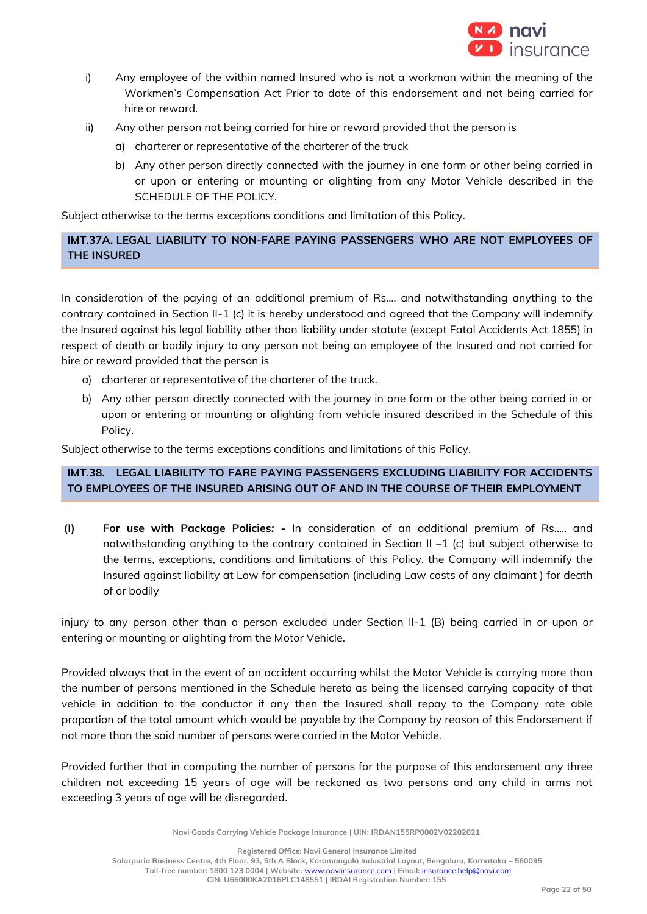i) Any employee of the within named Insured who is not a workman within the meaning of the Workmen's Compensation Act Prior to date of this endorsement and not being carried for hire or reward.

ii) Any other person not being carried for hire or reward provided that the person is

   a) charterer or representative of the charterer of the truck

   b) Any other person directly connected with the journey in one form or other being carried in or upon or entering or mounting or alighting from any Motor Vehicle described in the SCHEDULE OF THE POLICY.

Subject otherwise to the terms exceptions conditions and limitation of this Policy.

## IMT.37A. LEGAL LIABILITY TO NON-FARE PAYING PASSENGERS WHO ARE NOT EMPLOYEES OF THE INSURED

In consideration of the paying of an additional premium of Rs.... and notwithstanding anything to the contrary contained in Section II-1 (c) it is hereby understood and agreed that the Company will indemnify the Insured against his legal liability other than liability under statute (except Fatal Accidents Act 1855) in respect of death or bodily injury to any person not being an employee of the Insured and not carried for hire or reward provided that the person is

a) charterer or representative of the charterer of the truck.

b) Any other person directly connected with the journey in one form or the other being carried in or upon or entering or mounting or alighting from vehicle insured described in the Schedule of this Policy.

Subject otherwise to the terms exceptions conditions and limitations of this Policy.

## IMT.38. LEGAL LIABILITY TO FARE PAYING PASSENGERS EXCLUDING LIABILITY FOR ACCIDENTS TO EMPLOYEES OF THE INSURED ARISING OUT OF AND IN THE COURSE OF THEIR EMPLOYMENT

**(I)** **For use with Package Policies: -** In consideration of an additional premium of Rs..... and notwithstanding anything to the contrary contained in Section II –1 (c) but subject otherwise to the terms, exceptions, conditions and limitations of this Policy, the Company will indemnify the Insured against liability at Law for compensation (including Law costs of any claimant ) for death of or bodily

injury to any person other than a person excluded under Section II-1 (B) being carried in or upon or entering or mounting or alighting from the Motor Vehicle.

Provided always that in the event of an accident occurring whilst the Motor Vehicle is carrying more than the number of persons mentioned in the Schedule hereto as being the licensed carrying capacity of that vehicle in addition to the conductor if any then the Insured shall repay to the Company rate able proportion of the total amount which would be payable by the Company by reason of this Endorsement if not more than the said number of persons were carried in the Motor Vehicle.

Provided further that in computing the number of persons for the purpose of this endorsement any three children not exceeding 15 years of age will be reckoned as two persons and any child in arms not exceeding 3 years of age will be disregarded.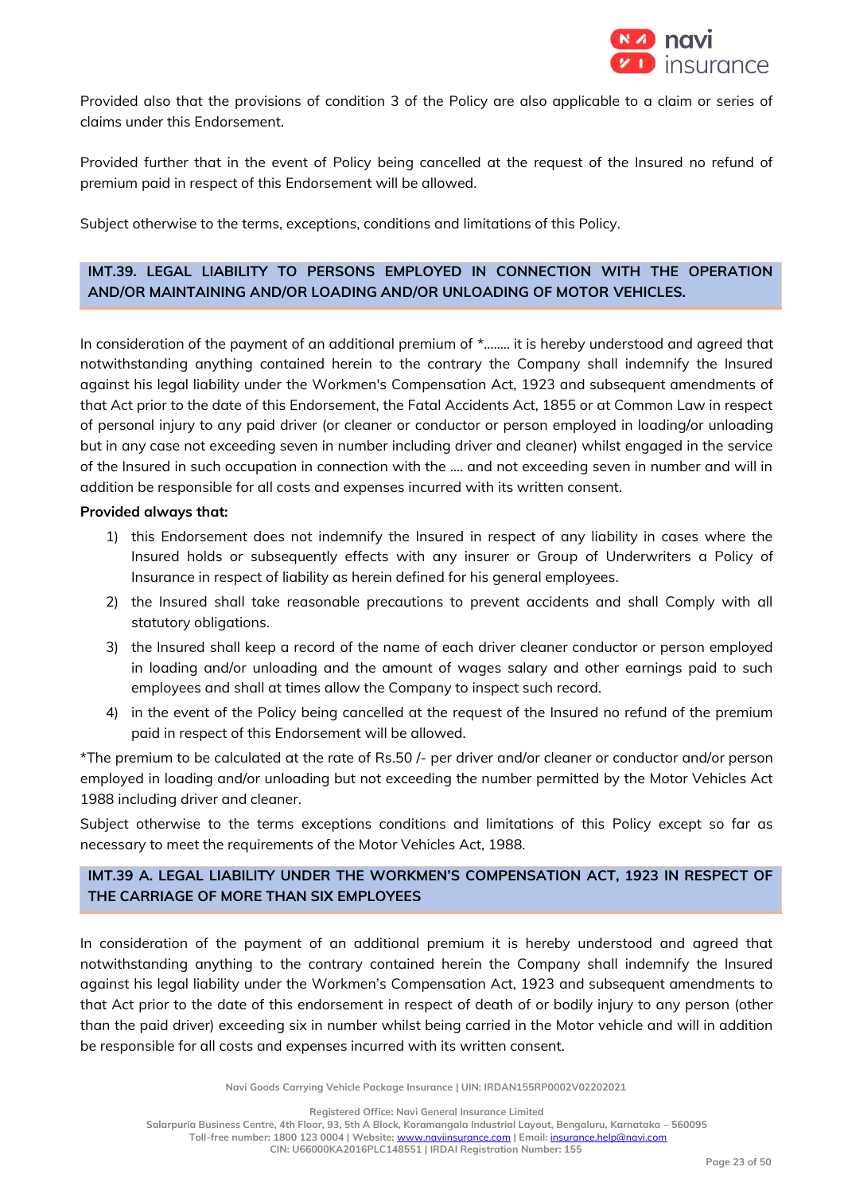Provided also that the provisions of condition 3 of the Policy are also applicable to a claim or series of claims under this Endorsement.

Provided further that in the event of Policy being cancelled at the request of the Insured no refund of premium paid in respect of this Endorsement will be allowed.

Subject otherwise to the terms, exceptions, conditions and limitations of this Policy.

## IMT.39. LEGAL LIABILITY TO PERSONS EMPLOYED IN CONNECTION WITH THE OPERATION AND/OR MAINTAINING AND/OR LOADING AND/OR UNLOADING OF MOTOR VEHICLES.

In consideration of the payment of an additional premium of *........ it is hereby understood and agreed that notwithstanding anything contained herein to the contrary the Company shall indemnify the Insured against his legal liability under the Workmen's Compensation Act, 1923 and subsequent amendments of that Act prior to the date of this Endorsement, the Fatal Accidents Act, 1855 or at Common Law in respect of personal injury to any paid driver (or cleaner or conductor or person employed in loading/or unloading but in any case not exceeding seven in number including driver and cleaner) whilst engaged in the service of the Insured in such occupation in connection with the .... and not exceeding seven in number and will in addition be responsible for all costs and expenses incurred with its written consent.

**Provided always that:**

1) this Endorsement does not indemnify the Insured in respect of any liability in cases where the Insured holds or subsequently effects with any insurer or Group of Underwriters a Policy of Insurance in respect of liability as herein defined for his general employees.
2) the Insured shall take reasonable precautions to prevent accidents and shall Comply with all statutory obligations.
3) the Insured shall keep a record of the name of each driver cleaner conductor or person employed in loading and/or unloading and the amount of wages salary and other earnings paid to such employees and shall at times allow the Company to inspect such record.
4) in the event of the Policy being cancelled at the request of the Insured no refund of the premium paid in respect of this Endorsement will be allowed.

*The premium to be calculated at the rate of Rs.50 /- per driver and/or cleaner or conductor and/or person employed in loading and/or unloading but not exceeding the number permitted by the Motor Vehicles Act 1988 including driver and cleaner.

Subject otherwise to the terms exceptions conditions and limitations of this Policy except so far as necessary to meet the requirements of the Motor Vehicles Act, 1988.

## IMT.39 A. LEGAL LIABILITY UNDER THE WORKMEN'S COMPENSATION ACT, 1923 IN RESPECT OF THE CARRIAGE OF MORE THAN SIX EMPLOYEES

In consideration of the payment of an additional premium it is hereby understood and agreed that notwithstanding anything to the contrary contained herein the Company shall indemnify the Insured against his legal liability under the Workmen's Compensation Act, 1923 and subsequent amendments to that Act prior to the date of this endorsement in respect of death of or bodily injury to any person (other than the paid driver) exceeding six in number whilst being carried in the Motor vehicle and will in addition be responsible for all costs and expenses incurred with its written consent.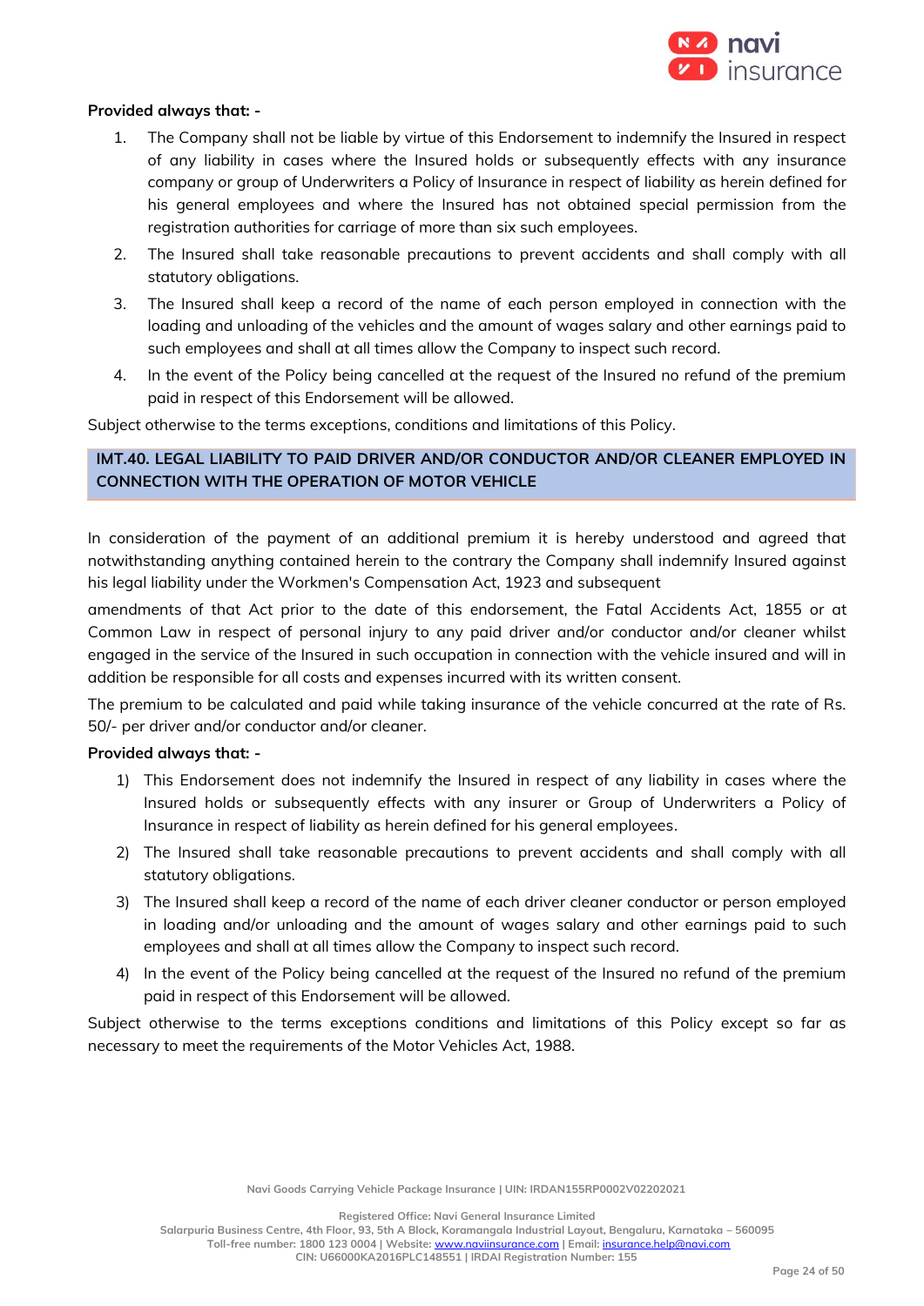**Provided always that: -**

1. The Company shall not be liable by virtue of this Endorsement to indemnify the Insured in respect of any liability in cases where the Insured holds or subsequently effects with any insurance company or group of Underwriters a Policy of Insurance in respect of liability as herein defined for his general employees and where the Insured has not obtained special permission from the registration authorities for carriage of more than six such employees.
2. The Insured shall take reasonable precautions to prevent accidents and shall comply with all statutory obligations.
3. The Insured shall keep a record of the name of each person employed in connection with the loading and unloading of the vehicles and the amount of wages salary and other earnings paid to such employees and shall at all times allow the Company to inspect such record.
4. In the event of the Policy being cancelled at the request of the Insured no refund of the premium paid in respect of this Endorsement will be allowed.

Subject otherwise to the terms exceptions, conditions and limitations of this Policy.

## IMT.40. LEGAL LIABILITY TO PAID DRIVER AND/OR CONDUCTOR AND/OR CLEANER EMPLOYED IN CONNECTION WITH THE OPERATION OF MOTOR VEHICLE

In consideration of the payment of an additional premium it is hereby understood and agreed that notwithstanding anything contained herein to the contrary the Company shall indemnify Insured against his legal liability under the Workmen's Compensation Act, 1923 and subsequent amendments of that Act prior to the date of this endorsement, the Fatal Accidents Act, 1855 or at Common Law in respect of personal injury to any paid driver and/or conductor and/or cleaner whilst engaged in the service of the Insured in such occupation in connection with the vehicle insured and will in addition be responsible for all costs and expenses incurred with its written consent.

The premium to be calculated and paid while taking insurance of the vehicle concurred at the rate of Rs. 50/- per driver and/or conductor and/or cleaner.

**Provided always that: -**

1) This Endorsement does not indemnify the Insured in respect of any liability in cases where the Insured holds or subsequently effects with any insurer or Group of Underwriters a Policy of Insurance in respect of liability as herein defined for his general employees.
2) The Insured shall take reasonable precautions to prevent accidents and shall comply with all statutory obligations.
3) The Insured shall keep a record of the name of each driver cleaner conductor or person employed in loading and/or unloading and the amount of wages salary and other earnings paid to such employees and shall at all times allow the Company to inspect such record.
4) In the event of the Policy being cancelled at the request of the Insured no refund of the premium paid in respect of this Endorsement will be allowed.

Subject otherwise to the terms exceptions conditions and limitations of this Policy except so far as necessary to meet the requirements of the Motor Vehicles Act, 1988.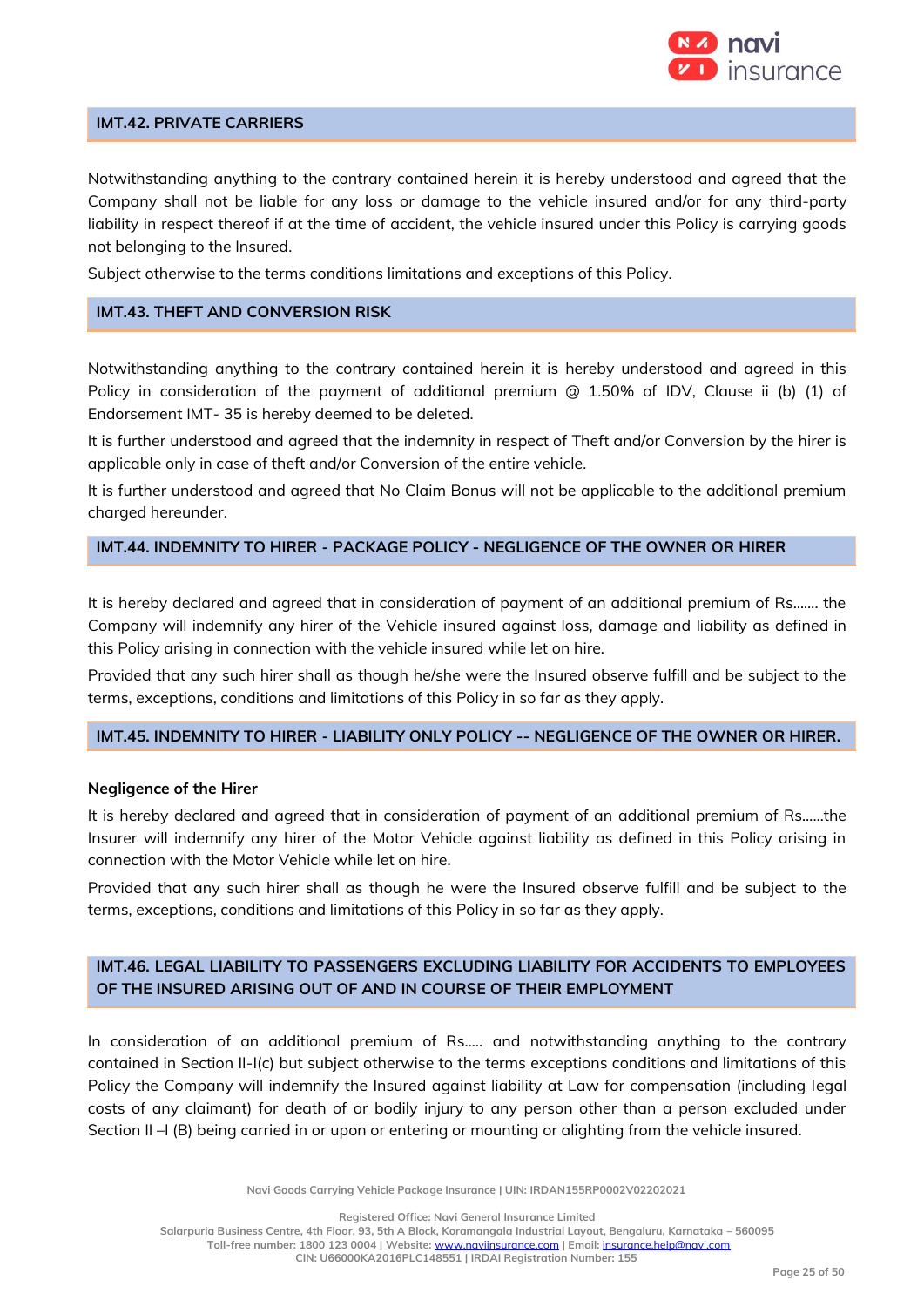## IMT.42. PRIVATE CARRIERS

Notwithstanding anything to the contrary contained herein it is hereby understood and agreed that the Company shall not be liable for any loss or damage to the vehicle insured and/or for any third-party liability in respect thereof if at the time of accident, the vehicle insured under this Policy is carrying goods not belonging to the Insured.

Subject otherwise to the terms conditions limitations and exceptions of this Policy.

## IMT.43. THEFT AND CONVERSION RISK

Notwithstanding anything to the contrary contained herein it is hereby understood and agreed in this Policy in consideration of the payment of additional premium @ 1.50% of IDV, Clause ii (b) (1) of Endorsement IMT- 35 is hereby deemed to be deleted.

It is further understood and agreed that the indemnity in respect of Theft and/or Conversion by the hirer is applicable only in case of theft and/or Conversion of the entire vehicle.

It is further understood and agreed that No Claim Bonus will not be applicable to the additional premium charged hereunder.

## IMT.44. INDEMNITY TO HIRER - PACKAGE POLICY - NEGLIGENCE OF THE OWNER OR HIRER

It is hereby declared and agreed that in consideration of payment of an additional premium of Rs....... the Company will indemnify any hirer of the Vehicle insured against loss, damage and liability as defined in this Policy arising in connection with the vehicle insured while let on hire.

Provided that any such hirer shall as though he/she were the Insured observe fulfill and be subject to the terms, exceptions, conditions and limitations of this Policy in so far as they apply.

## IMT.45. INDEMNITY TO HIRER - LIABILITY ONLY POLICY -- NEGLIGENCE OF THE OWNER OR HIRER.

**Negligence of the Hirer**

It is hereby declared and agreed that in consideration of payment of an additional premium of Rs......the Insurer will indemnify any hirer of the Motor Vehicle against liability as defined in this Policy arising in connection with the Motor Vehicle while let on hire.

Provided that any such hirer shall as though he were the Insured observe fulfill and be subject to the terms, exceptions, conditions and limitations of this Policy in so far as they apply.

## IMT.46. LEGAL LIABILITY TO PASSENGERS EXCLUDING LIABILITY FOR ACCIDENTS TO EMPLOYEES OF THE INSURED ARISING OUT OF AND IN COURSE OF THEIR EMPLOYMENT

In consideration of an additional premium of Rs..... and notwithstanding anything to the contrary contained in Section II-I(c) but subject otherwise to the terms exceptions conditions and limitations of this Policy the Company will indemnify the Insured against liability at Law for compensation (including legal costs of any claimant) for death of or bodily injury to any person other than a person excluded under Section II –I (B) being carried in or upon or entering or mounting or alighting from the vehicle insured.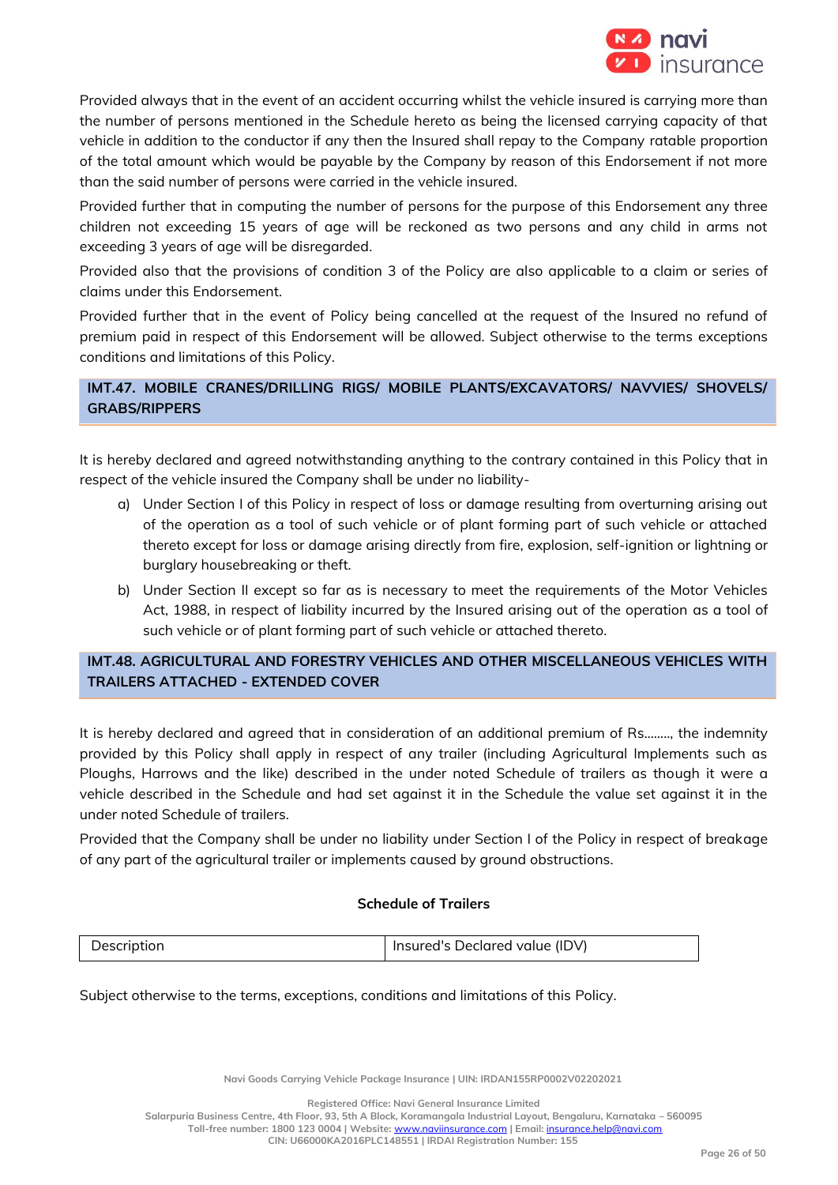Provided always that in the event of an accident occurring whilst the vehicle insured is carrying more than the number of persons mentioned in the Schedule hereto as being the licensed carrying capacity of that vehicle in addition to the conductor if any then the Insured shall repay to the Company ratable proportion of the total amount which would be payable by the Company by reason of this Endorsement if not more than the said number of persons were carried in the vehicle insured.

Provided further that in computing the number of persons for the purpose of this Endorsement any three children not exceeding 15 years of age will be reckoned as two persons and any child in arms not exceeding 3 years of age will be disregarded.

Provided also that the provisions of condition 3 of the Policy are also applicable to a claim or series of claims under this Endorsement.

Provided further that in the event of Policy being cancelled at the request of the Insured no refund of premium paid in respect of this Endorsement will be allowed. Subject otherwise to the terms exceptions conditions and limitations of this Policy.

## IMT.47. MOBILE CRANES/DRILLING RIGS/ MOBILE PLANTS/EXCAVATORS/ NAVVIES/ SHOVELS/ GRABS/RIPPERS

It is hereby declared and agreed notwithstanding anything to the contrary contained in this Policy that in respect of the vehicle insured the Company shall be under no liability-

a) Under Section I of this Policy in respect of loss or damage resulting from overturning arising out of the operation as a tool of such vehicle or of plant forming part of such vehicle or attached thereto except for loss or damage arising directly from fire, explosion, self-ignition or lightning or burglary housebreaking or theft.

b) Under Section II except so far as is necessary to meet the requirements of the Motor Vehicles Act, 1988, in respect of liability incurred by the Insured arising out of the operation as a tool of such vehicle or of plant forming part of such vehicle or attached thereto.

## IMT.48. AGRICULTURAL AND FORESTRY VEHICLES AND OTHER MISCELLANEOUS VEHICLES WITH TRAILERS ATTACHED - EXTENDED COVER

It is hereby declared and agreed that in consideration of an additional premium of Rs........, the indemnity provided by this Policy shall apply in respect of any trailer (including Agricultural Implements such as Ploughs, Harrows and the like) described in the under noted Schedule of trailers as though it were a vehicle described in the Schedule and had set against it in the Schedule the value set against it in the under noted Schedule of trailers.

Provided that the Company shall be under no liability under Section I of the Policy in respect of breakage of any part of the agricultural trailer or implements caused by ground obstructions.

**Schedule of Trailers**

| Description | Insured's Declared value (IDV) |
| --- | --- |

Subject otherwise to the terms, exceptions, conditions and limitations of this Policy.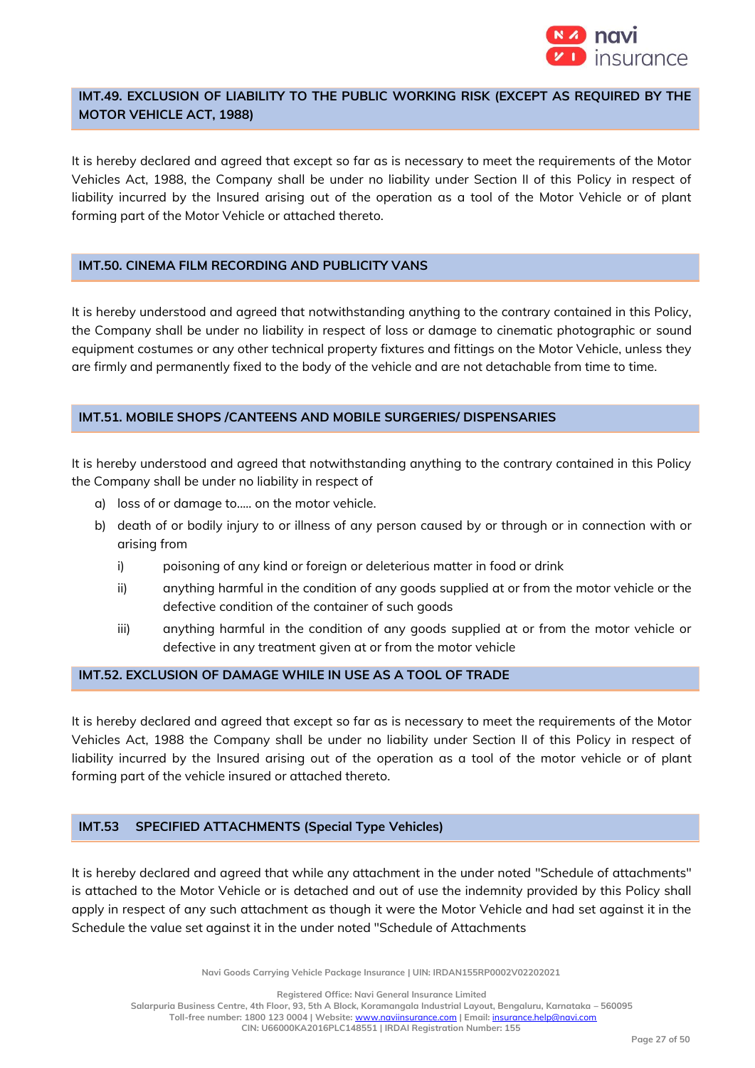## IMT.49. EXCLUSION OF LIABILITY TO THE PUBLIC WORKING RISK (EXCEPT AS REQUIRED BY THE MOTOR VEHICLE ACT, 1988)

It is hereby declared and agreed that except so far as is necessary to meet the requirements of the Motor Vehicles Act, 1988, the Company shall be under no liability under Section II of this Policy in respect of liability incurred by the Insured arising out of the operation as a tool of the Motor Vehicle or of plant forming part of the Motor Vehicle or attached thereto.

## IMT.50. CINEMA FILM RECORDING AND PUBLICITY VANS

It is hereby understood and agreed that notwithstanding anything to the contrary contained in this Policy, the Company shall be under no liability in respect of loss or damage to cinematic photographic or sound equipment costumes or any other technical property fixtures and fittings on the Motor Vehicle, unless they are firmly and permanently fixed to the body of the vehicle and are not detachable from time to time.

## IMT.51. MOBILE SHOPS /CANTEENS AND MOBILE SURGERIES/ DISPENSARIES

It is hereby understood and agreed that notwithstanding anything to the contrary contained in this Policy the Company shall be under no liability in respect of

a) loss of or damage to….. on the motor vehicle.

b) death of or bodily injury to or illness of any person caused by or through or in connection with or arising from

   i) poisoning of any kind or foreign or deleterious matter in food or drink

   ii) anything harmful in the condition of any goods supplied at or from the motor vehicle or the defective condition of the container of such goods

   iii) anything harmful in the condition of any goods supplied at or from the motor vehicle or defective in any treatment given at or from the motor vehicle

## IMT.52. EXCLUSION OF DAMAGE WHILE IN USE AS A TOOL OF TRADE

It is hereby declared and agreed that except so far as is necessary to meet the requirements of the Motor Vehicles Act, 1988 the Company shall be under no liability under Section II of this Policy in respect of liability incurred by the Insured arising out of the operation as a tool of the motor vehicle or of plant forming part of the vehicle insured or attached thereto.

## IMT.53 SPECIFIED ATTACHMENTS (Special Type Vehicles)

It is hereby declared and agreed that while any attachment in the under noted "Schedule of attachments" is attached to the Motor Vehicle or is detached and out of use the indemnity provided by this Policy shall apply in respect of any such attachment as though it were the Motor Vehicle and had set against it in the Schedule the value set against it in the under noted "Schedule of Attachments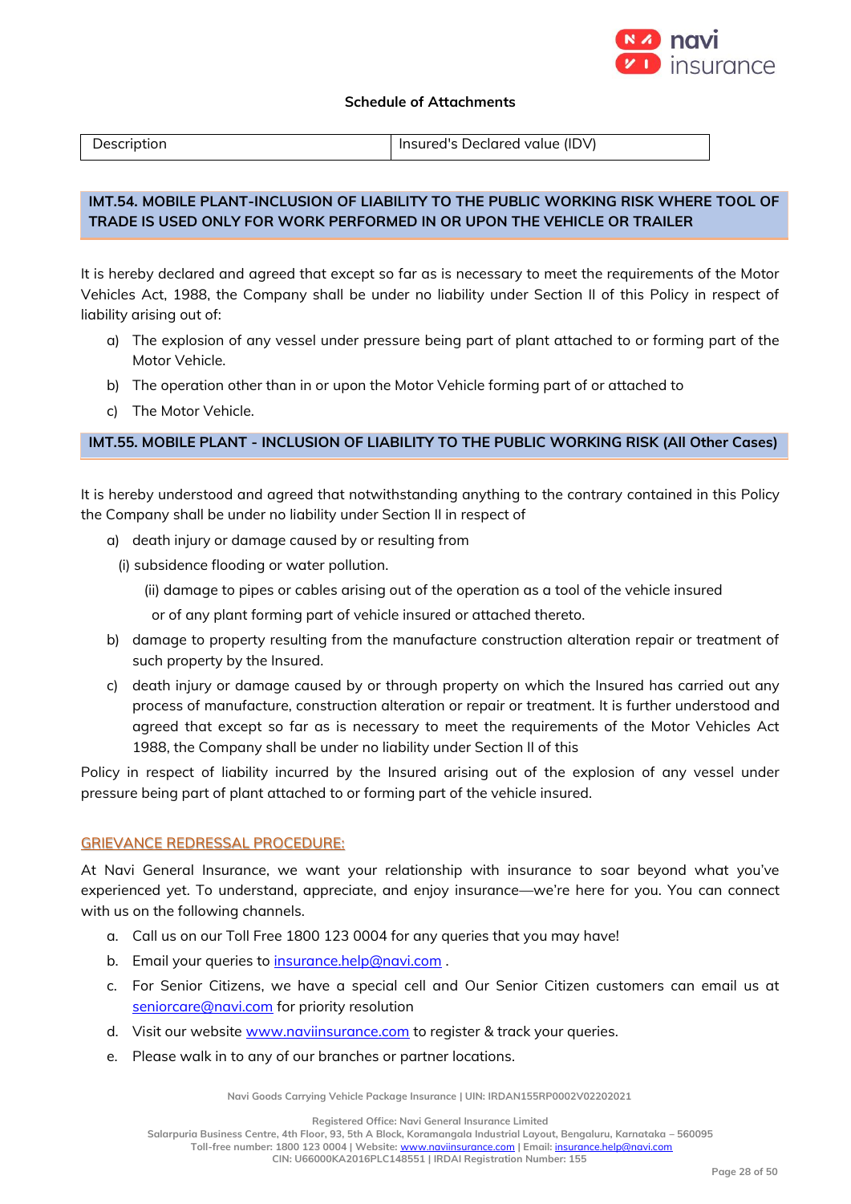**Schedule of Attachments**

| Description | Insured's Declared value (IDV) |
| --- | --- |

**IMT.54. MOBILE PLANT-INCLUSION OF LIABILITY TO THE PUBLIC WORKING RISK WHERE TOOL OF TRADE IS USED ONLY FOR WORK PERFORMED IN OR UPON THE VEHICLE OR TRAILER**

It is hereby declared and agreed that except so far as is necessary to meet the requirements of the Motor Vehicles Act, 1988, the Company shall be under no liability under Section II of this Policy in respect of liability arising out of:

a) The explosion of any vessel under pressure being part of plant attached to or forming part of the Motor Vehicle.

b) The operation other than in or upon the Motor Vehicle forming part of or attached to

c) The Motor Vehicle.

**IMT.55. MOBILE PLANT - INCLUSION OF LIABILITY TO THE PUBLIC WORKING RISK (All Other Cases)**

It is hereby understood and agreed that notwithstanding anything to the contrary contained in this Policy the Company shall be under no liability under Section II in respect of

a) death injury or damage caused by or resulting from

(i) subsidence flooding or water pollution.

(ii) damage to pipes or cables arising out of the operation as a tool of the vehicle insured or of any plant forming part of vehicle insured or attached thereto.

b) damage to property resulting from the manufacture construction alteration repair or treatment of such property by the Insured.

c) death injury or damage caused by or through property on which the Insured has carried out any process of manufacture, construction alteration or repair or treatment. It is further understood and agreed that except so far as is necessary to meet the requirements of the Motor Vehicles Act 1988, the Company shall be under no liability under Section II of this

Policy in respect of liability incurred by the Insured arising out of the explosion of any vessel under pressure being part of plant attached to or forming part of the vehicle insured.

## GRIEVANCE REDRESSAL PROCEDURE:

At Navi General Insurance, we want your relationship with insurance to soar beyond what you've experienced yet. To understand, appreciate, and enjoy insurance—we're here for you. You can connect with us on the following channels.

a. Call us on our Toll Free 1800 123 0004 for any queries that you may have!

b. Email your queries to insurance.help@navi.com .

c. For Senior Citizens, we have a special cell and Our Senior Citizen customers can email us at seniorcare@navi.com for priority resolution

d. Visit our website www.naviinsurance.com to register & track your queries.

e. Please walk in to any of our branches or partner locations.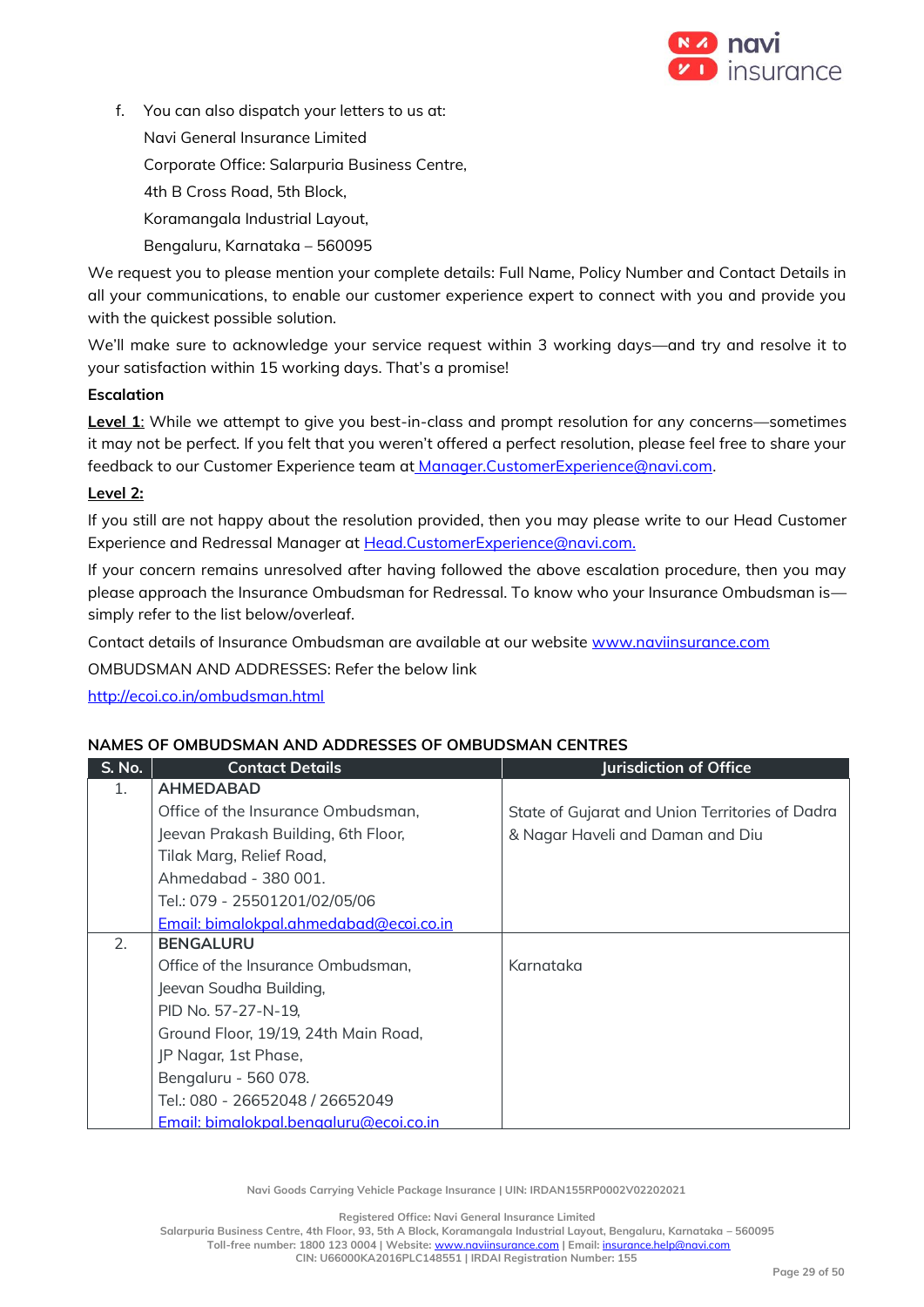f. You can also dispatch your letters to us at:

   Navi General Insurance Limited

   Corporate Office: Salarpuria Business Centre,

   4th B Cross Road, 5th Block,

   Koramangala Industrial Layout,

   Bengaluru, Karnataka – 560095

We request you to please mention your complete details: Full Name, Policy Number and Contact Details in all your communications, to enable our customer experience expert to connect with you and provide you with the quickest possible solution.

We'll make sure to acknowledge your service request within 3 working days—and try and resolve it to your satisfaction within 15 working days. That's a promise!

**Escalation**

**Level 1**: While we attempt to give you best-in-class and prompt resolution for any concerns—sometimes it may not be perfect. If you felt that you weren't offered a perfect resolution, please feel free to share your feedback to our Customer Experience team at Manager.CustomerExperience@navi.com.

**Level 2:**

If you still are not happy about the resolution provided, then you may please write to our Head Customer Experience and Redressal Manager at Head.CustomerExperience@navi.com.

If your concern remains unresolved after having followed the above escalation procedure, then you may please approach the Insurance Ombudsman for Redressal. To know who your Insurance Ombudsman is—simply refer to the list below/overleaf.

Contact details of Insurance Ombudsman are available at our website www.naviinsurance.com

OMBUDSMAN AND ADDRESSES: Refer the below link

http://ecoi.co.in/ombudsman.html

**NAMES OF OMBUDSMAN AND ADDRESSES OF OMBUDSMAN CENTRES**

| S. No. | Contact Details | Jurisdiction of Office |
|---|---|---|
| 1. | **AHMEDABAD**<br>Office of the Insurance Ombudsman,<br>Jeevan Prakash Building, 6th Floor,<br>Tilak Marg, Relief Road,<br>Ahmedabad - 380 001.<br>Tel.: 079 - 25501201/02/05/06<br>Email: bimalokpal.ahmedabad@ecoi.co.in | State of Gujarat and Union Territories of Dadra & Nagar Haveli and Daman and Diu |
| 2. | **BENGALURU**<br>Office of the Insurance Ombudsman,<br>Jeevan Soudha Building,<br>PID No. 57-27-N-19,<br>Ground Floor, 19/19, 24th Main Road,<br>JP Nagar, 1st Phase,<br>Bengaluru - 560 078.<br>Tel.: 080 - 26652048 / 26652049<br>Email: bimalokpal.bengaluru@ecoi.co.in | Karnataka |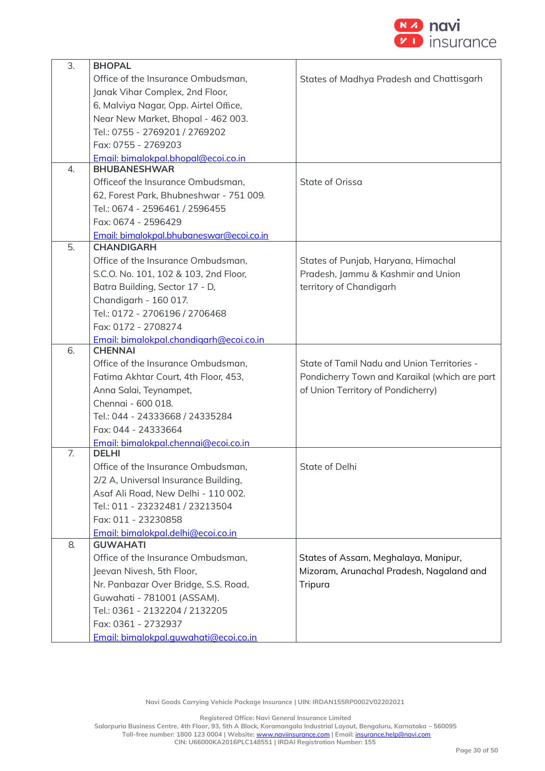| 3. | **BHOPAL**<br>Office of the Insurance Ombudsman,<br>Janak Vihar Complex, 2nd Floor,<br>6, Malviya Nagar, Opp. Airtel Office,<br>Near New Market, Bhopal - 462 003.<br>Tel.: 0755 - 2769201 / 2769202<br>Fax: 0755 - 2769203<br>Email: bimalokpal.bhopal@ecoi.co.in | States of Madhya Pradesh and Chattisgarh |
|---|---|---|
| 4. | **BHUBANESHWAR**<br>Officeof the Insurance Ombudsman,<br>62, Forest Park, Bhubneshwar - 751 009.<br>Tel.: 0674 - 2596461 / 2596455<br>Fax: 0674 - 2596429<br>Email: bimalokpal.bhubaneswar@ecoi.co.in | State of Orissa |
| 5. | **CHANDIGARH**<br>Office of the Insurance Ombudsman,<br>S.C.O. No. 101, 102 & 103, 2nd Floor,<br>Batra Building, Sector 17 - D,<br>Chandigarh - 160 017.<br>Tel.: 0172 - 2706196 / 2706468<br>Fax: 0172 - 2708274<br>Email: bimalokpal.chandigarh@ecoi.co.in | States of Punjab, Haryana, Himachal Pradesh, Jammu & Kashmir and Union territory of Chandigarh |
| 6. | **CHENNAI**<br>Office of the Insurance Ombudsman,<br>Fatima Akhtar Court, 4th Floor, 453,<br>Anna Salai, Teynampet,<br>Chennai - 600 018.<br>Tel.: 044 - 24333668 / 24335284<br>Fax: 044 - 24333664<br>Email: bimalokpal.chennai@ecoi.co.in | State of Tamil Nadu and Union Territories - Pondicherry Town and Karaikal (which are part of Union Territory of Pondicherry) |
| 7. | **DELHI**<br>Office of the Insurance Ombudsman,<br>2/2 A, Universal Insurance Building,<br>Asaf Ali Road, New Delhi - 110 002.<br>Tel.: 011 - 23232481 / 23213504<br>Fax: 011 - 23230858<br>Email: bimalokpal.delhi@ecoi.co.in | State of Delhi |
| 8. | **GUWAHATI**<br>Office of the Insurance Ombudsman,<br>Jeevan Nivesh, 5th Floor,<br>Nr. Panbazar Over Bridge, S.S. Road,<br>Guwahati - 781001 (ASSAM).<br>Tel.: 0361 - 2132204 / 2132205<br>Fax: 0361 - 2732937<br>Email: bimalokpal.guwahati@ecoi.co.in | States of Assam, Meghalaya, Manipur, Mizoram, Arunachal Pradesh, Nagaland and Tripura |

Navi Goods Carrying Vehicle Package Insurance | UIN: IRDAN155RP0002V02202021

Registered Office: Navi General Insurance Limited
Salarpuria Business Centre, 4th Floor, 93, 5th A Block, Koramangala Industrial Layout, Bengaluru, Karnataka – 560095
Toll-free number: 1800 123 0004 | Website: www.naviinsurance.com | Email: insurance.help@navi.com
CIN: U66000KA2016PLC148551 | IRDAI Registration Number: 155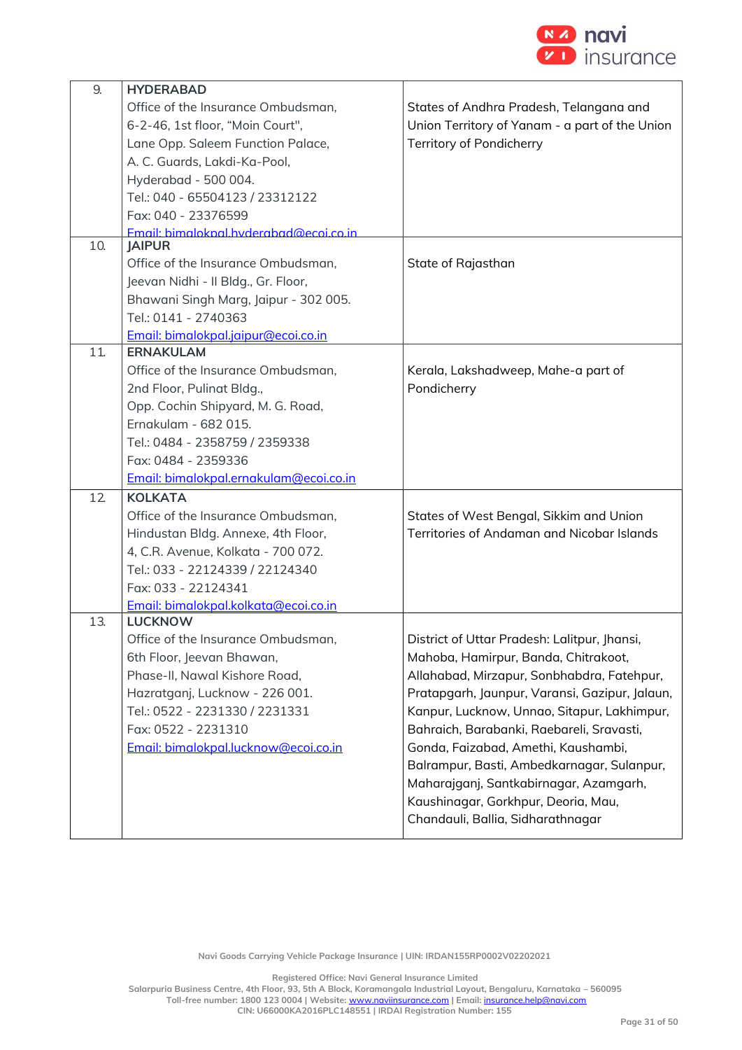| | | |
|---|---|---|
| 9. | **HYDERABAD**<br>Office of the Insurance Ombudsman,<br>6-2-46, 1st floor, "Moin Court",<br>Lane Opp. Saleem Function Palace,<br>A. C. Guards, Lakdi-Ka-Pool,<br>Hyderabad - 500 004.<br>Tel.: 040 - 65504123 / 23312122<br>Fax: 040 - 23376599<br>Email: bimalokpal.hyderabad@ecoi.co.in | States of Andhra Pradesh, Telangana and Union Territory of Yanam - a part of the Union Territory of Pondicherry |
| 10. | **JAIPUR**<br>Office of the Insurance Ombudsman,<br>Jeevan Nidhi - II Bldg., Gr. Floor,<br>Bhawani Singh Marg, Jaipur - 302 005.<br>Tel.: 0141 - 2740363<br>Email: bimalokpal.jaipur@ecoi.co.in | State of Rajasthan |
| 11. | **ERNAKULAM**<br>Office of the Insurance Ombudsman,<br>2nd Floor, Pulinat Bldg.,<br>Opp. Cochin Shipyard, M. G. Road,<br>Ernakulam - 682 015.<br>Tel.: 0484 - 2358759 / 2359338<br>Fax: 0484 - 2359336<br>Email: bimalokpal.ernakulam@ecoi.co.in | Kerala, Lakshadweep, Mahe-a part of Pondicherry |
| 12. | **KOLKATA**<br>Office of the Insurance Ombudsman,<br>Hindustan Bldg. Annexe, 4th Floor,<br>4, C.R. Avenue, Kolkata - 700 072.<br>Tel.: 033 - 22124339 / 22124340<br>Fax: 033 - 22124341<br>Email: bimalokpal.kolkata@ecoi.co.in | States of West Bengal, Sikkim and Union Territories of Andaman and Nicobar Islands |
| 13. | **LUCKNOW**<br>Office of the Insurance Ombudsman,<br>6th Floor, Jeevan Bhawan,<br>Phase-II, Nawal Kishore Road,<br>Hazratganj, Lucknow - 226 001.<br>Tel.: 0522 - 2231330 / 2231331<br>Fax: 0522 - 2231310<br>Email: bimalokpal.lucknow@ecoi.co.in | District of Uttar Pradesh: Lalitpur, Jhansi, Mahoba, Hamirpur, Banda, Chitrakoot, Allahabad, Mirzapur, Sonbhabdra, Fatehpur, Pratapgarh, Jaunpur, Varansi, Gazipur, Jalaun, Kanpur, Lucknow, Unnao, Sitapur, Lakhimpur, Bahraich, Barabanki, Raebareli, Sravasti, Gonda, Faizabad, Amethi, Kaushambi, Balrampur, Basti, Ambedkarnagar, Sulanpur, Maharajganj, Santkabirnagar, Azamgarh, Kaushinagar, Gorkhpur, Deoria, Mau, Chandauli, Ballia, Sidharathnagar |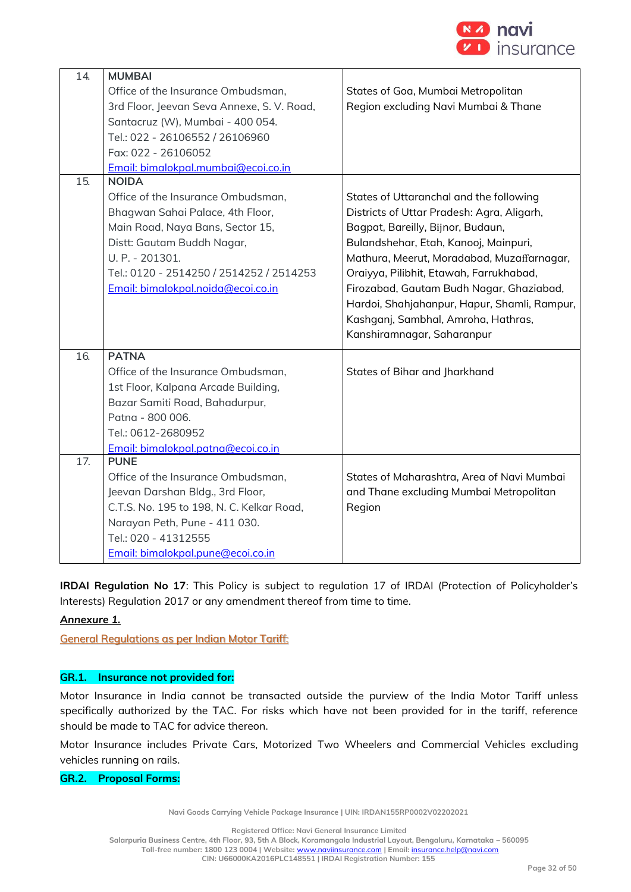| | | |
|---|---|---|
| 14. | **MUMBAI**<br>Office of the Insurance Ombudsman,<br>3rd Floor, Jeevan Seva Annexe, S. V. Road,<br>Santacruz (W), Mumbai - 400 054.<br>Tel.: 022 - 26106552 / 26106960<br>Fax: 022 - 26106052<br>Email: bimalokpal.mumbai@ecoi.co.in | States of Goa, Mumbai Metropolitan Region excluding Navi Mumbai & Thane |
| 15. | **NOIDA**<br>Office of the Insurance Ombudsman,<br>Bhagwan Sahai Palace, 4th Floor,<br>Main Road, Naya Bans, Sector 15,<br>Distt: Gautam Buddh Nagar,<br>U. P. - 201301.<br>Tel.: 0120 - 2514250 / 2514252 / 2514253<br>Email: bimalokpal.noida@ecoi.co.in | States of Uttaranchal and the following Districts of Uttar Pradesh: Agra, Aligarh, Bagpat, Bareilly, Bijnor, Budaun, Bulandshehar, Etah, Kanooj, Mainpuri, Mathura, Meerut, Moradabad, Muzaffarnagar, Oraiyya, Pilibhit, Etawah, Farrukhabad, Firozabad, Gautam Budh Nagar, Ghaziabad, Hardoi, Shahjahanpur, Hapur, Shamli, Rampur, Kashganj, Sambhal, Amroha, Hathras, Kanshiramnagar, Saharanpur |
| 16. | **PATNA**<br>Office of the Insurance Ombudsman,<br>1st Floor, Kalpana Arcade Building,<br>Bazar Samiti Road, Bahadurpur,<br>Patna - 800 006.<br>Tel.: 0612-2680952<br>Email: bimalokpal.patna@ecoi.co.in | States of Bihar and Jharkhand |
| 17. | **PUNE**<br>Office of the Insurance Ombudsman,<br>Jeevan Darshan Bldg., 3rd Floor,<br>C.T.S. No. 195 to 198, N. C. Kelkar Road,<br>Narayan Peth, Pune - 411 030.<br>Tel.: 020 - 41312555<br>Email: bimalokpal.pune@ecoi.co.in | States of Maharashtra, Area of Navi Mumbai and Thane excluding Mumbai Metropolitan Region |

**IRDAI Regulation No 17**: This Policy is subject to regulation 17 of IRDAI (Protection of Policyholder's Interests) Regulation 2017 or any amendment thereof from time to time.

**Annexure 1.**

General Regulations as per Indian Motor Tariff:

**GR.1. Insurance not provided for:**

Motor Insurance in India cannot be transacted outside the purview of the India Motor Tariff unless specifically authorized by the TAC. For risks which have not been provided for in the tariff, reference should be made to TAC for advice thereon.

Motor Insurance includes Private Cars, Motorized Two Wheelers and Commercial Vehicles excluding vehicles running on rails.

**GR.2. Proposal Forms:**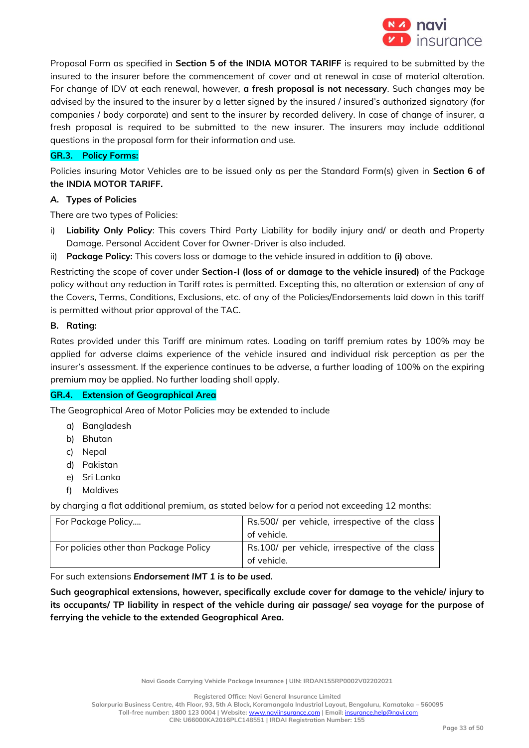Proposal Form as specified in **Section 5 of the INDIA MOTOR TARIFF** is required to be submitted by the insured to the insurer before the commencement of cover and at renewal in case of material alteration. For change of IDV at each renewal, however, **a fresh proposal is not necessary**. Such changes may be advised by the insured to the insurer by a letter signed by the insured / insured's authorized signatory (for companies / body corporate) and sent to the insurer by recorded delivery. In case of change of insurer, a fresh proposal is required to be submitted to the new insurer. The insurers may include additional questions in the proposal form for their information and use.

### GR.3. Policy Forms:

Policies insuring Motor Vehicles are to be issued only as per the Standard Form(s) given in **Section 6 of the INDIA MOTOR TARIFF.**

#### A. Types of Policies

There are two types of Policies:

i) **Liability Only Policy**: This covers Third Party Liability for bodily injury and/ or death and Property Damage. Personal Accident Cover for Owner-Driver is also included.
ii) **Package Policy:** This covers loss or damage to the vehicle insured in addition to **(i)** above.

Restricting the scope of cover under **Section-I (loss of or damage to the vehicle insured)** of the Package policy without any reduction in Tariff rates is permitted. Excepting this, no alteration or extension of any of the Covers, Terms, Conditions, Exclusions, etc. of any of the Policies/Endorsements laid down in this tariff is permitted without prior approval of the TAC.

#### B. Rating:

Rates provided under this Tariff are minimum rates. Loading on tariff premium rates by 100% may be applied for adverse claims experience of the vehicle insured and individual risk perception as per the insurer's assessment. If the experience continues to be adverse, a further loading of 100% on the expiring premium may be applied. No further loading shall apply.

### GR.4. Extension of Geographical Area

The Geographical Area of Motor Policies may be extended to include

a) Bangladesh
b) Bhutan
c) Nepal
d) Pakistan
e) Sri Lanka
f) Maldives

by charging a flat additional premium, as stated below for a period not exceeding 12 months:

| For Package Policy.... | Rs.500/ per vehicle, irrespective of the class of vehicle. |
|---|---|
| For policies other than Package Policy | Rs.100/ per vehicle, irrespective of the class of vehicle. |

For such extensions ***Endorsement IMT 1 is to be used.***

**Such geographical extensions, however, specifically exclude cover for damage to the vehicle/ injury to its occupants/ TP liability in respect of the vehicle during air passage/ sea voyage for the purpose of ferrying the vehicle to the extended Geographical Area.**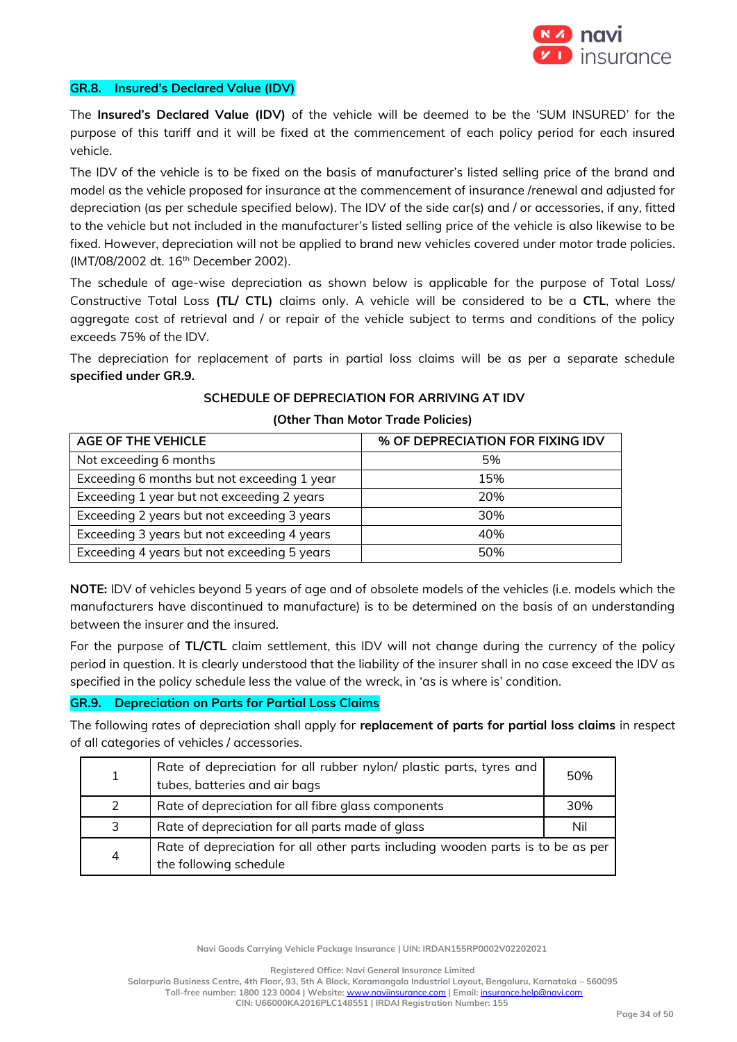## GR.8. Insured's Declared Value (IDV)

The **Insured's Declared Value (IDV)** of the vehicle will be deemed to be the 'SUM INSURED' for the purpose of this tariff and it will be fixed at the commencement of each policy period for each insured vehicle.

The IDV of the vehicle is to be fixed on the basis of manufacturer's listed selling price of the brand and model as the vehicle proposed for insurance at the commencement of insurance /renewal and adjusted for depreciation (as per schedule specified below). The IDV of the side car(s) and / or accessories, if any, fitted to the vehicle but not included in the manufacturer's listed selling price of the vehicle is also likewise to be fixed. However, depreciation will not be applied to brand new vehicles covered under motor trade policies. (IMT/08/2002 dt. 16th December 2002).

The schedule of age-wise depreciation as shown below is applicable for the purpose of Total Loss/ Constructive Total Loss **(TL/ CTL)** claims only. A vehicle will be considered to be a **CTL**, where the aggregate cost of retrieval and / or repair of the vehicle subject to terms and conditions of the policy exceeds 75% of the IDV.

The depreciation for replacement of parts in partial loss claims will be as per a separate schedule **specified under GR.9.**

**SCHEDULE OF DEPRECIATION FOR ARRIVING AT IDV**

**(Other Than Motor Trade Policies)**

| AGE OF THE VEHICLE | % OF DEPRECIATION FOR FIXING IDV |
|---|---|
| Not exceeding 6 months | 5% |
| Exceeding 6 months but not exceeding 1 year | 15% |
| Exceeding 1 year but not exceeding 2 years | 20% |
| Exceeding 2 years but not exceeding 3 years | 30% |
| Exceeding 3 years but not exceeding 4 years | 40% |
| Exceeding 4 years but not exceeding 5 years | 50% |

**NOTE:** IDV of vehicles beyond 5 years of age and of obsolete models of the vehicles (i.e. models which the manufacturers have discontinued to manufacture) is to be determined on the basis of an understanding between the insurer and the insured.

For the purpose of **TL/CTL** claim settlement, this IDV will not change during the currency of the policy period in question. It is clearly understood that the liability of the insurer shall in no case exceed the IDV as specified in the policy schedule less the value of the wreck, in 'as is where is' condition.

## GR.9. Depreciation on Parts for Partial Loss Claims

The following rates of depreciation shall apply for **replacement of parts for partial loss claims** in respect of all categories of vehicles / accessories.

| | | |
|---|---|---|
| 1 | Rate of depreciation for all rubber nylon/ plastic parts, tyres and tubes, batteries and air bags | 50% |
| 2 | Rate of depreciation for all fibre glass components | 30% |
| 3 | Rate of depreciation for all parts made of glass | Nil |
| 4 | Rate of depreciation for all other parts including wooden parts is to be as per the following schedule | |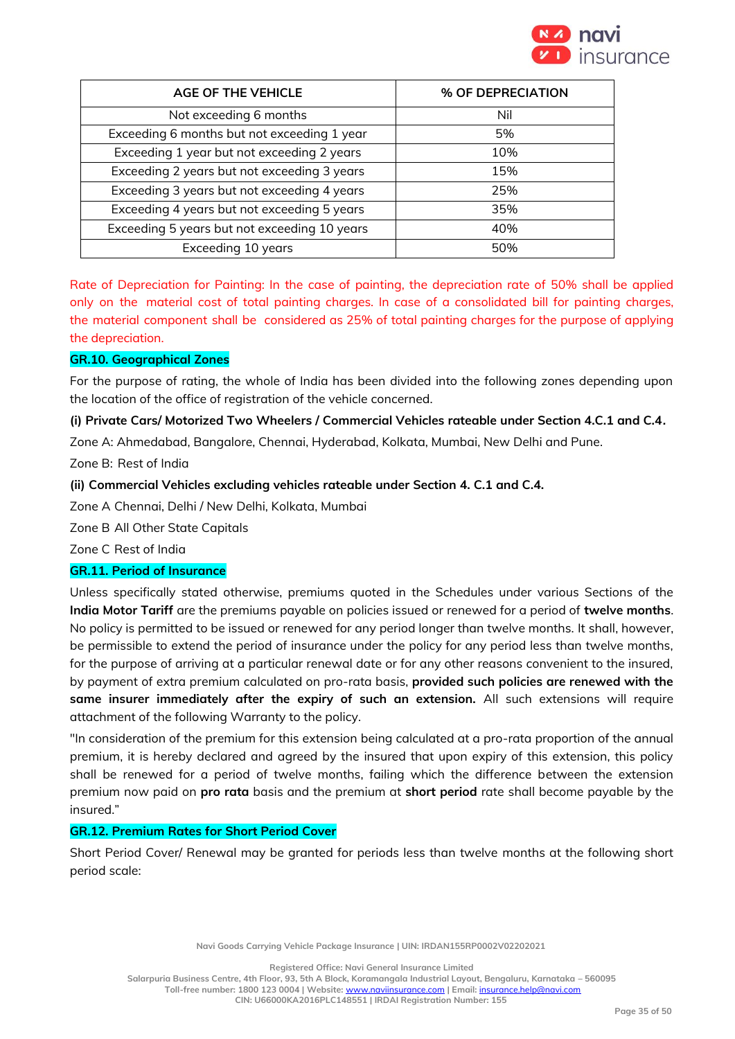| AGE OF THE VEHICLE | % OF DEPRECIATION |
|---|---|
| Not exceeding 6 months | Nil |
| Exceeding 6 months but not exceeding 1 year | 5% |
| Exceeding 1 year but not exceeding 2 years | 10% |
| Exceeding 2 years but not exceeding 3 years | 15% |
| Exceeding 3 years but not exceeding 4 years | 25% |
| Exceeding 4 years but not exceeding 5 years | 35% |
| Exceeding 5 years but not exceeding 10 years | 40% |
| Exceeding 10 years | 50% |

Rate of Depreciation for Painting: In the case of painting, the depreciation rate of 50% shall be applied only on the material cost of total painting charges. In case of a consolidated bill for painting charges, the material component shall be considered as 25% of total painting charges for the purpose of applying the depreciation.

## GR.10. Geographical Zones

For the purpose of rating, the whole of India has been divided into the following zones depending upon the location of the office of registration of the vehicle concerned.

**(i) Private Cars/ Motorized Two Wheelers / Commercial Vehicles rateable under Section 4.C.1 and C.4.**

Zone A: Ahmedabad, Bangalore, Chennai, Hyderabad, Kolkata, Mumbai, New Delhi and Pune.

Zone B: Rest of India

**(ii) Commercial Vehicles excluding vehicles rateable under Section 4. C.1 and C.4.**

Zone A Chennai, Delhi / New Delhi, Kolkata, Mumbai

Zone B All Other State Capitals

Zone C Rest of India

## GR.11. Period of Insurance

Unless specifically stated otherwise, premiums quoted in the Schedules under various Sections of the **India Motor Tariff** are the premiums payable on policies issued or renewed for a period of **twelve months**. No policy is permitted to be issued or renewed for any period longer than twelve months. It shall, however, be permissible to extend the period of insurance under the policy for any period less than twelve months, for the purpose of arriving at a particular renewal date or for any other reasons convenient to the insured, by payment of extra premium calculated on pro-rata basis, **provided such policies are renewed with the same insurer immediately after the expiry of such an extension.** All such extensions will require attachment of the following Warranty to the policy.

"In consideration of the premium for this extension being calculated at a pro-rata proportion of the annual premium, it is hereby declared and agreed by the insured that upon expiry of this extension, this policy shall be renewed for a period of twelve months, failing which the difference between the extension premium now paid on **pro rata** basis and the premium at **short period** rate shall become payable by the insured."

## GR.12. Premium Rates for Short Period Cover

Short Period Cover/ Renewal may be granted for periods less than twelve months at the following short period scale: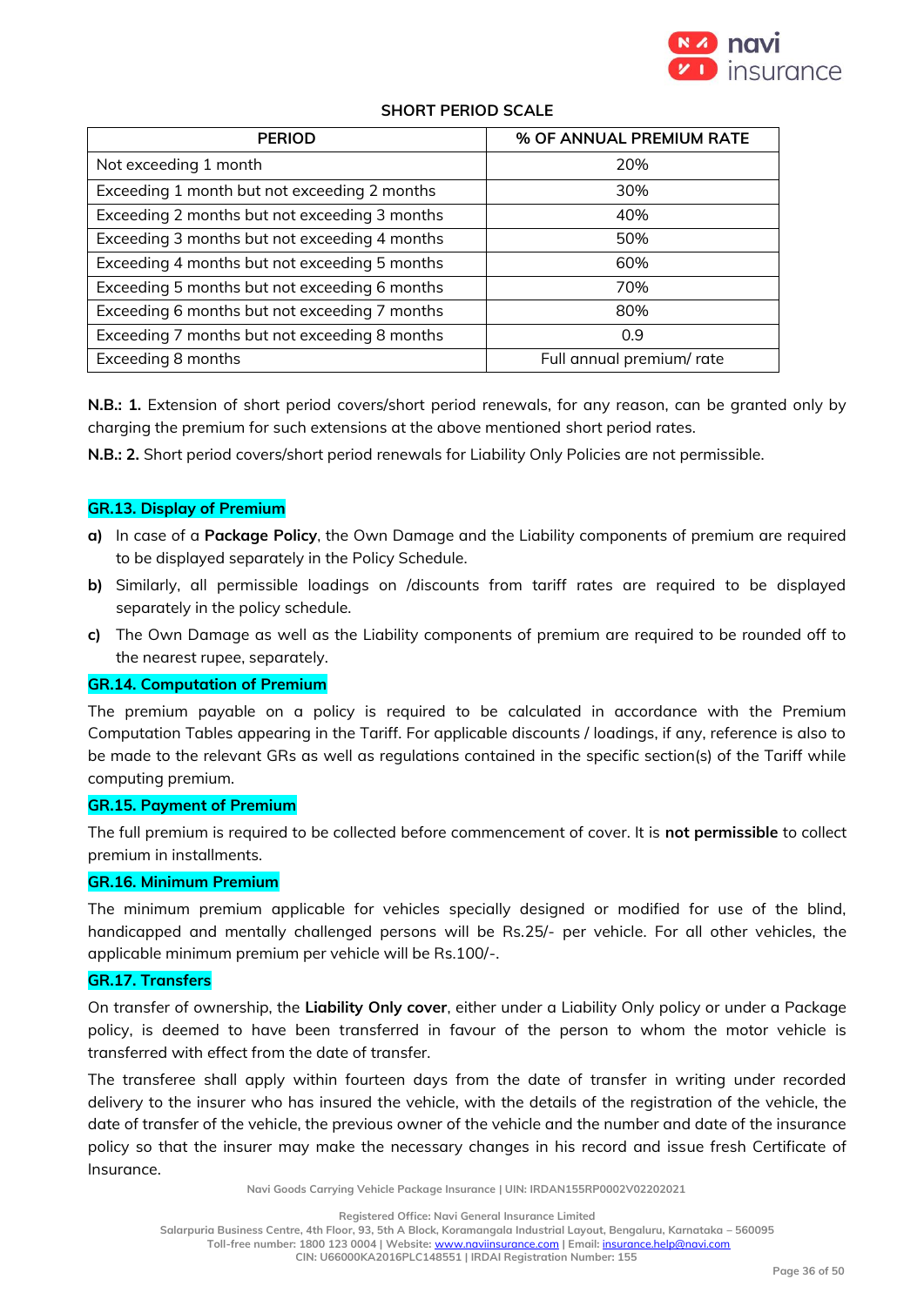**SHORT PERIOD SCALE**

| PERIOD | % OF ANNUAL PREMIUM RATE |
|---|---|
| Not exceeding 1 month | 20% |
| Exceeding 1 month but not exceeding 2 months | 30% |
| Exceeding 2 months but not exceeding 3 months | 40% |
| Exceeding 3 months but not exceeding 4 months | 50% |
| Exceeding 4 months but not exceeding 5 months | 60% |
| Exceeding 5 months but not exceeding 6 months | 70% |
| Exceeding 6 months but not exceeding 7 months | 80% |
| Exceeding 7 months but not exceeding 8 months | 0.9 |
| Exceeding 8 months | Full annual premium/ rate |

**N.B.: 1.** Extension of short period covers/short period renewals, for any reason, can be granted only by charging the premium for such extensions at the above mentioned short period rates.

**N.B.: 2.** Short period covers/short period renewals for Liability Only Policies are not permissible.

## GR.13. Display of Premium

**a)** In case of a **Package Policy**, the Own Damage and the Liability components of premium are required to be displayed separately in the Policy Schedule.

**b)** Similarly, all permissible loadings on /discounts from tariff rates are required to be displayed separately in the policy schedule.

**c)** The Own Damage as well as the Liability components of premium are required to be rounded off to the nearest rupee, separately.

## GR.14. Computation of Premium

The premium payable on a policy is required to be calculated in accordance with the Premium Computation Tables appearing in the Tariff. For applicable discounts / loadings, if any, reference is also to be made to the relevant GRs as well as regulations contained in the specific section(s) of the Tariff while computing premium.

## GR.15. Payment of Premium

The full premium is required to be collected before commencement of cover. It is **not permissible** to collect premium in installments.

## GR.16. Minimum Premium

The minimum premium applicable for vehicles specially designed or modified for use of the blind, handicapped and mentally challenged persons will be Rs.25/- per vehicle. For all other vehicles, the applicable minimum premium per vehicle will be Rs.100/-.

## GR.17. Transfers

On transfer of ownership, the **Liability Only cover**, either under a Liability Only policy or under a Package policy, is deemed to have been transferred in favour of the person to whom the motor vehicle is transferred with effect from the date of transfer.

The transferee shall apply within fourteen days from the date of transfer in writing under recorded delivery to the insurer who has insured the vehicle, with the details of the registration of the vehicle, the date of transfer of the vehicle, the previous owner of the vehicle and the number and date of the insurance policy so that the insurer may make the necessary changes in his record and issue fresh Certificate of Insurance.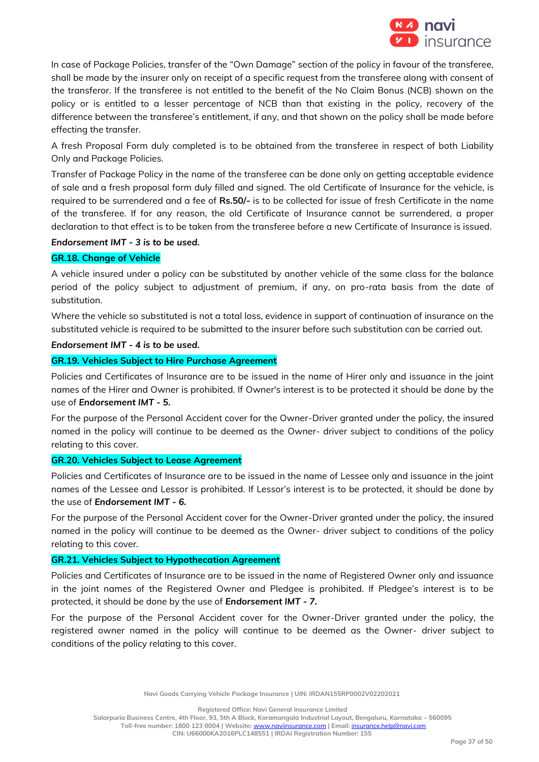In case of Package Policies, transfer of the "Own Damage" section of the policy in favour of the transferee, shall be made by the insurer only on receipt of a specific request from the transferee along with consent of the transferor. If the transferee is not entitled to the benefit of the No Claim Bonus (NCB) shown on the policy or is entitled to a lesser percentage of NCB than that existing in the policy, recovery of the difference between the transferee's entitlement, if any, and that shown on the policy shall be made before effecting the transfer.

A fresh Proposal Form duly completed is to be obtained from the transferee in respect of both Liability Only and Package Policies.

Transfer of Package Policy in the name of the transferee can be done only on getting acceptable evidence of sale and a fresh proposal form duly filled and signed. The old Certificate of Insurance for the vehicle, is required to be surrendered and a fee of **Rs.50/-** is to be collected for issue of fresh Certificate in the name of the transferee. If for any reason, the old Certificate of Insurance cannot be surrendered, a proper declaration to that effect is to be taken from the transferee before a new Certificate of Insurance is issued.

***Endorsement IMT - 3 is to be used.***

**GR.18. Change of Vehicle**

A vehicle insured under a policy can be substituted by another vehicle of the same class for the balance period of the policy subject to adjustment of premium, if any, on pro-rata basis from the date of substitution.

Where the vehicle so substituted is not a total loss, evidence in support of continuation of insurance on the substituted vehicle is required to be submitted to the insurer before such substitution can be carried out.

***Endorsement IMT - 4 is to be used.***

**GR.19. Vehicles Subject to Hire Purchase Agreement**

Policies and Certificates of Insurance are to be issued in the name of Hirer only and issuance in the joint names of the Hirer and Owner is prohibited. If Owner's interest is to be protected it should be done by the use of ***Endorsement IMT - 5.***

For the purpose of the Personal Accident cover for the Owner-Driver granted under the policy, the insured named in the policy will continue to be deemed as the Owner- driver subject to conditions of the policy relating to this cover.

**GR.20. Vehicles Subject to Lease Agreement**

Policies and Certificates of Insurance are to be issued in the name of Lessee only and issuance in the joint names of the Lessee and Lessor is prohibited. If Lessor's interest is to be protected, it should be done by the use of ***Endorsement IMT - 6.***

For the purpose of the Personal Accident cover for the Owner-Driver granted under the policy, the insured named in the policy will continue to be deemed as the Owner- driver subject to conditions of the policy relating to this cover.

**GR.21. Vehicles Subject to Hypothecation Agreement**

Policies and Certificates of Insurance are to be issued in the name of Registered Owner only and issuance in the joint names of the Registered Owner and Pledgee is prohibited. If Pledgee's interest is to be protected, it should be done by the use of ***Endorsement IMT - 7.***

For the purpose of the Personal Accident cover for the Owner-Driver granted under the policy, the registered owner named in the policy will continue to be deemed as the Owner- driver subject to conditions of the policy relating to this cover.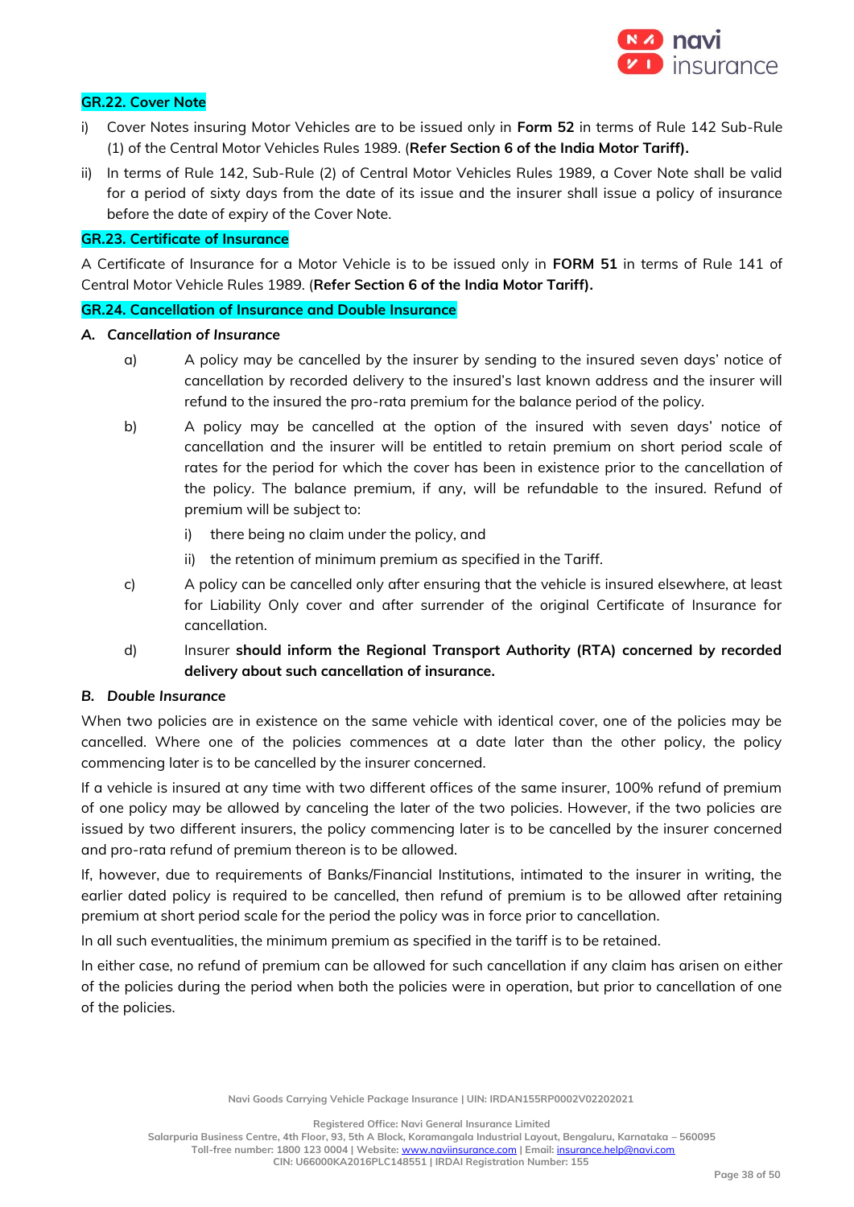### GR.22. Cover Note

i) Cover Notes insuring Motor Vehicles are to be issued only in **Form 52** in terms of Rule 142 Sub-Rule (1) of the Central Motor Vehicles Rules 1989. (**Refer Section 6 of the India Motor Tariff).**

ii) In terms of Rule 142, Sub-Rule (2) of Central Motor Vehicles Rules 1989, a Cover Note shall be valid for a period of sixty days from the date of its issue and the insurer shall issue a policy of insurance before the date of expiry of the Cover Note.

### GR.23. Certificate of Insurance

A Certificate of Insurance for a Motor Vehicle is to be issued only in **FORM 51** in terms of Rule 141 of Central Motor Vehicle Rules 1989. (**Refer Section 6 of the India Motor Tariff).**

### GR.24. Cancellation of Insurance and Double Insurance

***A. Cancellation of Insurance***

a) A policy may be cancelled by the insurer by sending to the insured seven days' notice of cancellation by recorded delivery to the insured's last known address and the insurer will refund to the insured the pro-rata premium for the balance period of the policy.

b) A policy may be cancelled at the option of the insured with seven days' notice of cancellation and the insurer will be entitled to retain premium on short period scale of rates for the period for which the cover has been in existence prior to the cancellation of the policy. The balance premium, if any, will be refundable to the insured. Refund of premium will be subject to:

   i) there being no claim under the policy, and

   ii) the retention of minimum premium as specified in the Tariff.

c) A policy can be cancelled only after ensuring that the vehicle is insured elsewhere, at least for Liability Only cover and after surrender of the original Certificate of Insurance for cancellation.

d) Insurer **should inform the Regional Transport Authority (RTA) concerned by recorded delivery about such cancellation of insurance.**

***B. Double Insurance***

When two policies are in existence on the same vehicle with identical cover, one of the policies may be cancelled. Where one of the policies commences at a date later than the other policy, the policy commencing later is to be cancelled by the insurer concerned.

If a vehicle is insured at any time with two different offices of the same insurer, 100% refund of premium of one policy may be allowed by canceling the later of the two policies. However, if the two policies are issued by two different insurers, the policy commencing later is to be cancelled by the insurer concerned and pro-rata refund of premium thereon is to be allowed.

If, however, due to requirements of Banks/Financial Institutions, intimated to the insurer in writing, the earlier dated policy is required to be cancelled, then refund of premium is to be allowed after retaining premium at short period scale for the period the policy was in force prior to cancellation.

In all such eventualities, the minimum premium as specified in the tariff is to be retained.

In either case, no refund of premium can be allowed for such cancellation if any claim has arisen on either of the policies during the period when both the policies were in operation, but prior to cancellation of one of the policies.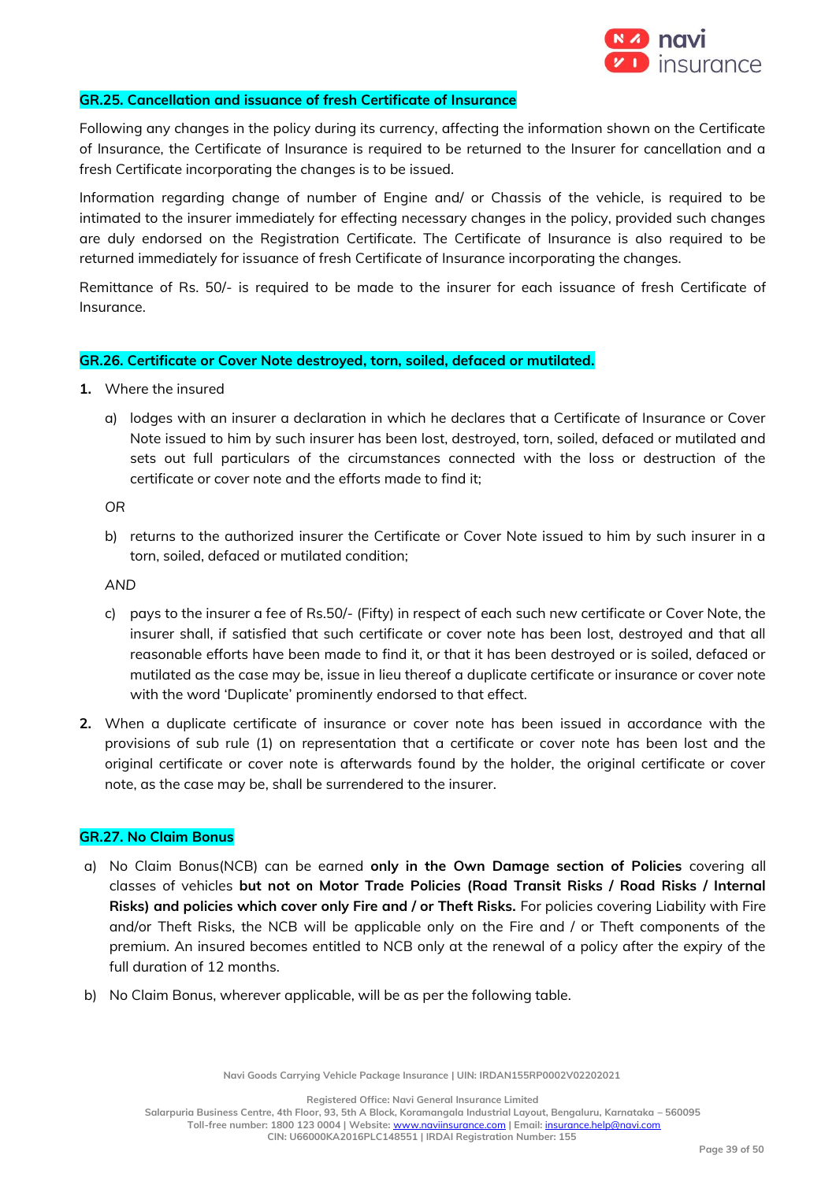### GR.25. Cancellation and issuance of fresh Certificate of Insurance

Following any changes in the policy during its currency, affecting the information shown on the Certificate of Insurance, the Certificate of Insurance is required to be returned to the Insurer for cancellation and a fresh Certificate incorporating the changes is to be issued.

Information regarding change of number of Engine and/ or Chassis of the vehicle, is required to be intimated to the insurer immediately for effecting necessary changes in the policy, provided such changes are duly endorsed on the Registration Certificate. The Certificate of Insurance is also required to be returned immediately for issuance of fresh Certificate of Insurance incorporating the changes.

Remittance of Rs. 50/- is required to be made to the insurer for each issuance of fresh Certificate of Insurance.

### GR.26. Certificate or Cover Note destroyed, torn, soiled, defaced or mutilated.

1. Where the insured

   a) lodges with an insurer a declaration in which he declares that a Certificate of Insurance or Cover Note issued to him by such insurer has been lost, destroyed, torn, soiled, defaced or mutilated and sets out full particulars of the circumstances connected with the loss or destruction of the certificate or cover note and the efforts made to find it;

   *OR*

   b) returns to the authorized insurer the Certificate or Cover Note issued to him by such insurer in a torn, soiled, defaced or mutilated condition;

   *AND*

   c) pays to the insurer a fee of Rs.50/- (Fifty) in respect of each such new certificate or Cover Note, the insurer shall, if satisfied that such certificate or cover note has been lost, destroyed and that all reasonable efforts have been made to find it, or that it has been destroyed or is soiled, defaced or mutilated as the case may be, issue in lieu thereof a duplicate certificate or insurance or cover note with the word 'Duplicate' prominently endorsed to that effect.

2. When a duplicate certificate of insurance or cover note has been issued in accordance with the provisions of sub rule (1) on representation that a certificate or cover note has been lost and the original certificate or cover note is afterwards found by the holder, the original certificate or cover note, as the case may be, shall be surrendered to the insurer.

### GR.27. No Claim Bonus

a) No Claim Bonus(NCB) can be earned **only in the Own Damage section of Policies** covering all classes of vehicles **but not on Motor Trade Policies (Road Transit Risks / Road Risks / Internal Risks) and policies which cover only Fire and / or Theft Risks.** For policies covering Liability with Fire and/or Theft Risks, the NCB will be applicable only on the Fire and / or Theft components of the premium. An insured becomes entitled to NCB only at the renewal of a policy after the expiry of the full duration of 12 months.

b) No Claim Bonus, wherever applicable, will be as per the following table.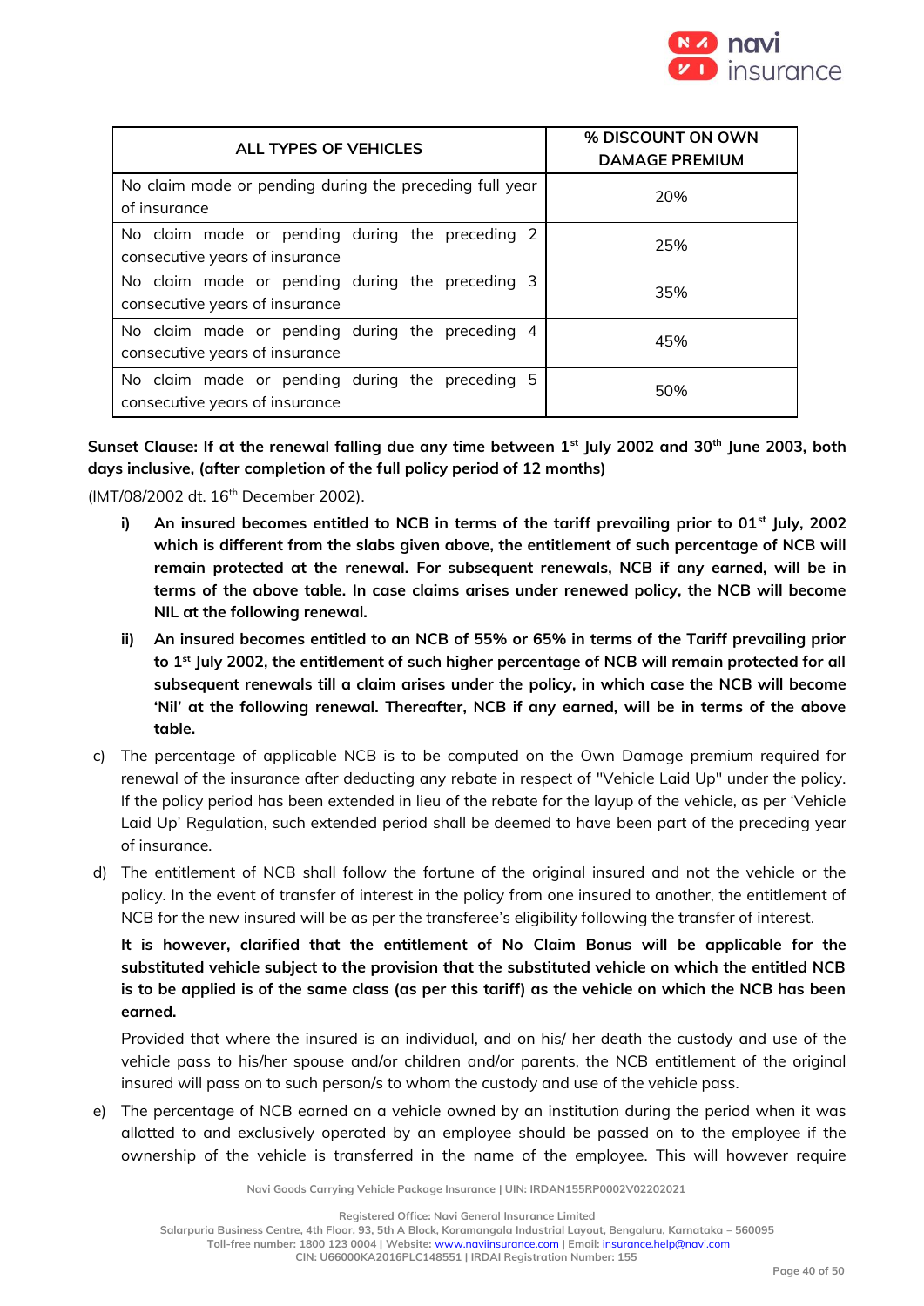| ALL TYPES OF VEHICLES | % DISCOUNT ON OWN DAMAGE PREMIUM |
|---|---|
| No claim made or pending during the preceding full year of insurance | 20% |
| No claim made or pending during the preceding 2 consecutive years of insurance | 25% |
| No claim made or pending during the preceding 3 consecutive years of insurance | 35% |
| No claim made or pending during the preceding 4 consecutive years of insurance | 45% |
| No claim made or pending during the preceding 5 consecutive years of insurance | 50% |

**Sunset Clause: If at the renewal falling due any time between 1st July 2002 and 30th June 2003, both days inclusive, (after completion of the full policy period of 12 months)**

(IMT/08/2002 dt. 16th December 2002).

- **i) An insured becomes entitled to NCB in terms of the tariff prevailing prior to 01st July, 2002 which is different from the slabs given above, the entitlement of such percentage of NCB will remain protected at the renewal. For subsequent renewals, NCB if any earned, will be in terms of the above table. In case claims arises under renewed policy, the NCB will become NIL at the following renewal.**
- **ii) An insured becomes entitled to an NCB of 55% or 65% in terms of the Tariff prevailing prior to 1st July 2002, the entitlement of such higher percentage of NCB will remain protected for all subsequent renewals till a claim arises under the policy, in which case the NCB will become 'Nil' at the following renewal. Thereafter, NCB if any earned, will be in terms of the above table.**

c) The percentage of applicable NCB is to be computed on the Own Damage premium required for renewal of the insurance after deducting any rebate in respect of "Vehicle Laid Up" under the policy. If the policy period has been extended in lieu of the rebate for the layup of the vehicle, as per 'Vehicle Laid Up' Regulation, such extended period shall be deemed to have been part of the preceding year of insurance.

d) The entitlement of NCB shall follow the fortune of the original insured and not the vehicle or the policy. In the event of transfer of interest in the policy from one insured to another, the entitlement of NCB for the new insured will be as per the transferee's eligibility following the transfer of interest.

**It is however, clarified that the entitlement of No Claim Bonus will be applicable for the substituted vehicle subject to the provision that the substituted vehicle on which the entitled NCB is to be applied is of the same class (as per this tariff) as the vehicle on which the NCB has been earned.**

Provided that where the insured is an individual, and on his/ her death the custody and use of the vehicle pass to his/her spouse and/or children and/or parents, the NCB entitlement of the original insured will pass on to such person/s to whom the custody and use of the vehicle pass.

e) The percentage of NCB earned on a vehicle owned by an institution during the period when it was allotted to and exclusively operated by an employee should be passed on to the employee if the ownership of the vehicle is transferred in the name of the employee. This will however require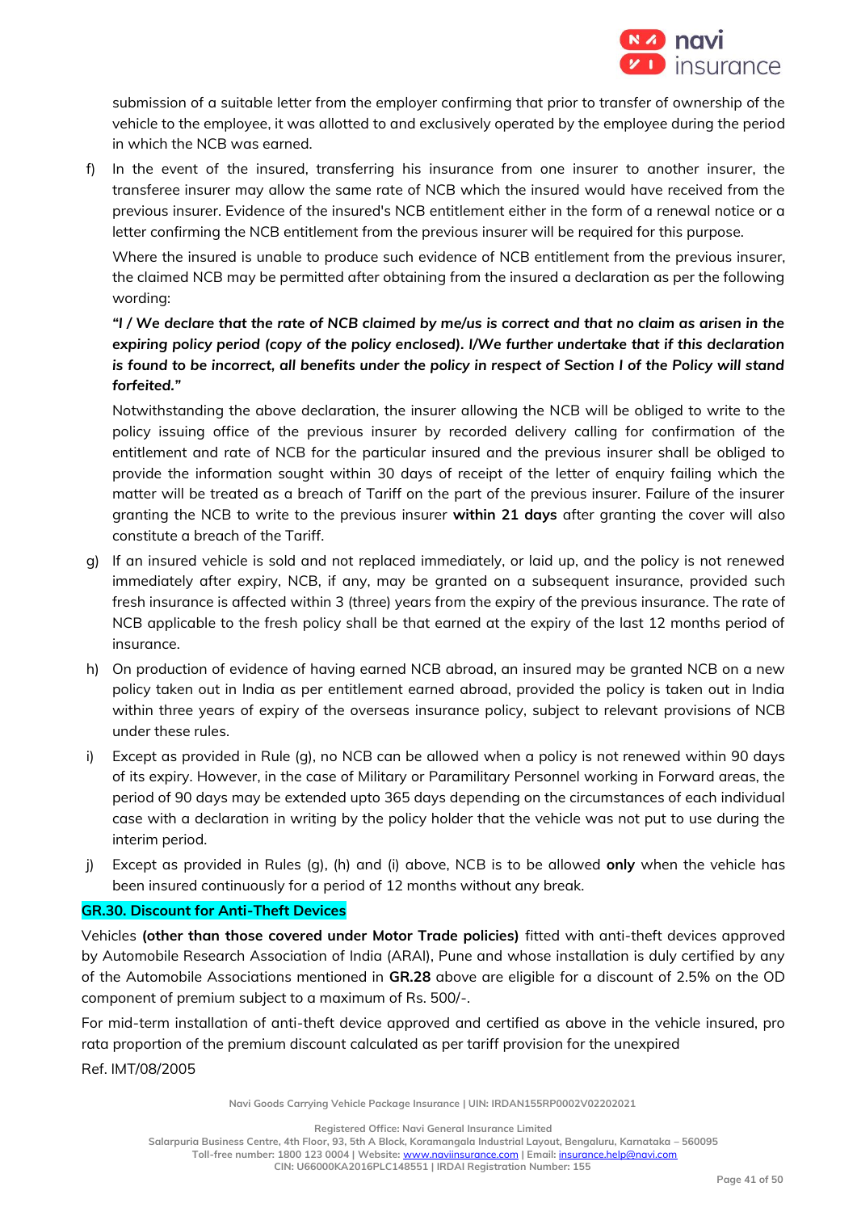submission of a suitable letter from the employer confirming that prior to transfer of ownership of the vehicle to the employee, it was allotted to and exclusively operated by the employee during the period in which the NCB was earned.

f) In the event of the insured, transferring his insurance from one insurer to another insurer, the transferee insurer may allow the same rate of NCB which the insured would have received from the previous insurer. Evidence of the insured's NCB entitlement either in the form of a renewal notice or a letter confirming the NCB entitlement from the previous insurer will be required for this purpose.

   Where the insured is unable to produce such evidence of NCB entitlement from the previous insurer, the claimed NCB may be permitted after obtaining from the insured a declaration as per the following wording:

   ***"I / We declare that the rate of NCB claimed by me/us is correct and that no claim as arisen in the expiring policy period (copy of the policy enclosed). I/We further undertake that if this declaration is found to be incorrect, all benefits under the policy in respect of Section I of the Policy will stand forfeited."***

   Notwithstanding the above declaration, the insurer allowing the NCB will be obliged to write to the policy issuing office of the previous insurer by recorded delivery calling for confirmation of the entitlement and rate of NCB for the particular insured and the previous insurer shall be obliged to provide the information sought within 30 days of receipt of the letter of enquiry failing which the matter will be treated as a breach of Tariff on the part of the previous insurer. Failure of the insurer granting the NCB to write to the previous insurer **within 21 days** after granting the cover will also constitute a breach of the Tariff.

g) If an insured vehicle is sold and not replaced immediately, or laid up, and the policy is not renewed immediately after expiry, NCB, if any, may be granted on a subsequent insurance, provided such fresh insurance is affected within 3 (three) years from the expiry of the previous insurance. The rate of NCB applicable to the fresh policy shall be that earned at the expiry of the last 12 months period of insurance.

h) On production of evidence of having earned NCB abroad, an insured may be granted NCB on a new policy taken out in India as per entitlement earned abroad, provided the policy is taken out in India within three years of expiry of the overseas insurance policy, subject to relevant provisions of NCB under these rules.

i) Except as provided in Rule (g), no NCB can be allowed when a policy is not renewed within 90 days of its expiry. However, in the case of Military or Paramilitary Personnel working in Forward areas, the period of 90 days may be extended upto 365 days depending on the circumstances of each individual case with a declaration in writing by the policy holder that the vehicle was not put to use during the interim period.

j) Except as provided in Rules (g), (h) and (i) above, NCB is to be allowed **only** when the vehicle has been insured continuously for a period of 12 months without any break.

## GR.30. Discount for Anti-Theft Devices

Vehicles **(other than those covered under Motor Trade policies)** fitted with anti-theft devices approved by Automobile Research Association of India (ARAI), Pune and whose installation is duly certified by any of the Automobile Associations mentioned in **GR.28** above are eligible for a discount of 2.5% on the OD component of premium subject to a maximum of Rs. 500/-.

For mid-term installation of anti-theft device approved and certified as above in the vehicle insured, pro rata proportion of the premium discount calculated as per tariff provision for the unexpired

Ref. IMT/08/2005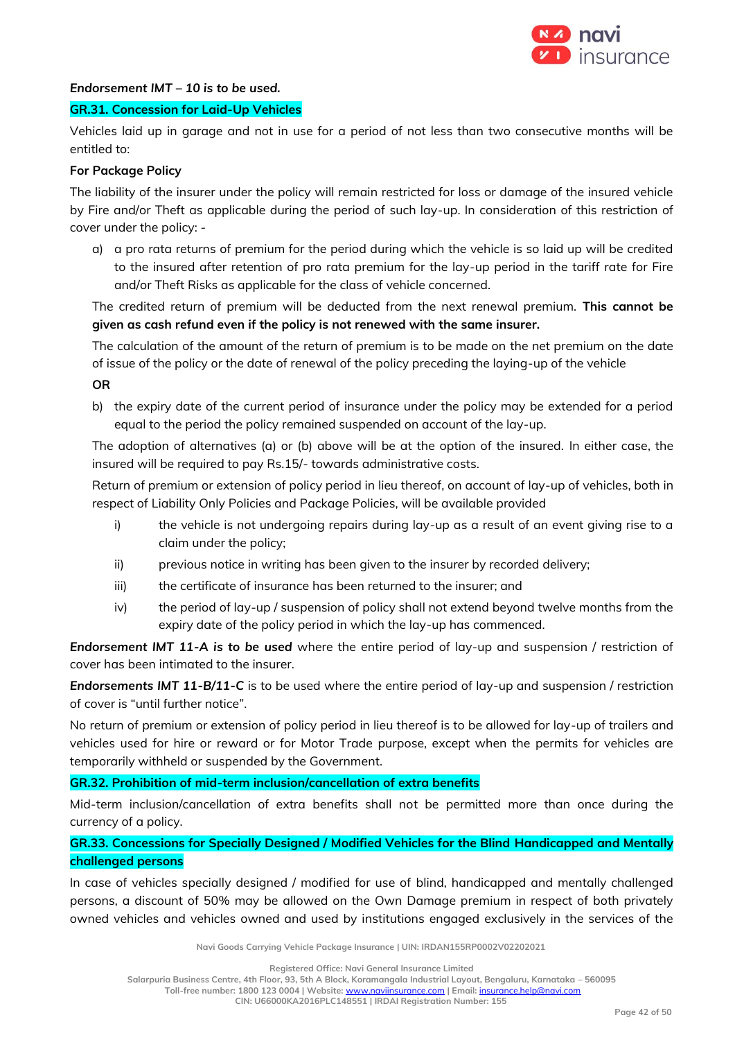***Endorsement IMT – 10 is to be used.***

**GR.31. Concession for Laid-Up Vehicles**

Vehicles laid up in garage and not in use for a period of not less than two consecutive months will be entitled to:

**For Package Policy**

The liability of the insurer under the policy will remain restricted for loss or damage of the insured vehicle by Fire and/or Theft as applicable during the period of such lay-up. In consideration of this restriction of cover under the policy: -

a) a pro rata returns of premium for the period during which the vehicle is so laid up will be credited to the insured after retention of pro rata premium for the lay-up period in the tariff rate for Fire and/or Theft Risks as applicable for the class of vehicle concerned.

The credited return of premium will be deducted from the next renewal premium. **This cannot be given as cash refund even if the policy is not renewed with the same insurer.**

The calculation of the amount of the return of premium is to be made on the net premium on the date of issue of the policy or the date of renewal of the policy preceding the laying-up of the vehicle

**OR**

b) the expiry date of the current period of insurance under the policy may be extended for a period equal to the period the policy remained suspended on account of the lay-up.

The adoption of alternatives (a) or (b) above will be at the option of the insured. In either case, the insured will be required to pay Rs.15/- towards administrative costs.

Return of premium or extension of policy period in lieu thereof, on account of lay-up of vehicles, both in respect of Liability Only Policies and Package Policies, will be available provided

i) the vehicle is not undergoing repairs during lay-up as a result of an event giving rise to a claim under the policy;

ii) previous notice in writing has been given to the insurer by recorded delivery;

iii) the certificate of insurance has been returned to the insurer; and

iv) the period of lay-up / suspension of policy shall not extend beyond twelve months from the expiry date of the policy period in which the lay-up has commenced.

***Endorsement IMT 11-A is to be used*** where the entire period of lay-up and suspension / restriction of cover has been intimated to the insurer.

***Endorsements IMT 11-B/11-C*** is to be used where the entire period of lay-up and suspension / restriction of cover is "until further notice".

No return of premium or extension of policy period in lieu thereof is to be allowed for lay-up of trailers and vehicles used for hire or reward or for Motor Trade purpose, except when the permits for vehicles are temporarily withheld or suspended by the Government.

**GR.32. Prohibition of mid-term inclusion/cancellation of extra benefits**

Mid-term inclusion/cancellation of extra benefits shall not be permitted more than once during the currency of a policy.

**GR.33. Concessions for Specially Designed / Modified Vehicles for the Blind Handicapped and Mentally challenged persons**

In case of vehicles specially designed / modified for use of blind, handicapped and mentally challenged persons, a discount of 50% may be allowed on the Own Damage premium in respect of both privately owned vehicles and vehicles owned and used by institutions engaged exclusively in the services of the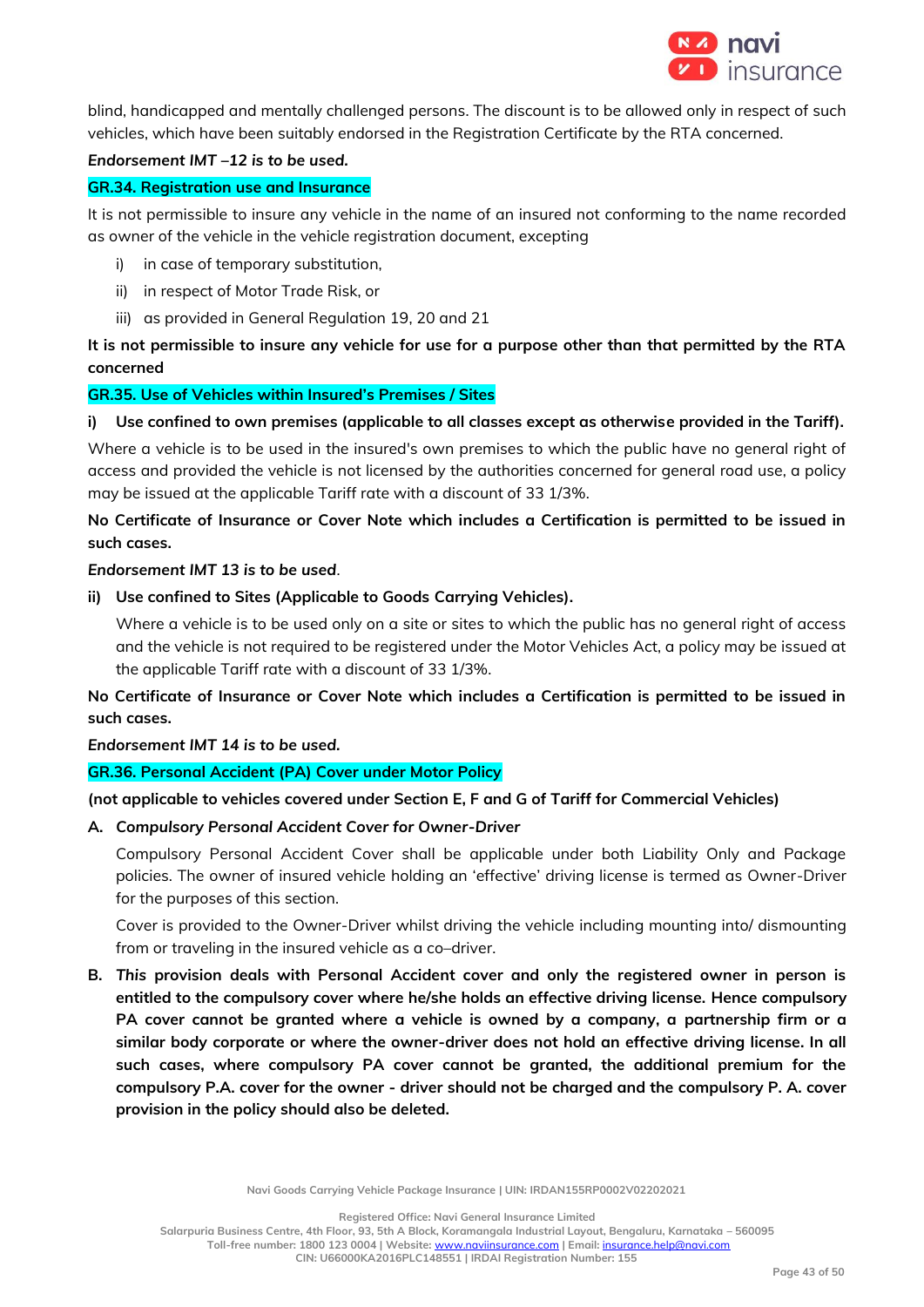blind, handicapped and mentally challenged persons. The discount is to be allowed only in respect of such vehicles, which have been suitably endorsed in the Registration Certificate by the RTA concerned.

***Endorsement IMT –12 is to be used.***

## GR.34. Registration use and Insurance

It is not permissible to insure any vehicle in the name of an insured not conforming to the name recorded as owner of the vehicle in the vehicle registration document, excepting

i) in case of temporary substitution,

ii) in respect of Motor Trade Risk, or

iii) as provided in General Regulation 19, 20 and 21

**It is not permissible to insure any vehicle for use for a purpose other than that permitted by the RTA concerned**

## GR.35. Use of Vehicles within Insured's Premises / Sites

**i) Use confined to own premises (applicable to all classes except as otherwise provided in the Tariff).**

Where a vehicle is to be used in the insured's own premises to which the public have no general right of access and provided the vehicle is not licensed by the authorities concerned for general road use, a policy may be issued at the applicable Tariff rate with a discount of 33 1/3%.

**No Certificate of Insurance or Cover Note which includes a Certification is permitted to be issued in such cases.**

***Endorsement IMT 13 is to be used***.

**ii) Use confined to Sites (Applicable to Goods Carrying Vehicles).**

Where a vehicle is to be used only on a site or sites to which the public has no general right of access and the vehicle is not required to be registered under the Motor Vehicles Act, a policy may be issued at the applicable Tariff rate with a discount of 33 1/3%.

**No Certificate of Insurance or Cover Note which includes a Certification is permitted to be issued in such cases.**

***Endorsement IMT 14 is to be used.***

## GR.36. Personal Accident (PA) Cover under Motor Policy

**(not applicable to vehicles covered under Section E, F and G of Tariff for Commercial Vehicles)**

**A. *Compulsory Personal Accident Cover for Owner-Driver***

Compulsory Personal Accident Cover shall be applicable under both Liability Only and Package policies. The owner of insured vehicle holding an 'effective' driving license is termed as Owner-Driver for the purposes of this section.

Cover is provided to the Owner-Driver whilst driving the vehicle including mounting into/ dismounting from or traveling in the insured vehicle as a co–driver.

**B. *This* provision deals with Personal Accident cover and only the registered owner in person is entitled to the compulsory cover where he/she holds an effective driving license. Hence compulsory PA cover cannot be granted where a vehicle is owned by a company, a partnership firm or a similar body corporate or where the owner-driver does not hold an effective driving license. In all such cases, where compulsory PA cover cannot be granted, the additional premium for the compulsory P.A. cover for the owner - driver should not be charged and the compulsory P. A. cover provision in the policy should also be deleted.**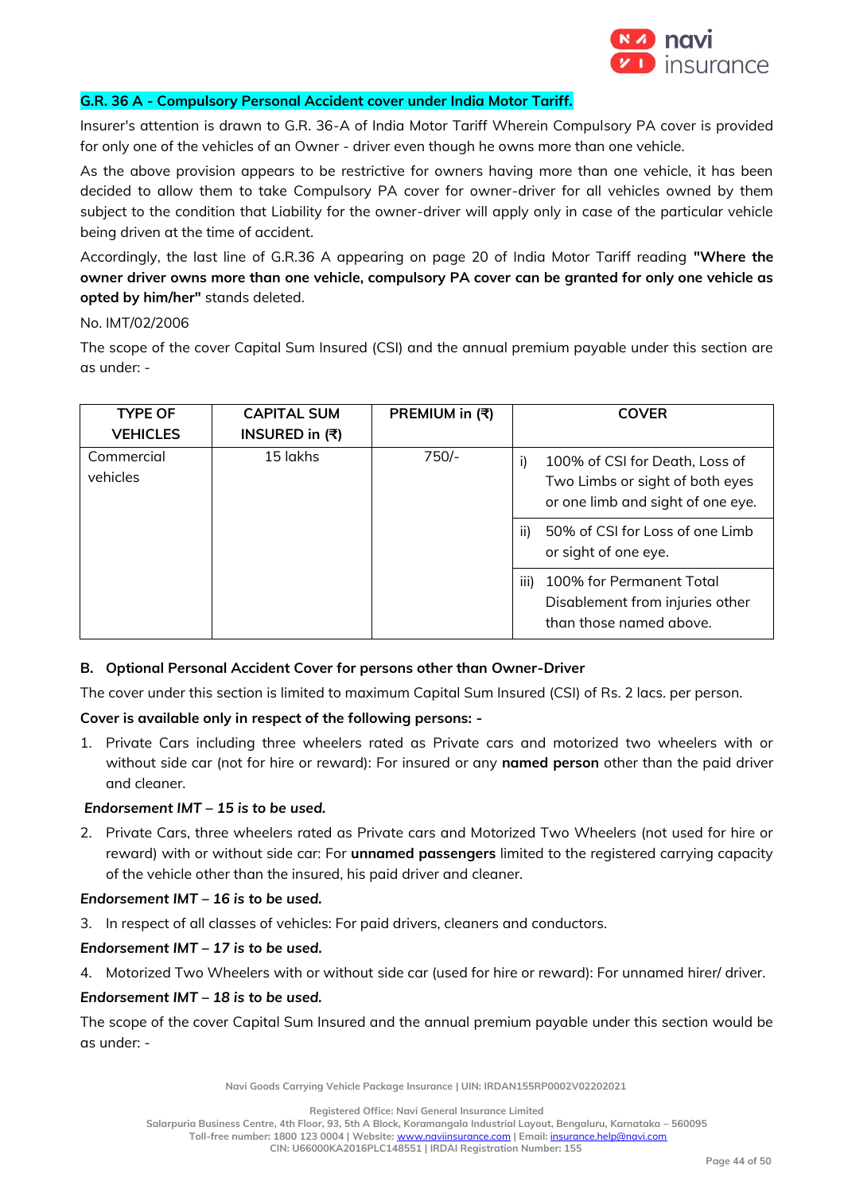**G.R. 36 A - Compulsory Personal Accident cover under India Motor Tariff.**

Insurer's attention is drawn to G.R. 36-A of India Motor Tariff Wherein Compulsory PA cover is provided for only one of the vehicles of an Owner - driver even though he owns more than one vehicle.

As the above provision appears to be restrictive for owners having more than one vehicle, it has been decided to allow them to take Compulsory PA cover for owner-driver for all vehicles owned by them subject to the condition that Liability for the owner-driver will apply only in case of the particular vehicle being driven at the time of accident.

Accordingly, the last line of G.R.36 A appearing on page 20 of India Motor Tariff reading **"Where the owner driver owns more than one vehicle, compulsory PA cover can be granted for only one vehicle as opted by him/her"** stands deleted.

No. IMT/02/2006

The scope of the cover Capital Sum Insured (CSI) and the annual premium payable under this section are as under: -

| TYPE OF VEHICLES | CAPITAL SUM INSURED in (₹) | PREMIUM in (₹) | COVER |
|---|---|---|---|
| Commercial vehicles | 15 lakhs | 750/- | i) 100% of CSI for Death, Loss of Two Limbs or sight of both eyes or one limb and sight of one eye. |
| | | | ii) 50% of CSI for Loss of one Limb or sight of one eye. |
| | | | iii) 100% for Permanent Total Disablement from injuries other than those named above. |

**B. Optional Personal Accident Cover for persons other than Owner-Driver**

The cover under this section is limited to maximum Capital Sum Insured (CSI) of Rs. 2 lacs. per person.

**Cover is available only in respect of the following persons: -**

1. Private Cars including three wheelers rated as Private cars and motorized two wheelers with or without side car (not for hire or reward): For insured or any **named person** other than the paid driver and cleaner.

***Endorsement IMT – 15 is to be used.***

2. Private Cars, three wheelers rated as Private cars and Motorized Two Wheelers (not used for hire or reward) with or without side car: For **unnamed passengers** limited to the registered carrying capacity of the vehicle other than the insured, his paid driver and cleaner.

***Endorsement IMT – 16 is to be used.***

3. In respect of all classes of vehicles: For paid drivers, cleaners and conductors.

***Endorsement IMT – 17 is to be used.***

4. Motorized Two Wheelers with or without side car (used for hire or reward): For unnamed hirer/ driver.

***Endorsement IMT – 18 is to be used.***

The scope of the cover Capital Sum Insured and the annual premium payable under this section would be as under: -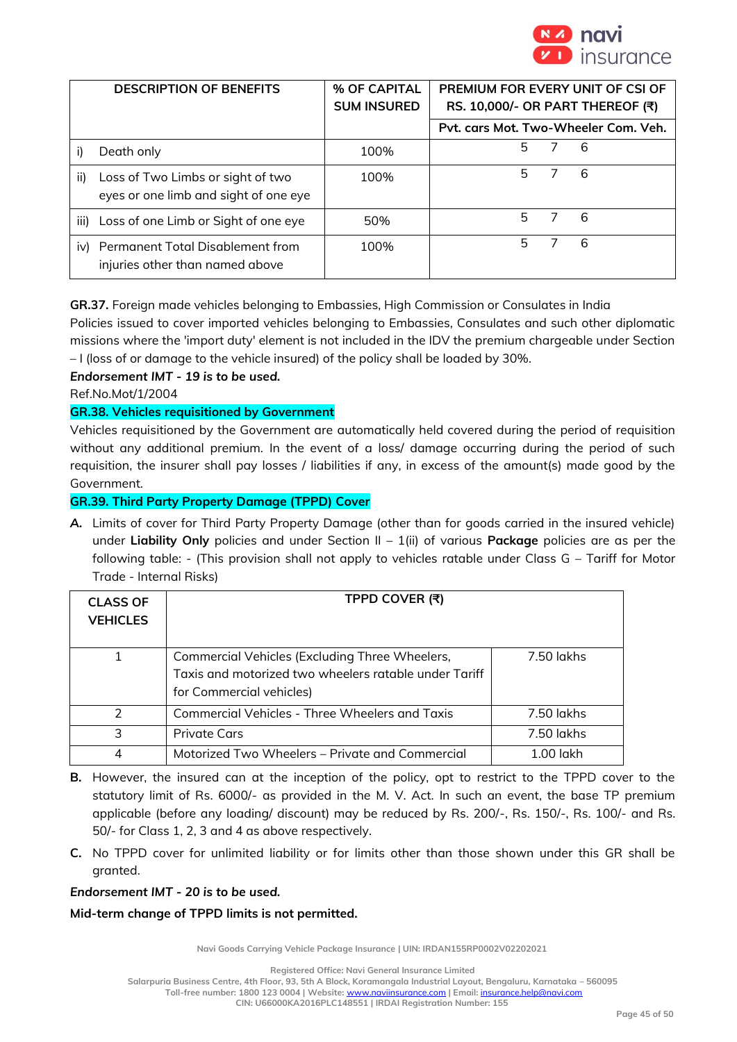| DESCRIPTION OF BENEFITS | % OF CAPITAL SUM INSURED | PREMIUM FOR EVERY UNIT OF CSI OF RS. 10,000/- OR PART THEREOF (₹) | | |
|---|---|---|---|---|
| | | Pvt. cars | Mot. Two-Wheeler | Com. Veh. |
| i) Death only | 100% | 5 | 7 | 6 |
| ii) Loss of Two Limbs or sight of two eyes or one limb and sight of one eye | 100% | 5 | 7 | 6 |
| iii) Loss of one Limb or Sight of one eye | 50% | 5 | 7 | 6 |
| iv) Permanent Total Disablement from injuries other than named above | 100% | 5 | 7 | 6 |

**GR.37.** Foreign made vehicles belonging to Embassies, High Commission or Consulates in India

Policies issued to cover imported vehicles belonging to Embassies, Consulates and such other diplomatic missions where the 'import duty' element is not included in the IDV the premium chargeable under Section – I (loss of or damage to the vehicle insured) of the policy shall be loaded by 30%.

***Endorsement IMT - 19 is to be used.***

Ref.No.Mot/1/2004

**GR.38. Vehicles requisitioned by Government**

Vehicles requisitioned by the Government are automatically held covered during the period of requisition without any additional premium. In the event of a loss/ damage occurring during the period of such requisition, the insurer shall pay losses / liabilities if any, in excess of the amount(s) made good by the Government.

**GR.39. Third Party Property Damage (TPPD) Cover**

**A.** Limits of cover for Third Party Property Damage (other than for goods carried in the insured vehicle) under **Liability Only** policies and under Section II – 1(ii) of various **Package** policies are as per the following table: - (This provision shall not apply to vehicles ratable under Class G – Tariff for Motor Trade - Internal Risks)

| CLASS OF VEHICLES | TPPD COVER (₹) | |
|---|---|---|
| 1 | Commercial Vehicles (Excluding Three Wheelers, Taxis and motorized two wheelers ratable under Tariff for Commercial vehicles) | 7.50 lakhs |
| 2 | Commercial Vehicles - Three Wheelers and Taxis | 7.50 lakhs |
| 3 | Private Cars | 7.50 lakhs |
| 4 | Motorized Two Wheelers – Private and Commercial | 1.00 lakh |

**B.** However, the insured can at the inception of the policy, opt to restrict to the TPPD cover to the statutory limit of Rs. 6000/- as provided in the M. V. Act. In such an event, the base TP premium applicable (before any loading/ discount) may be reduced by Rs. 200/-, Rs. 150/-, Rs. 100/- and Rs. 50/- for Class 1, 2, 3 and 4 as above respectively.

**C.** No TPPD cover for unlimited liability or for limits other than those shown under this GR shall be granted.

***Endorsement IMT - 20 is to be used.***

**Mid-term change of TPPD limits is not permitted.**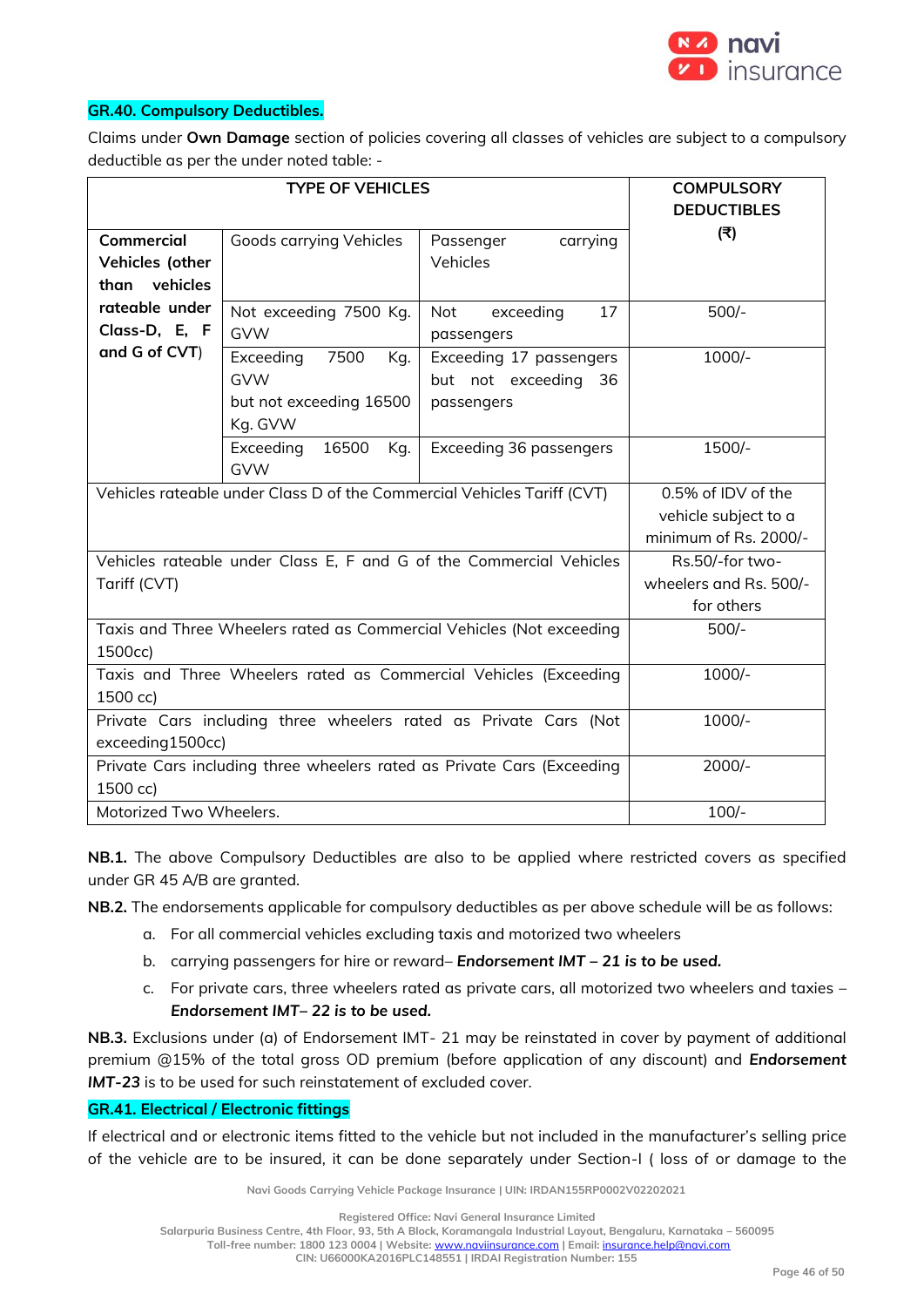## GR.40. Compulsory Deductibles.

Claims under **Own Damage** section of policies covering all classes of vehicles are subject to a compulsory deductible as per the under noted table: -

| TYPE OF VEHICLES | | | COMPULSORY DEDUCTIBLES (₹) |
|---|---|---|---|
| **Commercial Vehicles (other than vehicles rateable under Class-D, E, F and G of CVT)** | Goods carrying Vehicles | Passenger carrying Vehicles | |
| | Not exceeding 7500 Kg. GVW | Not exceeding 17 passengers | 500/- |
| | Exceeding 7500 Kg. GVW but not exceeding 16500 Kg. GVW | Exceeding 17 passengers but not exceeding 36 passengers | 1000/- |
| | Exceeding 16500 Kg. GVW | Exceeding 36 passengers | 1500/- |
| Vehicles rateable under Class D of the Commercial Vehicles Tariff (CVT) | | | 0.5% of IDV of the vehicle subject to a minimum of Rs. 2000/- |
| Vehicles rateable under Class E, F and G of the Commercial Vehicles Tariff (CVT) | | | Rs.50/-for two-wheelers and Rs. 500/- for others |
| Taxis and Three Wheelers rated as Commercial Vehicles (Not exceeding 1500cc) | | | 500/- |
| Taxis and Three Wheelers rated as Commercial Vehicles (Exceeding 1500 cc) | | | 1000/- |
| Private Cars including three wheelers rated as Private Cars (Not exceeding1500cc) | | | 1000/- |
| Private Cars including three wheelers rated as Private Cars (Exceeding 1500 cc) | | | 2000/- |
| Motorized Two Wheelers. | | | 100/- |

**NB.1.** The above Compulsory Deductibles are also to be applied where restricted covers as specified under GR 45 A/B are granted.

**NB.2.** The endorsements applicable for compulsory deductibles as per above schedule will be as follows:

a. For all commercial vehicles excluding taxis and motorized two wheelers
b. carrying passengers for hire or reward– ***Endorsement IMT – 21 is to be used.***
c. For private cars, three wheelers rated as private cars, all motorized two wheelers and taxies – ***Endorsement IMT– 22 is to be used.***

**NB.3.** Exclusions under (a) of Endorsement IMT- 21 may be reinstated in cover by payment of additional premium @15% of the total gross OD premium (before application of any discount) and ***Endorsement IMT-23*** is to be used for such reinstatement of excluded cover.

## GR.41. Electrical / Electronic fittings

If electrical and or electronic items fitted to the vehicle but not included in the manufacturer's selling price of the vehicle are to be insured, it can be done separately under Section-I ( loss of or damage to the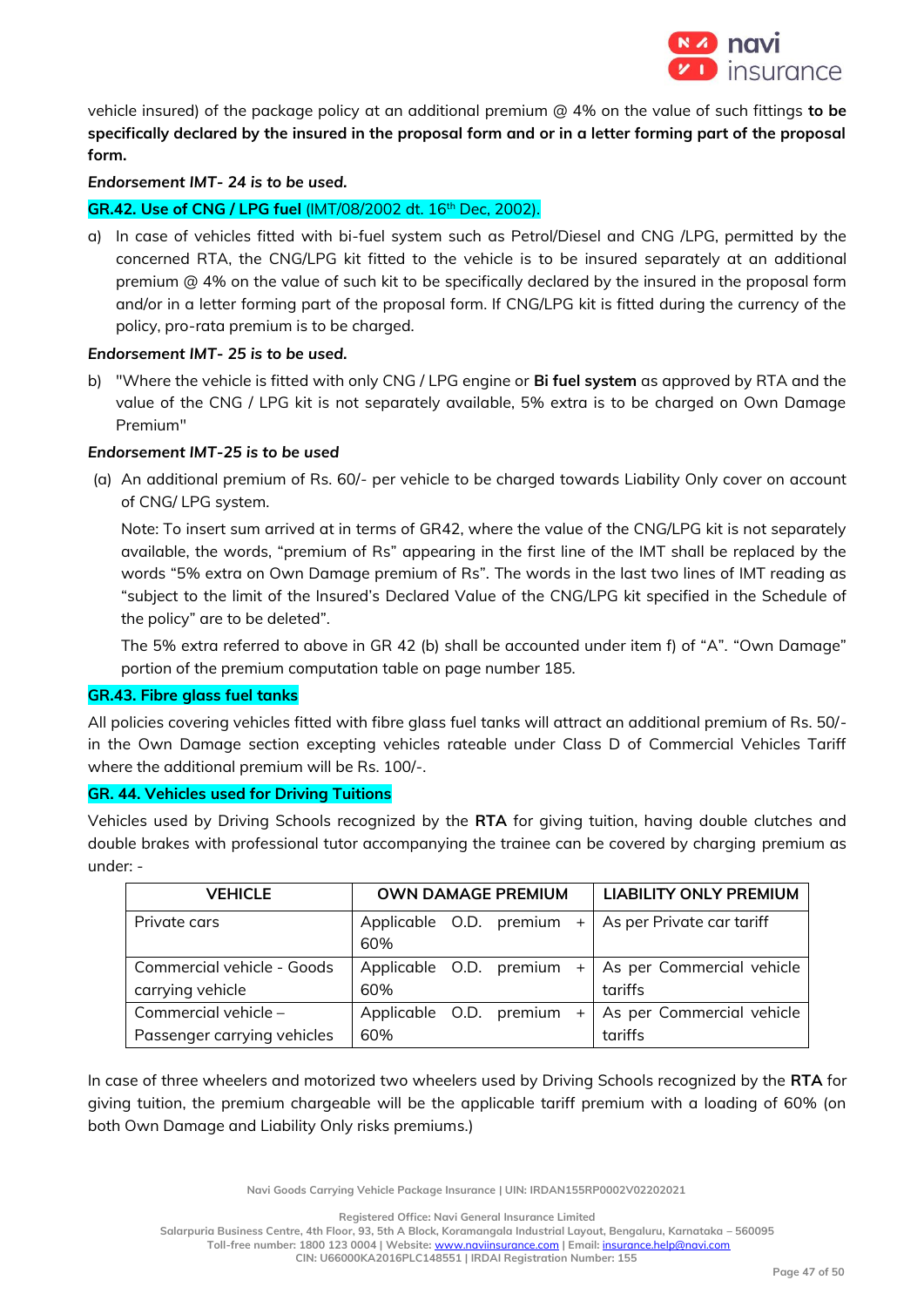vehicle insured) of the package policy at an additional premium @ 4% on the value of such fittings **to be specifically declared by the insured in the proposal form and or in a letter forming part of the proposal form.**

***Endorsement IMT- 24 is to be used.***

**GR.42. Use of CNG / LPG fuel** (IMT/08/2002 dt. 16th Dec, 2002).

a) In case of vehicles fitted with bi-fuel system such as Petrol/Diesel and CNG /LPG, permitted by the concerned RTA, the CNG/LPG kit fitted to the vehicle is to be insured separately at an additional premium @ 4% on the value of such kit to be specifically declared by the insured in the proposal form and/or in a letter forming part of the proposal form. If CNG/LPG kit is fitted during the currency of the policy, pro-rata premium is to be charged.

***Endorsement IMT- 25 is to be used.***

b) "Where the vehicle is fitted with only CNG / LPG engine or **Bi fuel system** as approved by RTA and the value of the CNG / LPG kit is not separately available, 5% extra is to be charged on Own Damage Premium"

***Endorsement IMT-25 is to be used***

(a) An additional premium of Rs. 60/- per vehicle to be charged towards Liability Only cover on account of CNG/ LPG system.

Note: To insert sum arrived at in terms of GR42, where the value of the CNG/LPG kit is not separately available, the words, "premium of Rs" appearing in the first line of the IMT shall be replaced by the words "5% extra on Own Damage premium of Rs". The words in the last two lines of IMT reading as "subject to the limit of the Insured's Declared Value of the CNG/LPG kit specified in the Schedule of the policy" are to be deleted".

The 5% extra referred to above in GR 42 (b) shall be accounted under item f) of "A". "Own Damage" portion of the premium computation table on page number 185.

**GR.43. Fibre glass fuel tanks**

All policies covering vehicles fitted with fibre glass fuel tanks will attract an additional premium of Rs. 50/- in the Own Damage section excepting vehicles rateable under Class D of Commercial Vehicles Tariff where the additional premium will be Rs. 100/-.

**GR. 44. Vehicles used for Driving Tuitions**

Vehicles used by Driving Schools recognized by the **RTA** for giving tuition, having double clutches and double brakes with professional tutor accompanying the trainee can be covered by charging premium as under: -

| VEHICLE | OWN DAMAGE PREMIUM | LIABILITY ONLY PREMIUM |
|---|---|---|
| Private cars | Applicable O.D. premium + 60% | As per Private car tariff |
| Commercial vehicle - Goods carrying vehicle | Applicable O.D. premium + 60% | As per Commercial vehicle tariffs |
| Commercial vehicle – Passenger carrying vehicles | Applicable O.D. premium + 60% | As per Commercial vehicle tariffs |

In case of three wheelers and motorized two wheelers used by Driving Schools recognized by the **RTA** for giving tuition, the premium chargeable will be the applicable tariff premium with a loading of 60% (on both Own Damage and Liability Only risks premiums.)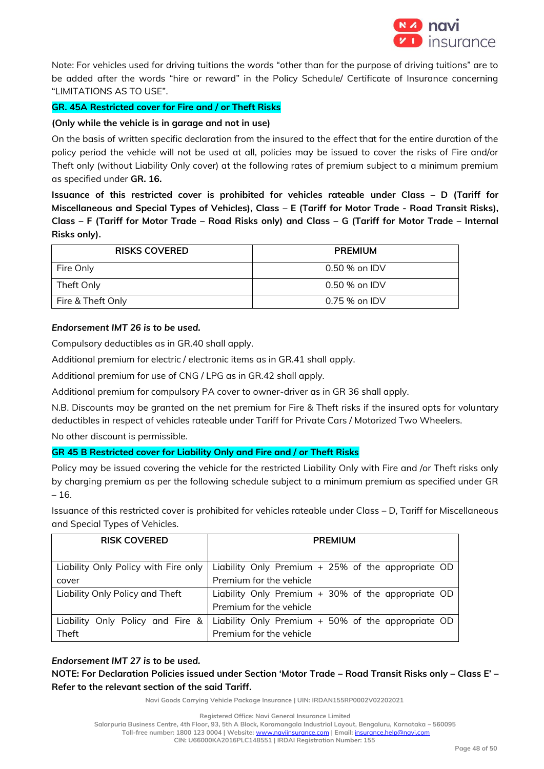Note: For vehicles used for driving tuitions the words "other than for the purpose of driving tuitions" are to be added after the words "hire or reward" in the Policy Schedule/ Certificate of Insurance concerning "LIMITATIONS AS TO USE".

**GR. 45A Restricted cover for Fire and / or Theft Risks**

**(Only while the vehicle is in garage and not in use)**

On the basis of written specific declaration from the insured to the effect that for the entire duration of the policy period the vehicle will not be used at all, policies may be issued to cover the risks of Fire and/or Theft only (without Liability Only cover) at the following rates of premium subject to a minimum premium as specified under **GR. 16.**

**Issuance of this restricted cover is prohibited for vehicles rateable under Class – D (Tariff for Miscellaneous and Special Types of Vehicles), Class – E (Tariff for Motor Trade - Road Transit Risks), Class – F (Tariff for Motor Trade – Road Risks only) and Class – G (Tariff for Motor Trade – Internal Risks only).**

| RISKS COVERED | PREMIUM |
|---|---|
| Fire Only | 0.50 % on IDV |
| Theft Only | 0.50 % on IDV |
| Fire & Theft Only | 0.75 % on IDV |

***Endorsement IMT 26 is to be used.***

Compulsory deductibles as in GR.40 shall apply.

Additional premium for electric / electronic items as in GR.41 shall apply.

Additional premium for use of CNG / LPG as in GR.42 shall apply.

Additional premium for compulsory PA cover to owner-driver as in GR 36 shall apply.

N.B. Discounts may be granted on the net premium for Fire & Theft risks if the insured opts for voluntary deductibles in respect of vehicles rateable under Tariff for Private Cars / Motorized Two Wheelers.

No other discount is permissible.

**GR 45 B Restricted cover for Liability Only and Fire and / or Theft Risks**

Policy may be issued covering the vehicle for the restricted Liability Only with Fire and /or Theft risks only by charging premium as per the following schedule subject to a minimum premium as specified under GR – 16.

Issuance of this restricted cover is prohibited for vehicles rateable under Class – D, Tariff for Miscellaneous and Special Types of Vehicles.

| RISK COVERED | PREMIUM |
|---|---|
| Liability Only Policy with Fire only cover | Liability Only Premium + 25% of the appropriate OD Premium for the vehicle |
| Liability Only Policy and Theft | Liability Only Premium + 30% of the appropriate OD Premium for the vehicle |
| Liability Only Policy and Fire & Theft | Liability Only Premium + 50% of the appropriate OD Premium for the vehicle |

***Endorsement IMT 27 is to be used.***

**NOTE: For Declaration Policies issued under Section 'Motor Trade – Road Transit Risks only – Class E' – Refer to the relevant section of the said Tariff.**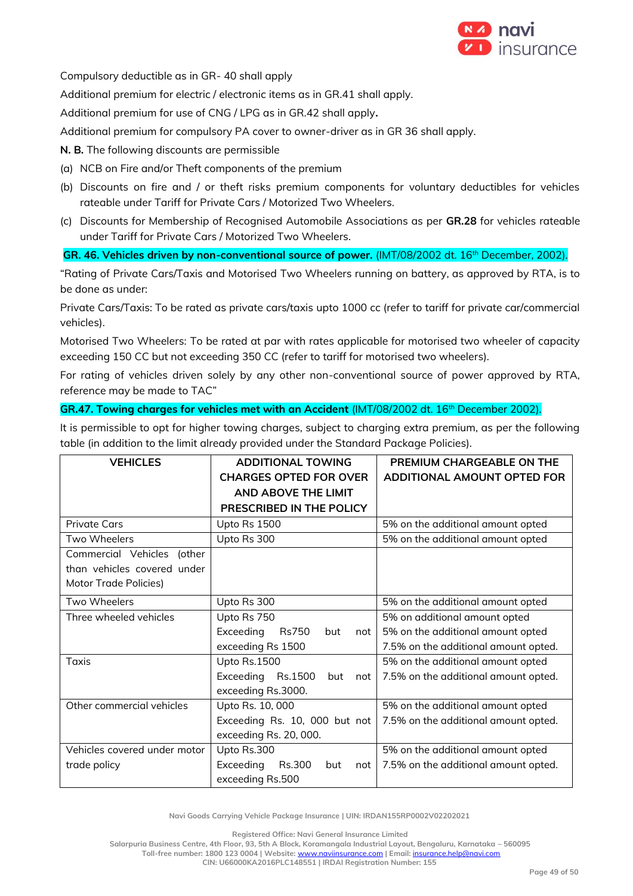Compulsory deductible as in GR- 40 shall apply

Additional premium for electric / electronic items as in GR.41 shall apply.

Additional premium for use of CNG / LPG as in GR.42 shall apply.

Additional premium for compulsory PA cover to owner-driver as in GR 36 shall apply.

**N. B.** The following discounts are permissible

(a) NCB on Fire and/or Theft components of the premium

(b) Discounts on fire and / or theft risks premium components for voluntary deductibles for vehicles rateable under Tariff for Private Cars / Motorized Two Wheelers.

(c) Discounts for Membership of Recognised Automobile Associations as per **GR.28** for vehicles rateable under Tariff for Private Cars / Motorized Two Wheelers.

**GR. 46. Vehicles driven by non-conventional source of power.** (IMT/08/2002 dt. 16th December, 2002).

"Rating of Private Cars/Taxis and Motorised Two Wheelers running on battery, as approved by RTA, is to be done as under:

Private Cars/Taxis: To be rated as private cars/taxis upto 1000 cc (refer to tariff for private car/commercial vehicles).

Motorised Two Wheelers: To be rated at par with rates applicable for motorised two wheeler of capacity exceeding 150 CC but not exceeding 350 CC (refer to tariff for motorised two wheelers).

For rating of vehicles driven solely by any other non-conventional source of power approved by RTA, reference may be made to TAC"

**GR.47. Towing charges for vehicles met with an Accident** (IMT/08/2002 dt. 16th December 2002).

It is permissible to opt for higher towing charges, subject to charging extra premium, as per the following table (in addition to the limit already provided under the Standard Package Policies).

| VEHICLES | ADDITIONAL TOWING CHARGES OPTED FOR OVER AND ABOVE THE LIMIT PRESCRIBED IN THE POLICY | PREMIUM CHARGEABLE ON THE ADDITIONAL AMOUNT OPTED FOR |
|---|---|---|
| Private Cars | Upto Rs 1500 | 5% on the additional amount opted |
| Two Wheelers | Upto Rs 300 | 5% on the additional amount opted |
| Commercial Vehicles (other than vehicles covered under Motor Trade Policies) | | |
| Two Wheelers | Upto Rs 300 | 5% on the additional amount opted |
| Three wheeled vehicles | Upto Rs 750<br>Exceeding Rs750 but not exceeding Rs 1500 | 5% on additional amount opted<br>5% on the additional amount opted<br>7.5% on the additional amount opted. |
| Taxis | Upto Rs.1500<br>Exceeding Rs.1500 but not exceeding Rs.3000. | 5% on the additional amount opted<br>7.5% on the additional amount opted. |
| Other commercial vehicles | Upto Rs. 10, 000<br>Exceeding Rs. 10, 000 but not exceeding Rs. 20, 000. | 5% on the additional amount opted<br>7.5% on the additional amount opted. |
| Vehicles covered under motor trade policy | Upto Rs.300<br>Exceeding Rs.300 but not exceeding Rs.500 | 5% on the additional amount opted<br>7.5% on the additional amount opted. |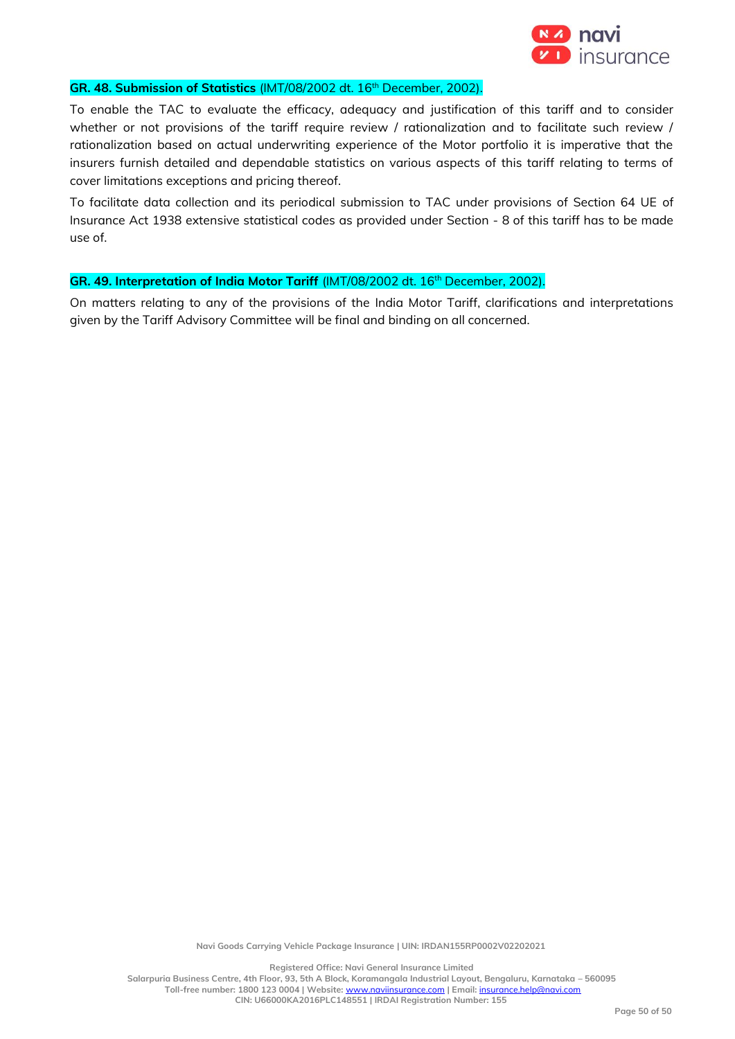**GR. 48. Submission of Statistics** (IMT/08/2002 dt. 16th December, 2002).

To enable the TAC to evaluate the efficacy, adequacy and justification of this tariff and to consider whether or not provisions of the tariff require review / rationalization and to facilitate such review / rationalization based on actual underwriting experience of the Motor portfolio it is imperative that the insurers furnish detailed and dependable statistics on various aspects of this tariff relating to terms of cover limitations exceptions and pricing thereof.

To facilitate data collection and its periodical submission to TAC under provisions of Section 64 UE of Insurance Act 1938 extensive statistical codes as provided under Section - 8 of this tariff has to be made use of.

**GR. 49. Interpretation of India Motor Tariff** (IMT/08/2002 dt. 16th December, 2002).

On matters relating to any of the provisions of the India Motor Tariff, clarifications and interpretations given by the Tariff Advisory Committee will be final and binding on all concerned.